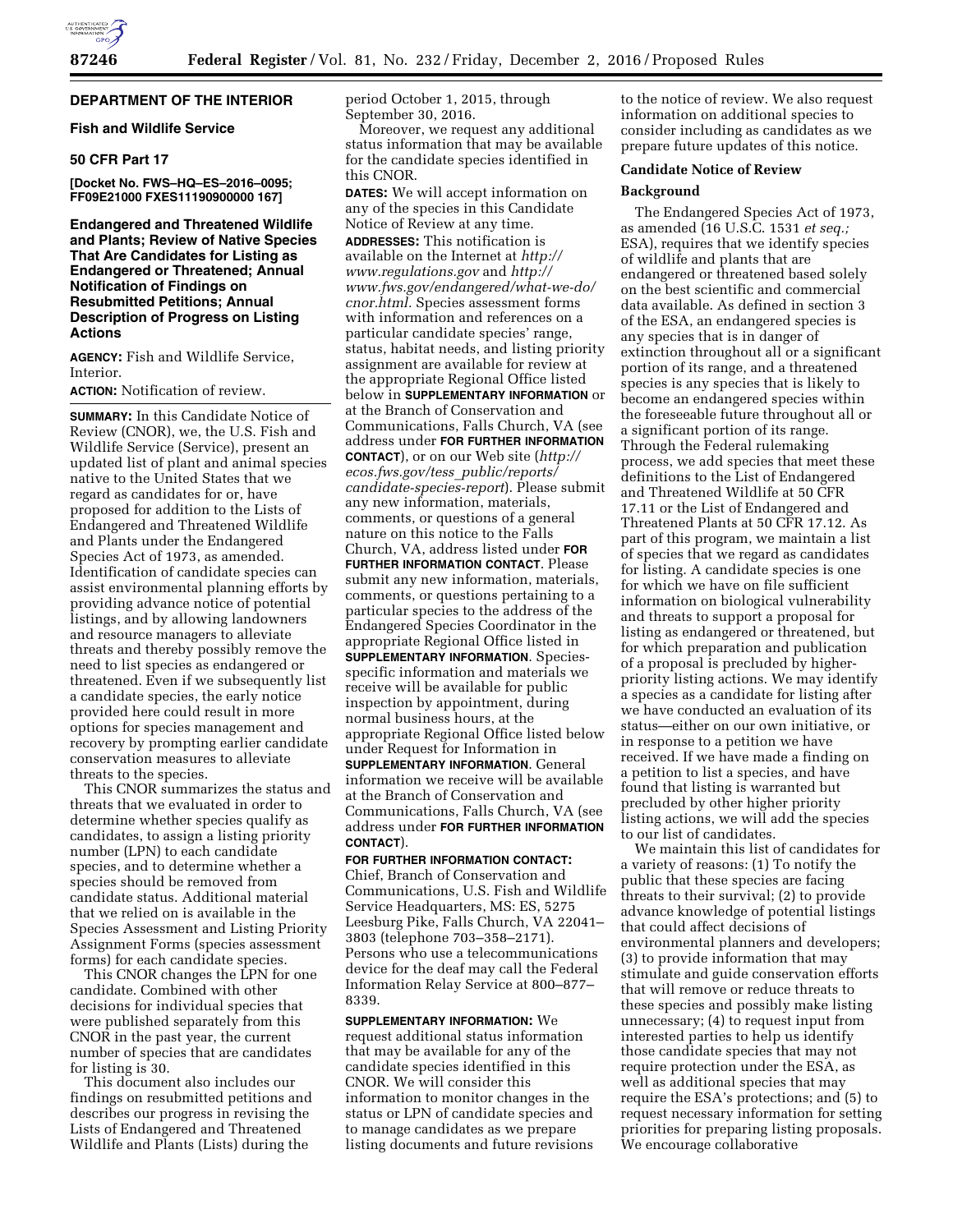**DEPARTMENT OF THE INTERIOR**

**Fish and Wildlife Service**

**50 CFR Part 17**

**[Docket No. FWS–HQ–ES–2016–0095; FF09E21000 FXES11190900000 167]**

**Endangered and Threatened Wildlife and Plants; Review of Native Species That Are Candidates for Listing as Endangered or Threatened; Annual Notification of Findings on Resubmitted Petitions; Annual Description of Progress on Listing Actions**

**AGENCY:** Fish and Wildlife Service, Interior.

**ACTION:** Notification of review.

**SUMMARY:** In this Candidate Notice of Review (CNOR), we, the U.S. Fish and Wildlife Service (Service), present an updated list of plant and animal species native to the United States that we regard as candidates for or, have proposed for addition to the Lists of Endangered and Threatened Wildlife and Plants under the Endangered Species Act of 1973, as amended. Identification of candidate species can assist environmental planning efforts by providing advance notice of potential listings, and by allowing landowners and resource managers to alleviate threats and thereby possibly remove the need to list species as endangered or threatened. Even if we subsequently list a candidate species, the early notice provided here could result in more options for species management and recovery by prompting earlier candidate conservation measures to alleviate threats to the species.

This CNOR summarizes the status and threats that we evaluated in order to determine whether species qualify as candidates, to assign a listing priority number (LPN) to each candidate species, and to determine whether a species should be removed from candidate status. Additional material that we relied on is available in the Species Assessment and Listing Priority Assignment Forms (species assessment forms) for each candidate species.

This CNOR changes the LPN for one candidate. Combined with other decisions for individual species that were published separately from this CNOR in the past year, the current number of species that are candidates for listing is 30.

This document also includes our findings on resubmitted petitions and describes our progress in revising the Lists of Endangered and Threatened Wildlife and Plants (Lists) during the period October 1, 2015, through September 30, 2016.

Moreover, we request any additional status information that may be available for the candidate species identified in this CNOR.

**DATES:** We will accept information on any of the species in this Candidate Notice of Review at any time.

**ADDRESSES:** This notification is available on the Internet at *http://www.regulations.gov* and *http://www.fws.gov/endangered/what-we-do/cnor.html.* Species assessment forms with information and references on a particular candidate species' range, status, habitat needs, and listing priority assignment are available for review at the appropriate Regional Office listed below in **SUPPLEMENTARY INFORMATION** or at the Branch of Conservation and Communications, Falls Church, VA (see address under **FOR FURTHER INFORMATION CONTACT**), or on our Web site (*http://ecos.fws.gov/tess_public/reports/candidate-species-report*). Please submit any new information, materials, comments, or questions of a general nature on this notice to the Falls Church, VA, address listed under **FOR FURTHER INFORMATION CONTACT**. Please submit any new information, materials, comments, or questions pertaining to a particular species to the address of the Endangered Species Coordinator in the appropriate Regional Office listed in **SUPPLEMENTARY INFORMATION**. Species-specific information and materials we receive will be available for public inspection by appointment, during normal business hours, at the appropriate Regional Office listed below under Request for Information in **SUPPLEMENTARY INFORMATION**. General information we receive will be available at the Branch of Conservation and Communications, Falls Church, VA (see address under **FOR FURTHER INFORMATION CONTACT**).

**FOR FURTHER INFORMATION CONTACT:** Chief, Branch of Conservation and Communications, U.S. Fish and Wildlife Service Headquarters, MS: ES, 5275 Leesburg Pike, Falls Church, VA 22041–3803 (telephone 703–358–2171). Persons who use a telecommunications device for the deaf may call the Federal Information Relay Service at 800–877–8339.

**SUPPLEMENTARY INFORMATION:** We request additional status information that may be available for any of the candidate species identified in this CNOR. We will consider this information to monitor changes in the status or LPN of candidate species and to manage candidates as we prepare listing documents and future revisions to the notice of review. We also request information on additional species to consider including as candidates as we prepare future updates of this notice.

## Candidate Notice of Review

### Background

The Endangered Species Act of 1973, as amended (16 U.S.C. 1531 *et seq.;* ESA), requires that we identify species of wildlife and plants that are endangered or threatened based solely on the best scientific and commercial data available. As defined in section 3 of the ESA, an endangered species is any species that is in danger of extinction throughout all or a significant portion of its range, and a threatened species is any species that is likely to become an endangered species within the foreseeable future throughout all or a significant portion of its range. Through the Federal rulemaking process, we add species that meet these definitions to the List of Endangered and Threatened Wildlife at 50 CFR 17.11 or the List of Endangered and Threatened Plants at 50 CFR 17.12. As part of this program, we maintain a list of species that we regard as candidates for listing. A candidate species is one for which we have on file sufficient information on biological vulnerability and threats to support a proposal for listing as endangered or threatened, but for which preparation and publication of a proposal is precluded by higher-priority listing actions. We may identify a species as a candidate for listing after we have conducted an evaluation of its status—either on our own initiative, or in response to a petition we have received. If we have made a finding on a petition to list a species, and have found that listing is warranted but precluded by other higher priority listing actions, we will add the species to our list of candidates.

We maintain this list of candidates for a variety of reasons: (1) To notify the public that these species are facing threats to their survival; (2) to provide advance knowledge of potential listings that could affect decisions of environmental planners and developers; (3) to provide information that may stimulate and guide conservation efforts that will remove or reduce threats to these species and possibly make listing unnecessary; (4) to request input from interested parties to help us identify those candidate species that may not require protection under the ESA, as well as additional species that may require the ESA's protections; and (5) to request necessary information for setting priorities for preparing listing proposals. We encourage collaborative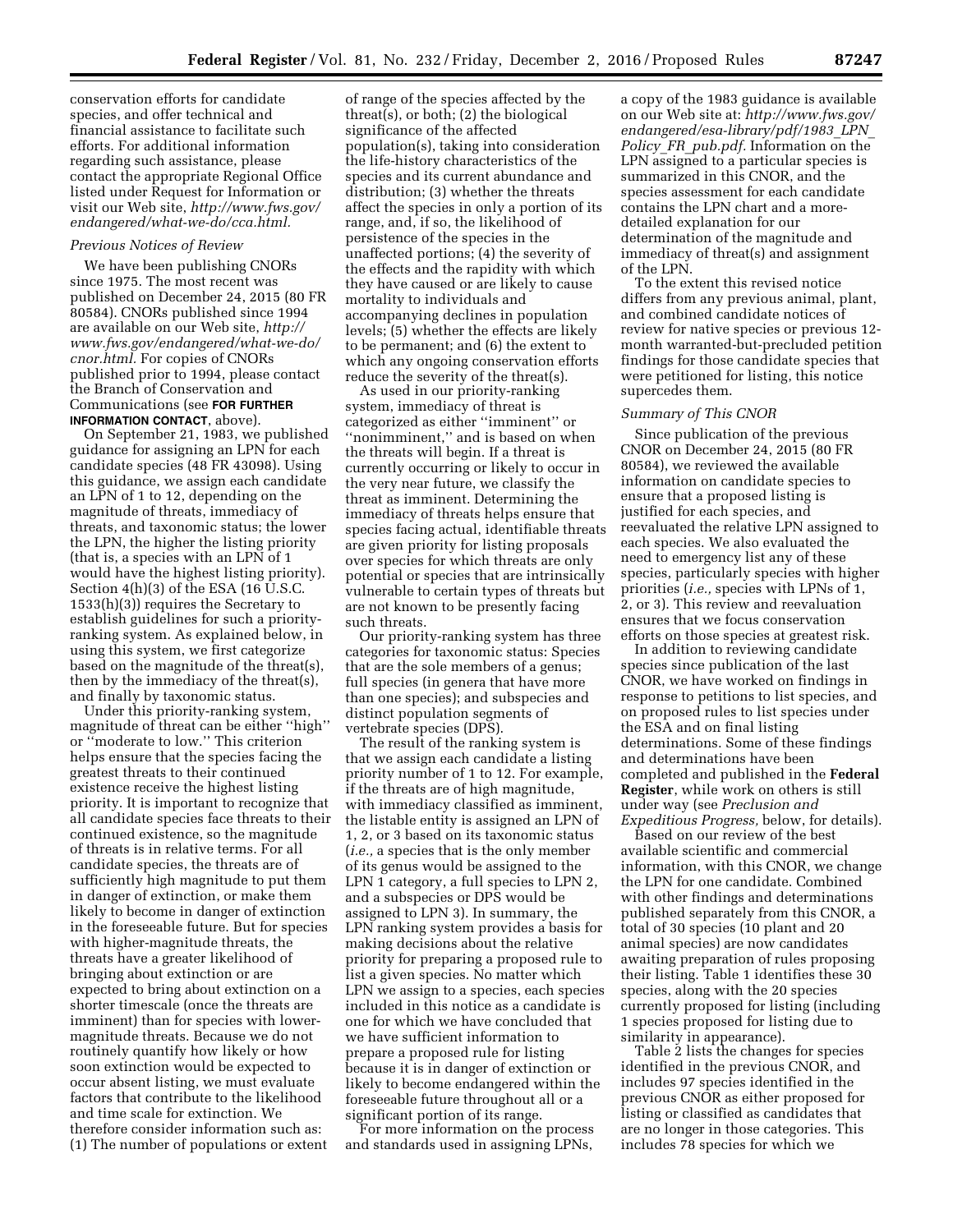conservation efforts for candidate species, and offer technical and financial assistance to facilitate such efforts. For additional information regarding such assistance, please contact the appropriate Regional Office listed under Request for Information or visit our Web site, *http://www.fws.gov/endangered/what-we-do/cca.html.*

### *Previous Notices of Review*

We have been publishing CNORs since 1975. The most recent was published on December 24, 2015 (80 FR 80584). CNORs published since 1994 are available on our Web site, *http://www.fws.gov/endangered/what-we-do/cnor.html.* For copies of CNORs published prior to 1994, please contact the Branch of Conservation and Communications (see **FOR FURTHER INFORMATION CONTACT**, above).

On September 21, 1983, we published guidance for assigning an LPN for each candidate species (48 FR 43098). Using this guidance, we assign each candidate an LPN of 1 to 12, depending on the magnitude of threats, immediacy of threats, and taxonomic status; the lower the LPN, the higher the listing priority (that is, a species with an LPN of 1 would have the highest listing priority). Section 4(h)(3) of the ESA (16 U.S.C. 1533(h)(3)) requires the Secretary to establish guidelines for such a priority-ranking system. As explained below, in using this system, we first categorize based on the magnitude of the threat(s), then by the immediacy of the threat(s), and finally by taxonomic status.

Under this priority-ranking system, magnitude of threat can be either ''high'' or ''moderate to low.'' This criterion helps ensure that the species facing the greatest threats to their continued existence receive the highest listing priority. It is important to recognize that all candidate species face threats to their continued existence, so the magnitude of threats is in relative terms. For all candidate species, the threats are of sufficiently high magnitude to put them in danger of extinction, or make them likely to become in danger of extinction in the foreseeable future. But for species with higher-magnitude threats, the threats have a greater likelihood of bringing about extinction or are expected to bring about extinction on a shorter timescale (once the threats are imminent) than for species with lower-magnitude threats. Because we do not routinely quantify how likely or how soon extinction would be expected to occur absent listing, we must evaluate factors that contribute to the likelihood and time scale for extinction. We therefore consider information such as: (1) The number of populations or extent of range of the species affected by the threat(s), or both; (2) the biological significance of the affected population(s), taking into consideration the life-history characteristics of the species and its current abundance and distribution; (3) whether the threats affect the species in only a portion of its range, and, if so, the likelihood of persistence of the species in the unaffected portions; (4) the severity of the effects and the rapidity with which they have caused or are likely to cause mortality to individuals and accompanying declines in population levels; (5) whether the effects are likely to be permanent; and (6) the extent to which any ongoing conservation efforts reduce the severity of the threat(s).

As used in our priority-ranking system, immediacy of threat is categorized as either ''imminent'' or ''nonimminent,'' and is based on when the threats will begin. If a threat is currently occurring or likely to occur in the very near future, we classify the threat as imminent. Determining the immediacy of threats helps ensure that species facing actual, identifiable threats are given priority for listing proposals over species for which threats are only potential or species that are intrinsically vulnerable to certain types of threats but are not known to be presently facing such threats.

Our priority-ranking system has three categories for taxonomic status: Species that are the sole members of a genus; full species (in genera that have more than one species); and subspecies and distinct population segments of vertebrate species (DPS).

The result of the ranking system is that we assign each candidate a listing priority number of 1 to 12. For example, if the threats are of high magnitude, with immediacy classified as imminent, the listable entity is assigned an LPN of 1, 2, or 3 based on its taxonomic status (*i.e.,* a species that is the only member of its genus would be assigned to the LPN 1 category, a full species to LPN 2, and a subspecies or DPS would be assigned to LPN 3). In summary, the LPN ranking system provides a basis for making decisions about the relative priority for preparing a proposed rule to list a given species. No matter which LPN we assign to a species, each species included in this notice as a candidate is one for which we have concluded that we have sufficient information to prepare a proposed rule for listing because it is in danger of extinction or likely to become endangered within the foreseeable future throughout all or a significant portion of its range.

For more information on the process and standards used in assigning LPNs, a copy of the 1983 guidance is available on our Web site at: *http://www.fws.gov/endangered/esa-library/pdf/1983_LPN_Policy_FR_pub.pdf.* Information on the LPN assigned to a particular species is summarized in this CNOR, and the species assessment for each candidate contains the LPN chart and a more-detailed explanation for our determination of the magnitude and immediacy of threat(s) and assignment of the LPN.

To the extent this revised notice differs from any previous animal, plant, and combined candidate notices of review for native species or previous 12-month warranted-but-precluded petition findings for those candidate species that were petitioned for listing, this notice supercedes them.

### *Summary of This CNOR*

Since publication of the previous CNOR on December 24, 2015 (80 FR 80584), we reviewed the available information on candidate species to ensure that a proposed listing is justified for each species, and reevaluated the relative LPN assigned to each species. We also evaluated the need to emergency list any of these species, particularly species with higher priorities (*i.e.,* species with LPNs of 1, 2, or 3). This review and reevaluation ensures that we focus conservation efforts on those species at greatest risk.

In addition to reviewing candidate species since publication of the last CNOR, we have worked on findings in response to petitions to list species, and on proposed rules to list species under the ESA and on final listing determinations. Some of these findings and determinations have been completed and published in the **Federal Register**, while work on others is still under way (see *Preclusion and Expeditious Progress,* below, for details).

Based on our review of the best available scientific and commercial information, with this CNOR, we change the LPN for one candidate. Combined with other findings and determinations published separately from this CNOR, a total of 30 species (10 plant and 20 animal species) are now candidates awaiting preparation of rules proposing their listing. Table 1 identifies these 30 species, along with the 20 species currently proposed for listing (including 1 species proposed for listing due to similarity in appearance).

Table 2 lists the changes for species identified in the previous CNOR, and includes 97 species identified in the previous CNOR as either proposed for listing or classified as candidates that are no longer in those categories. This includes 78 species for which we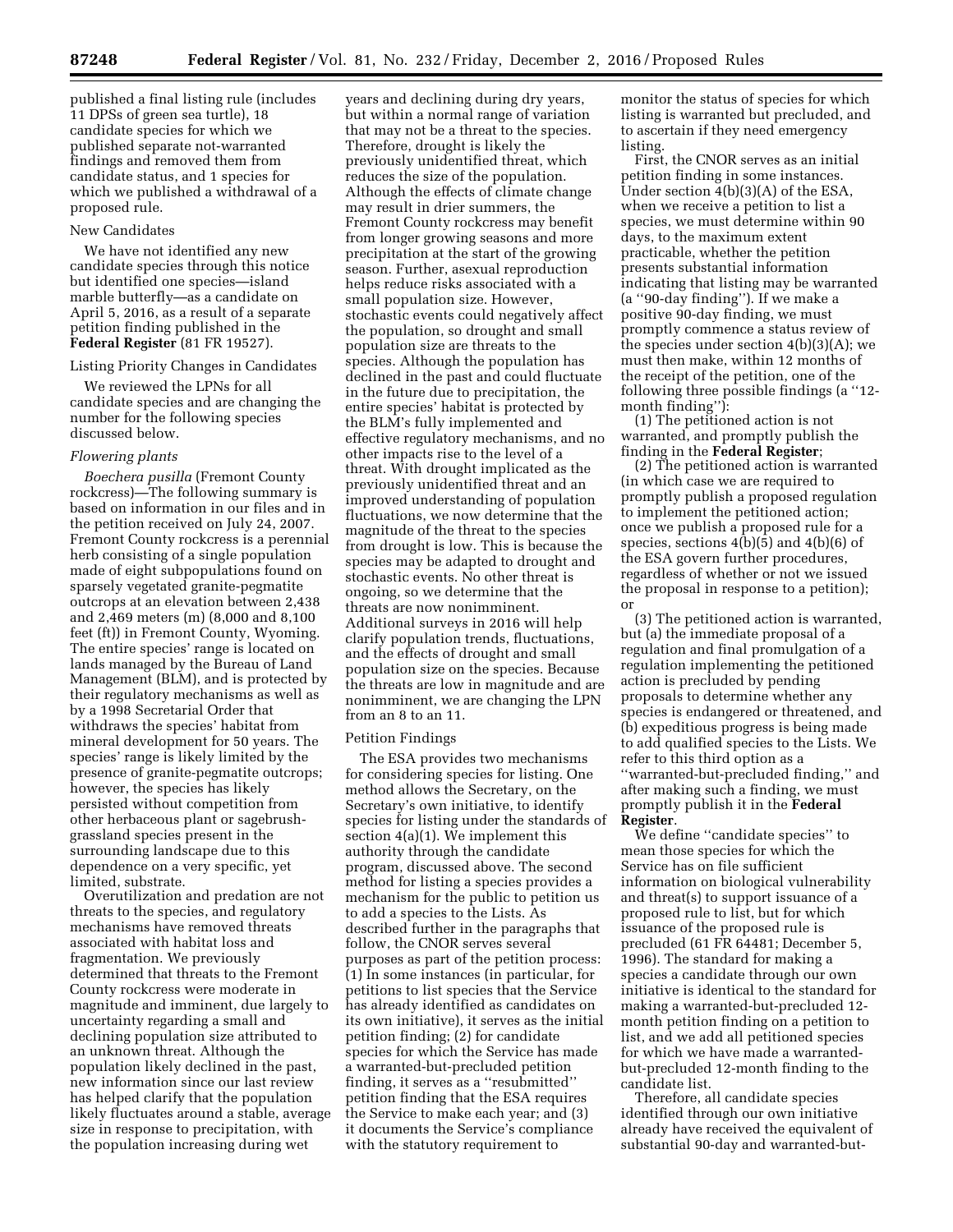published a final listing rule (includes 11 DPSs of green sea turtle), 18 candidate species for which we published separate not-warranted findings and removed them from candidate status, and 1 species for which we published a withdrawal of a proposed rule.

New Candidates

We have not identified any new candidate species through this notice but identified one species—island marble butterfly—as a candidate on April 5, 2016, as a result of a separate petition finding published in the **Federal Register** (81 FR 19527).

Listing Priority Changes in Candidates

We reviewed the LPNs for all candidate species and are changing the number for the following species discussed below.

*Flowering plants*

*Boechera pusilla* (Fremont County rockcress)—The following summary is based on information in our files and in the petition received on July 24, 2007. Fremont County rockcress is a perennial herb consisting of a single population made of eight subpopulations found on sparsely vegetated granite-pegmatite outcrops at an elevation between 2,438 and 2,469 meters (m) (8,000 and 8,100 feet (ft)) in Fremont County, Wyoming. The entire species' range is located on lands managed by the Bureau of Land Management (BLM), and is protected by their regulatory mechanisms as well as by a 1998 Secretarial Order that withdraws the species' habitat from mineral development for 50 years. The species' range is likely limited by the presence of granite-pegmatite outcrops; however, the species has likely persisted without competition from other herbaceous plant or sagebrush-grassland species present in the surrounding landscape due to this dependence on a very specific, yet limited, substrate.

Overutilization and predation are not threats to the species, and regulatory mechanisms have removed threats associated with habitat loss and fragmentation. We previously determined that threats to the Fremont County rockcress were moderate in magnitude and imminent, due largely to uncertainty regarding a small and declining population size attributed to an unknown threat. Although the population likely declined in the past, new information since our last review has helped clarify that the population likely fluctuates around a stable, average size in response to precipitation, with the population increasing during wet years and declining during dry years, but within a normal range of variation that may not be a threat to the species. Therefore, drought is likely the previously unidentified threat, which reduces the size of the population. Although the effects of climate change may result in drier summers, the Fremont County rockcress may benefit from longer growing seasons and more precipitation at the start of the growing season. Further, asexual reproduction helps reduce risks associated with a small population size. However, stochastic events could negatively affect the population, so drought and small population size are threats to the species. Although the population has declined in the past and could fluctuate in the future due to precipitation, the entire species' habitat is protected by the BLM's fully implemented and effective regulatory mechanisms, and no other impacts rise to the level of a threat. With drought implicated as the previously unidentified threat and an improved understanding of population fluctuations, we now determine that the magnitude of the threat to the species from drought is low. This is because the species may be adapted to drought and stochastic events. No other threat is ongoing, so we determine that the threats are now nonimminent. Additional surveys in 2016 will help clarify population trends, fluctuations, and the effects of drought and small population size on the species. Because the threats are low in magnitude and are nonimminent, we are changing the LPN from an 8 to an 11.

Petition Findings

The ESA provides two mechanisms for considering species for listing. One method allows the Secretary, on the Secretary's own initiative, to identify species for listing under the standards of section 4(a)(1). We implement this authority through the candidate program, discussed above. The second method for listing a species provides a mechanism for the public to petition us to add a species to the Lists. As described further in the paragraphs that follow, the CNOR serves several purposes as part of the petition process: (1) In some instances (in particular, for petitions to list species that the Service has already identified as candidates on its own initiative), it serves as the initial petition finding; (2) for candidate species for which the Service has made a warranted-but-precluded petition finding, it serves as a "resubmitted" petition finding that the ESA requires the Service to make each year; and (3) it documents the Service's compliance with the statutory requirement to monitor the status of species for which listing is warranted but precluded, and to ascertain if they need emergency listing.

First, the CNOR serves as an initial petition finding in some instances. Under section 4(b)(3)(A) of the ESA, when we receive a petition to list a species, we must determine within 90 days, to the maximum extent practicable, whether the petition presents substantial information indicating that listing may be warranted (a "90-day finding"). If we make a positive 90-day finding, we must promptly commence a status review of the species under section 4(b)(3)(A); we must then make, within 12 months of the receipt of the petition, one of the following three possible findings (a "12-month finding"):

(1) The petitioned action is not warranted, and promptly publish the finding in the **Federal Register**;

(2) The petitioned action is warranted (in which case we are required to promptly publish a proposed regulation to implement the petitioned action; once we publish a proposed rule for a species, sections 4(b)(5) and 4(b)(6) of the ESA govern further procedures, regardless of whether or not we issued the proposal in response to a petition); or

(3) The petitioned action is warranted, but (a) the immediate proposal of a regulation and final promulgation of a regulation implementing the petitioned action is precluded by pending proposals to determine whether any species is endangered or threatened, and (b) expeditious progress is being made to add qualified species to the Lists. We refer to this third option as a "warranted-but-precluded finding," and after making such a finding, we must promptly publish it in the **Federal Register**.

We define "candidate species" to mean those species for which the Service has on file sufficient information on biological vulnerability and threat(s) to support issuance of a proposed rule to list, but for which issuance of the proposed rule is precluded (61 FR 64481; December 5, 1996). The standard for making a species a candidate through our own initiative is identical to the standard for making a warranted-but-precluded 12-month petition finding on a petition to list, and we add all petitioned species for which we have made a warranted-but-precluded 12-month finding to the candidate list.

Therefore, all candidate species identified through our own initiative already have received the equivalent of substantial 90-day and warranted-but-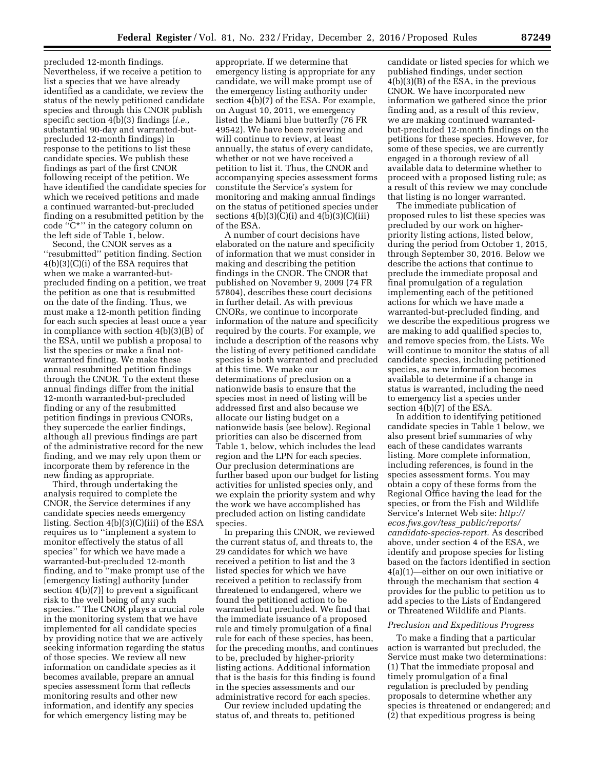precluded 12-month findings. Nevertheless, if we receive a petition to list a species that we have already identified as a candidate, we review the status of the newly petitioned candidate species and through this CNOR publish specific section 4(b)(3) findings (*i.e.,* substantial 90-day and warranted-but-precluded 12-month findings) in response to the petitions to list these candidate species. We publish these findings as part of the first CNOR following receipt of the petition. We have identified the candidate species for which we received petitions and made a continued warranted-but-precluded finding on a resubmitted petition by the code ''C*'' in the category column on the left side of Table 1, below.

Second, the CNOR serves as a ''resubmitted'' petition finding. Section 4(b)(3)(C)(i) of the ESA requires that when we make a warranted-but-precluded finding on a petition, we treat the petition as one that is resubmitted on the date of the finding. Thus, we must make a 12-month petition finding for each such species at least once a year in compliance with section 4(b)(3)(B) of the ESA, until we publish a proposal to list the species or make a final not-warranted finding. We make these annual resubmitted petition findings through the CNOR. To the extent these annual findings differ from the initial 12-month warranted-but-precluded finding or any of the resubmitted petition findings in previous CNORs, they supercede the earlier findings, although all previous findings are part of the administrative record for the new finding, and we may rely upon them or incorporate them by reference in the new finding as appropriate.

Third, through undertaking the analysis required to complete the CNOR, the Service determines if any candidate species needs emergency listing. Section 4(b)(3)(C)(iii) of the ESA requires us to ''implement a system to monitor effectively the status of all species'' for which we have made a warranted-but-precluded 12-month finding, and to ''make prompt use of the [emergency listing] authority [under section 4(b)(7)] to prevent a significant risk to the well being of any such species.'' The CNOR plays a crucial role in the monitoring system that we have implemented for all candidate species by providing notice that we are actively seeking information regarding the status of those species. We review all new information on candidate species as it becomes available, prepare an annual species assessment form that reflects monitoring results and other new information, and identify any species for which emergency listing may be appropriate. If we determine that emergency listing is appropriate for any candidate, we will make prompt use of the emergency listing authority under section 4(b)(7) of the ESA. For example, on August 10, 2011, we emergency listed the Miami blue butterfly (76 FR 49542). We have been reviewing and will continue to review, at least annually, the status of every candidate, whether or not we have received a petition to list it. Thus, the CNOR and accompanying species assessment forms constitute the Service's system for monitoring and making annual findings on the status of petitioned species under sections 4(b)(3)(C)(i) and 4(b)(3)(C)(iii) of the ESA.

A number of court decisions have elaborated on the nature and specificity of information that we must consider in making and describing the petition findings in the CNOR. The CNOR that published on November 9, 2009 (74 FR 57804), describes these court decisions in further detail. As with previous CNORs, we continue to incorporate information of the nature and specificity required by the courts. For example, we include a description of the reasons why the listing of every petitioned candidate species is both warranted and precluded at this time. We make our determinations of preclusion on a nationwide basis to ensure that the species most in need of listing will be addressed first and also because we allocate our listing budget on a nationwide basis (see below). Regional priorities can also be discerned from Table 1, below, which includes the lead region and the LPN for each species. Our preclusion determinations are further based upon our budget for listing activities for unlisted species only, and we explain the priority system and why the work we have accomplished has precluded action on listing candidate species.

In preparing this CNOR, we reviewed the current status of, and threats to, the 29 candidates for which we have received a petition to list and the 3 listed species for which we have received a petition to reclassify from threatened to endangered, where we found the petitioned action to be warranted but precluded. We find that the immediate issuance of a proposed rule and timely promulgation of a final rule for each of these species, has been, for the preceding months, and continues to be, precluded by higher-priority listing actions. Additional information that is the basis for this finding is found in the species assessments and our administrative record for each species.

Our review included updating the status of, and threats to, petitioned candidate or listed species for which we published findings, under section 4(b)(3)(B) of the ESA, in the previous CNOR. We have incorporated new information we gathered since the prior finding and, as a result of this review, we are making continued warranted-but-precluded 12-month findings on the petitions for these species. However, for some of these species, we are currently engaged in a thorough review of all available data to determine whether to proceed with a proposed listing rule; as a result of this review we may conclude that listing is no longer warranted.

The immediate publication of proposed rules to list these species was precluded by our work on higher-priority listing actions, listed below, during the period from October 1, 2015, through September 30, 2016. Below we describe the actions that continue to preclude the immediate proposal and final promulgation of a regulation implementing each of the petitioned actions for which we have made a warranted-but-precluded finding, and we describe the expeditious progress we are making to add qualified species to, and remove species from, the Lists. We will continue to monitor the status of all candidate species, including petitioned species, as new information becomes available to determine if a change in status is warranted, including the need to emergency list a species under section 4(b)(7) of the ESA.

In addition to identifying petitioned candidate species in Table 1 below, we also present brief summaries of why each of these candidates warrants listing. More complete information, including references, is found in the species assessment forms. You may obtain a copy of these forms from the Regional Office having the lead for the species, or from the Fish and Wildlife Service's Internet Web site: *http://ecos.fws.gov/tess_public/reports/candidate-species-report.* As described above, under section 4 of the ESA, we identify and propose species for listing based on the factors identified in section 4(a)(1)—either on our own initiative or through the mechanism that section 4 provides for the public to petition us to add species to the Lists of Endangered or Threatened Wildlife and Plants.

### *Preclusion and Expeditious Progress*

To make a finding that a particular action is warranted but precluded, the Service must make two determinations: (1) That the immediate proposal and timely promulgation of a final regulation is precluded by pending proposals to determine whether any species is threatened or endangered; and (2) that expeditious progress is being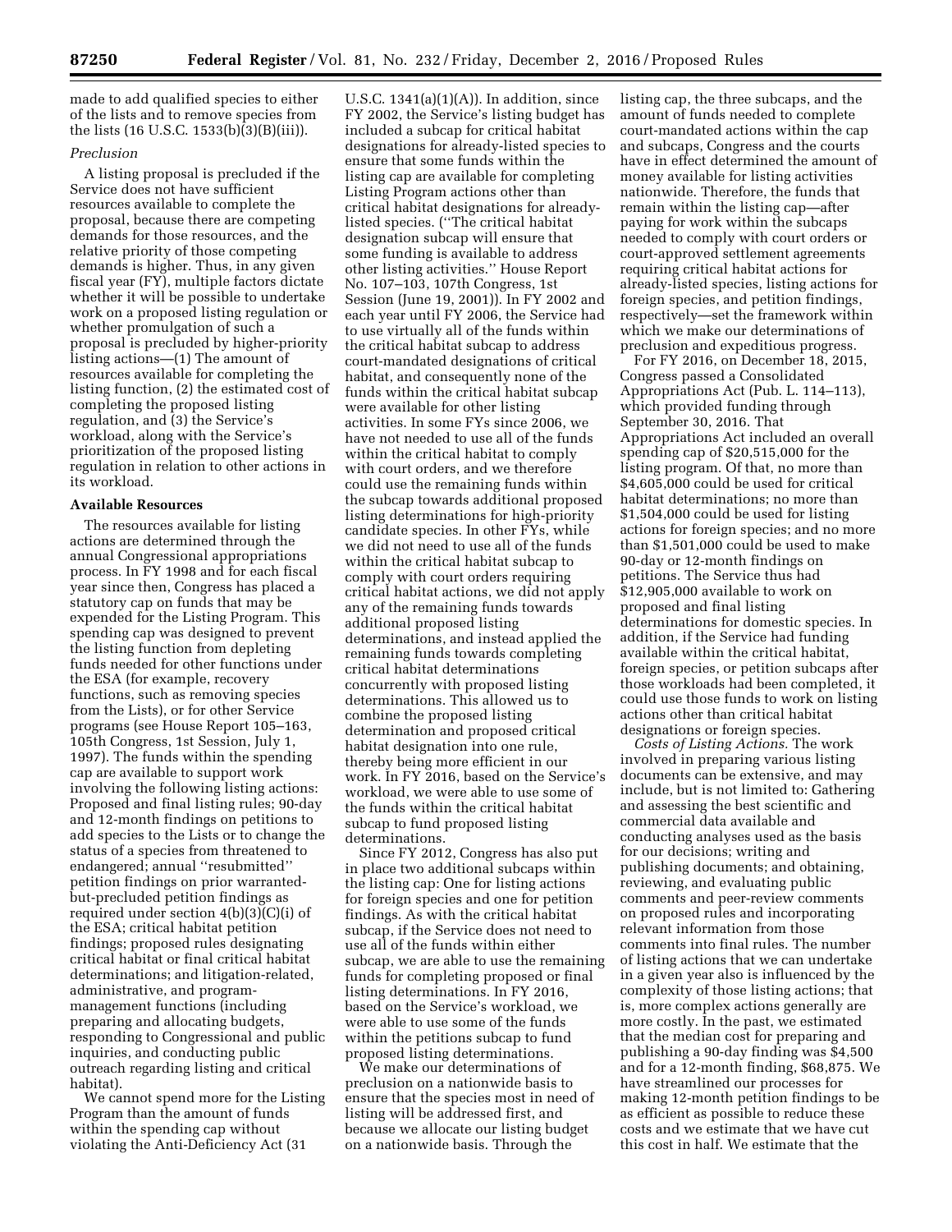made to add qualified species to either of the lists and to remove species from the lists (16 U.S.C. 1533(b)(3)(B)(iii)).

*Preclusion*

A listing proposal is precluded if the Service does not have sufficient resources available to complete the proposal, because there are competing demands for those resources, and the relative priority of those competing demands is higher. Thus, in any given fiscal year (FY), multiple factors dictate whether it will be possible to undertake work on a proposed listing regulation or whether promulgation of such a proposal is precluded by higher-priority listing actions—(1) The amount of resources available for completing the listing function, (2) the estimated cost of completing the proposed listing regulation, and (3) the Service's workload, along with the Service's prioritization of the proposed listing regulation in relation to other actions in its workload.

**Available Resources**

The resources available for listing actions are determined through the annual Congressional appropriations process. In FY 1998 and for each fiscal year since then, Congress has placed a statutory cap on funds that may be expended for the Listing Program. This spending cap was designed to prevent the listing function from depleting funds needed for other functions under the ESA (for example, recovery functions, such as removing species from the Lists), or for other Service programs (see House Report 105–163, 105th Congress, 1st Session, July 1, 1997). The funds within the spending cap are available to support work involving the following listing actions: Proposed and final listing rules; 90-day and 12-month findings on petitions to add species to the Lists or to change the status of a species from threatened to endangered; annual "resubmitted" petition findings on prior warranted-but-precluded petition findings as required under section 4(b)(3)(C)(i) of the ESA; critical habitat petition findings; proposed rules designating critical habitat or final critical habitat determinations; and litigation-related, administrative, and program-management functions (including preparing and allocating budgets, responding to Congressional and public inquiries, and conducting public outreach regarding listing and critical habitat).

We cannot spend more for the Listing Program than the amount of funds within the spending cap without violating the Anti-Deficiency Act (31 U.S.C. 1341(a)(1)(A)). In addition, since FY 2002, the Service's listing budget has included a subcap for critical habitat designations for already-listed species to ensure that some funds within the listing cap are available for completing Listing Program actions other than critical habitat designations for already-listed species. ("The critical habitat designation subcap will ensure that some funding is available to address other listing activities." House Report No. 107–103, 107th Congress, 1st Session (June 19, 2001)). In FY 2002 and each year until FY 2006, the Service had to use virtually all of the funds within the critical habitat subcap to address court-mandated designations of critical habitat, and consequently none of the funds within the critical habitat subcap were available for other listing activities. In some FYs since 2006, we have not needed to use all of the funds within the critical habitat to comply with court orders, and we therefore could use the remaining funds within the subcap towards additional proposed listing determinations for high-priority candidate species. In other FYs, while we did not need to use all of the funds within the critical habitat subcap to comply with court orders requiring critical habitat actions, we did not apply any of the remaining funds towards additional proposed listing determinations, and instead applied the remaining funds towards completing critical habitat determinations concurrently with proposed listing determinations. This allowed us to combine the proposed listing determination and proposed critical habitat designation into one rule, thereby being more efficient in our work. In FY 2016, based on the Service's workload, we were able to use some of the funds within the critical habitat subcap to fund proposed listing determinations.

Since FY 2012, Congress has also put in place two additional subcaps within the listing cap: One for listing actions for foreign species and one for petition findings. As with the critical habitat subcap, if the Service does not need to use all of the funds within either subcap, we are able to use the remaining funds for completing proposed or final listing determinations. In FY 2016, based on the Service's workload, we were able to use some of the funds within the petitions subcap to fund proposed listing determinations.

We make our determinations of preclusion on a nationwide basis to ensure that the species most in need of listing will be addressed first, and because we allocate our listing budget on a nationwide basis. Through the listing cap, the three subcaps, and the amount of funds needed to complete court-mandated actions within the cap and subcaps, Congress and the courts have in effect determined the amount of money available for listing activities nationwide. Therefore, the funds that remain within the listing cap—after paying for work within the subcaps needed to comply with court orders or court-approved settlement agreements requiring critical habitat actions for already-listed species, listing actions for foreign species, and petition findings, respectively—set the framework within which we make our determinations of preclusion and expeditious progress.

For FY 2016, on December 18, 2015, Congress passed a Consolidated Appropriations Act (Pub. L. 114–113), which provided funding through September 30, 2016. That Appropriations Act included an overall spending cap of $20,515,000 for the listing program. Of that, no more than $4,605,000 could be used for critical habitat determinations; no more than $1,504,000 could be used for listing actions for foreign species; and no more than $1,501,000 could be used to make 90-day or 12-month findings on petitions. The Service thus had $12,905,000 available to work on proposed and final listing determinations for domestic species. In addition, if the Service had funding available within the critical habitat, foreign species, or petition subcaps after those workloads had been completed, it could use those funds to work on listing actions other than critical habitat designations or foreign species.

*Costs of Listing Actions.* The work involved in preparing various listing documents can be extensive, and may include, but is not limited to: Gathering and assessing the best scientific and commercial data available and conducting analyses used as the basis for our decisions; writing and publishing documents; and obtaining, reviewing, and evaluating public comments and peer-review comments on proposed rules and incorporating relevant information from those comments into final rules. The number of listing actions that we can undertake in a given year also is influenced by the complexity of those listing actions; that is, more complex actions generally are more costly. In the past, we estimated that the median cost for preparing and publishing a 90-day finding was $4,500 and for a 12-month finding, $68,875. We have streamlined our processes for making 12-month petition findings to be as efficient as possible to reduce these costs and we estimate that we have cut this cost in half. We estimate that the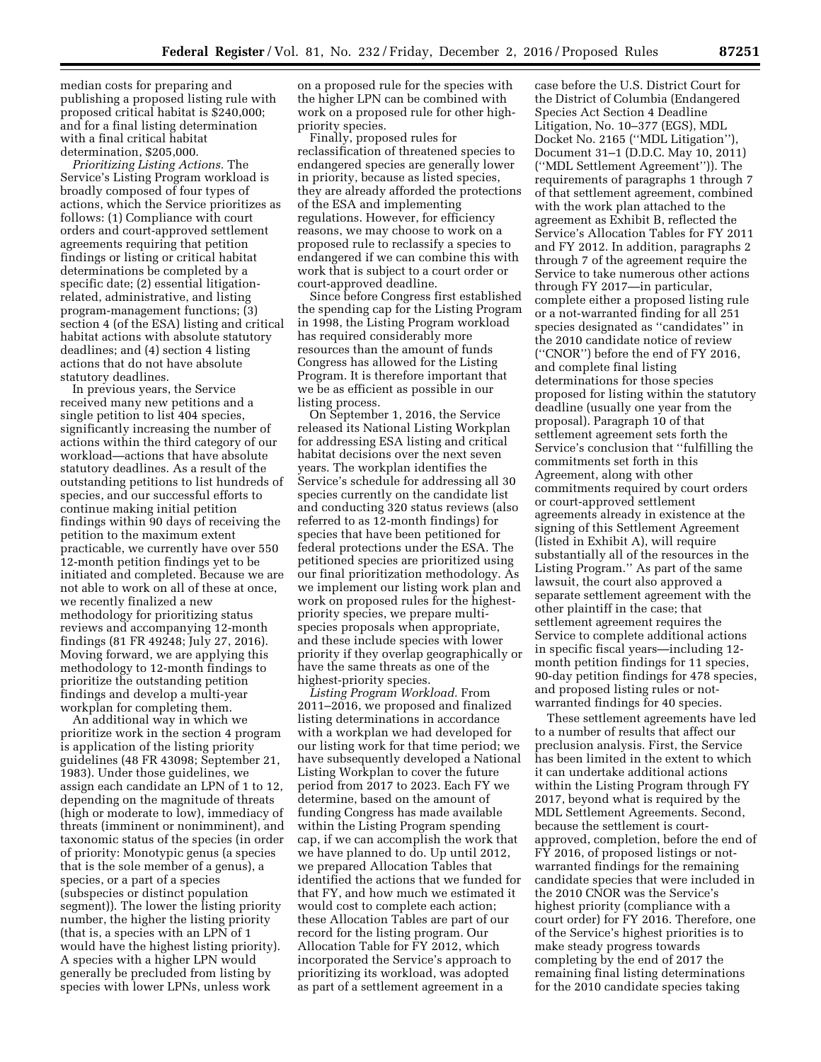median costs for preparing and publishing a proposed listing rule with proposed critical habitat is $240,000; and for a final listing determination with a final critical habitat determination, $205,000.

*Prioritizing Listing Actions.* The Service's Listing Program workload is broadly composed of four types of actions, which the Service prioritizes as follows: (1) Compliance with court orders and court-approved settlement agreements requiring that petition findings or listing or critical habitat determinations be completed by a specific date; (2) essential litigation-related, administrative, and listing program-management functions; (3) section 4 (of the ESA) listing and critical habitat actions with absolute statutory deadlines; and (4) section 4 listing actions that do not have absolute statutory deadlines.

In previous years, the Service received many new petitions and a single petition to list 404 species, significantly increasing the number of actions within the third category of our workload—actions that have absolute statutory deadlines. As a result of the outstanding petitions to list hundreds of species, and our successful efforts to continue making initial petition findings within 90 days of receiving the petition to the maximum extent practicable, we currently have over 550 12-month petition findings yet to be initiated and completed. Because we are not able to work on all of these at once, we recently finalized a new methodology for prioritizing status reviews and accompanying 12-month findings (81 FR 49248; July 27, 2016). Moving forward, we are applying this methodology to 12-month findings to prioritize the outstanding petition findings and develop a multi-year workplan for completing them.

An additional way in which we prioritize work in the section 4 program is application of the listing priority guidelines (48 FR 43098; September 21, 1983). Under those guidelines, we assign each candidate an LPN of 1 to 12, depending on the magnitude of threats (high or moderate to low), immediacy of threats (imminent or nonimminent), and taxonomic status of the species (in order of priority: Monotypic genus (a species that is the sole member of a genus), a species, or a part of a species (subspecies or distinct population segment)). The lower the listing priority number, the higher the listing priority (that is, a species with an LPN of 1 would have the highest listing priority). A species with a higher LPN would generally be precluded from listing by species with lower LPNs, unless work on a proposed rule for the species with the higher LPN can be combined with work on a proposed rule for other high-priority species.

Finally, proposed rules for reclassification of threatened species to endangered species are generally lower in priority, because as listed species, they are already afforded the protections of the ESA and implementing regulations. However, for efficiency reasons, we may choose to work on a proposed rule to reclassify a species to endangered if we can combine this with work that is subject to a court order or court-approved deadline.

Since before Congress first established the spending cap for the Listing Program in 1998, the Listing Program workload has required considerably more resources than the amount of funds Congress has allowed for the Listing Program. It is therefore important that we be as efficient as possible in our listing process.

On September 1, 2016, the Service released its National Listing Workplan for addressing ESA listing and critical habitat decisions over the next seven years. The workplan identifies the Service's schedule for addressing all 30 species currently on the candidate list and conducting 320 status reviews (also referred to as 12-month findings) for species that have been petitioned for federal protections under the ESA. The petitioned species are prioritized using our final prioritization methodology. As we implement our listing work plan and work on proposed rules for the highest-priority species, we prepare multi-species proposals when appropriate, and these include species with lower priority if they overlap geographically or have the same threats as one of the highest-priority species.

*Listing Program Workload.* From 2011–2016, we proposed and finalized listing determinations in accordance with a workplan we had developed for our listing work for that time period; we have subsequently developed a National Listing Workplan to cover the future period from 2017 to 2023. Each FY we determine, based on the amount of funding Congress has made available within the Listing Program spending cap, if we can accomplish the work that we have planned to do. Up until 2012, we prepared Allocation Tables that identified the actions that we funded for that FY, and how much we estimated it would cost to complete each action; these Allocation Tables are part of our record for the listing program. Our Allocation Table for FY 2012, which incorporated the Service's approach to prioritizing its workload, was adopted as part of a settlement agreement in a case before the U.S. District Court for the District of Columbia (Endangered Species Act Section 4 Deadline Litigation, No. 10–377 (EGS), MDL Docket No. 2165 (''MDL Litigation''), Document 31–1 (D.D.C. May 10, 2011) (''MDL Settlement Agreement'')). The requirements of paragraphs 1 through 7 of that settlement agreement, combined with the work plan attached to the agreement as Exhibit B, reflected the Service's Allocation Tables for FY 2011 and FY 2012. In addition, paragraphs 2 through 7 of the agreement require the Service to take numerous other actions through FY 2017—in particular, complete either a proposed listing rule or a not-warranted finding for all 251 species designated as ''candidates'' in the 2010 candidate notice of review (''CNOR'') before the end of FY 2016, and complete final listing determinations for those species proposed for listing within the statutory deadline (usually one year from the proposal). Paragraph 10 of that settlement agreement sets forth the Service's conclusion that ''fulfilling the commitments set forth in this Agreement, along with other commitments required by court orders or court-approved settlement agreements already in existence at the signing of this Settlement Agreement (listed in Exhibit A), will require substantially all of the resources in the Listing Program.'' As part of the same lawsuit, the court also approved a separate settlement agreement with the other plaintiff in the case; that settlement agreement requires the Service to complete additional actions in specific fiscal years—including 12-month petition findings for 11 species, 90-day petition findings for 478 species, and proposed listing rules or not-warranted findings for 40 species.

These settlement agreements have led to a number of results that affect our preclusion analysis. First, the Service has been limited in the extent to which it can undertake additional actions within the Listing Program through FY 2017, beyond what is required by the MDL Settlement Agreements. Second, because the settlement is court-approved, completion, before the end of FY 2016, of proposed listings or not-warranted findings for the remaining candidate species that were included in the 2010 CNOR was the Service's highest priority (compliance with a court order) for FY 2016. Therefore, one of the Service's highest priorities is to make steady progress towards completing by the end of 2017 the remaining final listing determinations for the 2010 candidate species taking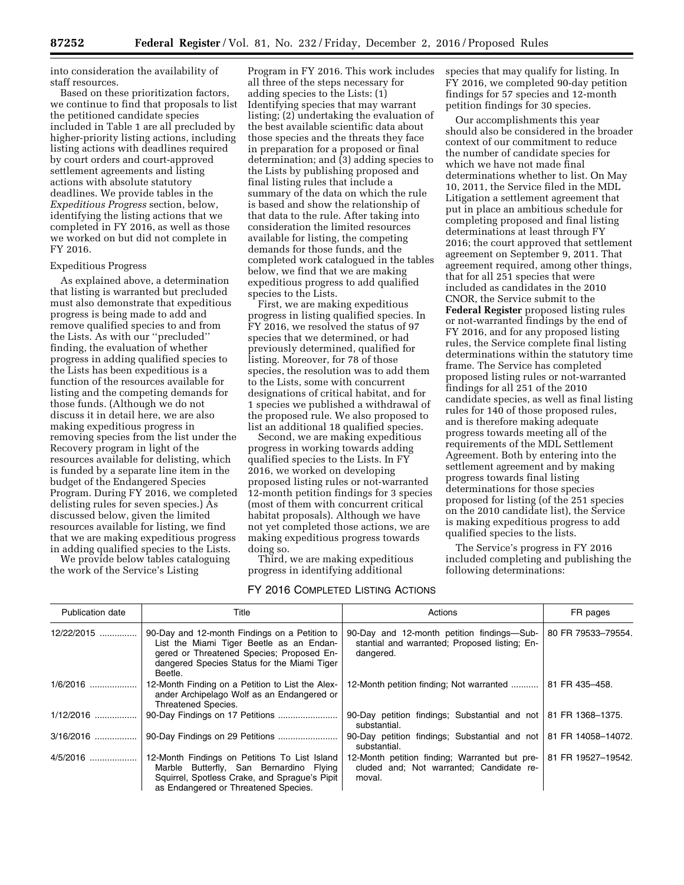into consideration the availability of staff resources.

Based on these prioritization factors, we continue to find that proposals to list the petitioned candidate species included in Table 1 are all precluded by higher-priority listing actions, including listing actions with deadlines required by court orders and court-approved settlement agreements and listing actions with absolute statutory deadlines. We provide tables in the *Expeditious Progress* section, below, identifying the listing actions that we completed in FY 2016, as well as those we worked on but did not complete in FY 2016.

Expeditious Progress

As explained above, a determination that listing is warranted but precluded must also demonstrate that expeditious progress is being made to add and remove qualified species to and from the Lists. As with our ''precluded'' finding, the evaluation of whether progress in adding qualified species to the Lists has been expeditious is a function of the resources available for listing and the competing demands for those funds. (Although we do not discuss it in detail here, we are also making expeditious progress in removing species from the list under the Recovery program in light of the resources available for delisting, which is funded by a separate line item in the budget of the Endangered Species Program. During FY 2016, we completed delisting rules for seven species.) As discussed below, given the limited resources available for listing, we find that we are making expeditious progress in adding qualified species to the Lists.

We provide below tables cataloguing the work of the Service's Listing Program in FY 2016. This work includes all three of the steps necessary for adding species to the Lists: (1) Identifying species that may warrant listing; (2) undertaking the evaluation of the best available scientific data about those species and the threats they face in preparation for a proposed or final determination; and (3) adding species to the Lists by publishing proposed and final listing rules that include a summary of the data on which the rule is based and show the relationship of that data to the rule. After taking into consideration the limited resources available for listing, the competing demands for those funds, and the completed work catalogued in the tables below, we find that we are making expeditious progress to add qualified species to the Lists.

First, we are making expeditious progress in listing qualified species. In FY 2016, we resolved the status of 97 species that we determined, or had previously determined, qualified for listing. Moreover, for 78 of those species, the resolution was to add them to the Lists, some with concurrent designations of critical habitat, and for 1 species we published a withdrawal of the proposed rule. We also proposed to list an additional 18 qualified species.

Second, we are making expeditious progress in working towards adding qualified species to the Lists. In FY 2016, we worked on developing proposed listing rules or not-warranted 12-month petition findings for 3 species (most of them with concurrent critical habitat proposals). Although we have not yet completed those actions, we are making expeditious progress towards doing so.

Third, we are making expeditious progress in identifying additional species that may qualify for listing. In FY 2016, we completed 90-day petition findings for 57 species and 12-month petition findings for 30 species.

Our accomplishments this year should also be considered in the broader context of our commitment to reduce the number of candidate species for which we have not made final determinations whether to list. On May 10, 2011, the Service filed in the MDL Litigation a settlement agreement that put in place an ambitious schedule for completing proposed and final listing determinations at least through FY 2016; the court approved that settlement agreement on September 9, 2011. That agreement required, among other things, that for all 251 species that were included as candidates in the 2010 CNOR, the Service submit to the **Federal Register** proposed listing rules or not-warranted findings by the end of FY 2016, and for any proposed listing rules, the Service complete final listing determinations within the statutory time frame. The Service has completed proposed listing rules or not-warranted findings for all 251 of the 2010 candidate species, as well as final listing rules for 140 of those proposed rules, and is therefore making adequate progress towards meeting all of the requirements of the MDL Settlement Agreement. Both by entering into the settlement agreement and by making progress towards final listing determinations for those species proposed for listing (of the 251 species on the 2010 candidate list), the Service is making expeditious progress to add qualified species to the Lists.

The Service's progress in FY 2016 included completing and publishing the following determinations:

FY 2016 COMPLETED LISTING ACTIONS

| Publication date | Title | Actions | FR pages |
|---|---|---|---|
| 12/22/2015 | 90-Day and 12-month Findings on a Petition to List the Miami Tiger Beetle as an Endangered or Threatened Species; Proposed Endangered Species Status for the Miami Tiger Beetle. | 90-Day and 12-month petition findings—Substantial and warranted; Proposed listing; Endangered. | 80 FR 79533–79554. |
| 1/6/2016 | 12-Month Finding on a Petition to List the Alexander Archipelago Wolf as an Endangered or Threatened Species. | 12-Month petition finding; Not warranted | 81 FR 435–458. |
| 1/12/2016 | 90-Day Findings on 17 Petitions | 90-Day petition findings; Substantial and not substantial. | 81 FR 1368–1375. |
| 3/16/2016 | 90-Day Findings on 29 Petitions | 90-Day petition findings; Substantial and not substantial. | 81 FR 14058–14072. |
| 4/5/2016 | 12-Month Findings on Petitions To List Island Marble Butterfly, San Bernardino Flying Squirrel, Spotless Crake, and Sprague's Pipit as Endangered or Threatened Species. | 12-Month petition finding; Warranted but precluded and; Not warranted; Candidate removal. | 81 FR 19527–19542. |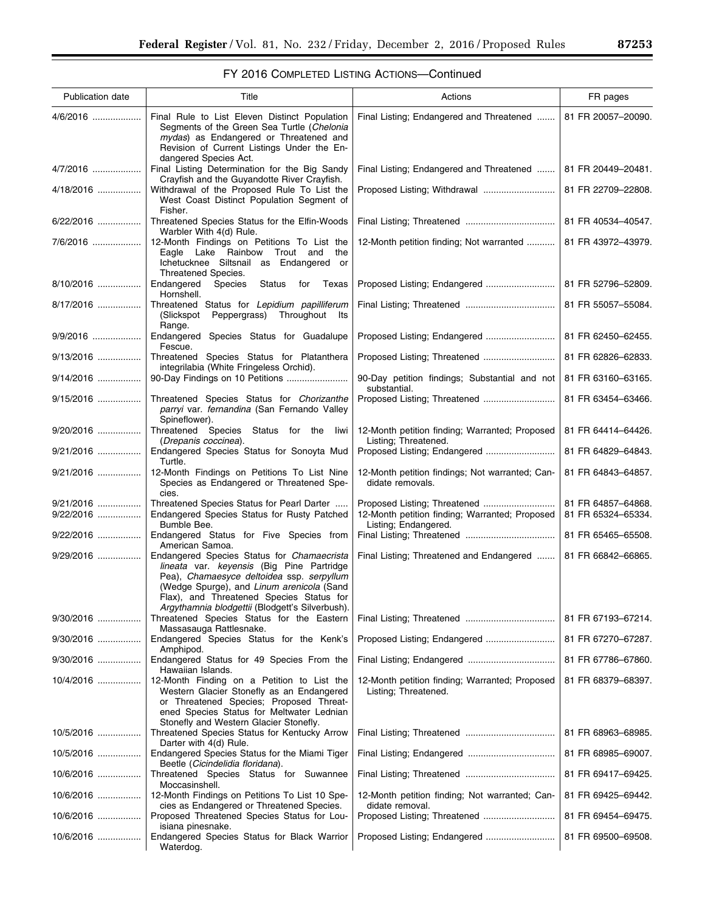## FY 2016 Completed Listing Actions—Continued

| Publication date | Title | Actions | FR pages |
|---|---|---|---|
| 4/6/2016 | Final Rule to List Eleven Distinct Population Segments of the Green Sea Turtle (*Chelonia mydas*) as Endangered or Threatened and Revision of Current Listings Under the Endangered Species Act. | Final Listing; Endangered and Threatened | 81 FR 20057–20090. |
| 4/7/2016 | Final Listing Determination for the Big Sandy Crayfish and the Guyandotte River Crayfish. | Final Listing; Endangered and Threatened | 81 FR 20449–20481. |
| 4/18/2016 | Withdrawal of the Proposed Rule To List the West Coast Distinct Population Segment of Fisher. | Proposed Listing; Withdrawal | 81 FR 22709–22808. |
| 6/22/2016 | Threatened Species Status for the Elfin-Woods Warbler With 4(d) Rule. | Final Listing; Threatened | 81 FR 40534–40547. |
| 7/6/2016 | 12-Month Findings on Petitions To List the Eagle Lake Rainbow Trout and the Ichetucknee Siltsnail as Endangered or Threatened Species. | 12-Month petition finding; Not warranted | 81 FR 43972–43979. |
| 8/10/2016 | Endangered Species Status for Texas Hornshell. | Proposed Listing; Endangered | 81 FR 52796–52809. |
| 8/17/2016 | Threatened Status for *Lepidium papilliferum* (Slickspot Peppergrass) Throughout Its Range. | Final Listing; Threatened | 81 FR 55057–55084. |
| 9/9/2016 | Endangered Species Status for Guadalupe Fescue. | Proposed Listing; Endangered | 81 FR 62450–62455. |
| 9/13/2016 | Threatened Species Status for Platanthera integrilabia (White Fringeless Orchid). | Proposed Listing; Threatened | 81 FR 62826–62833. |
| 9/14/2016 | 90-Day Findings on 10 Petitions | 90-Day petition findings; Substantial and not substantial. | 81 FR 63160–63165. |
| 9/15/2016 | Threatened Species Status for *Chorizanthe parryi* var. *fernandina* (San Fernando Valley Spineflower). | Proposed Listing; Threatened | 81 FR 63454–63466. |
| 9/20/2016 | Threatened Species Status for the Iiwi (*Drepanis coccinea*). | 12-Month petition finding; Warranted; Proposed Listing; Threatened. | 81 FR 64414–64426. |
| 9/21/2016 | Endangered Species Status for Sonoyta Mud Turtle. | Proposed Listing; Endangered | 81 FR 64829–64843. |
| 9/21/2016 | 12-Month Findings on Petitions To List Nine Species as Endangered or Threatened Species. | 12-Month petition findings; Not warranted; Candidate removals. | 81 FR 64843–64857. |
| 9/21/2016 | Threatened Species Status for Pearl Darter | Proposed Listing; Threatened | 81 FR 64857–64868. |
| 9/22/2016 | Endangered Species Status for Rusty Patched Bumble Bee. | 12-Month petition finding; Warranted; Proposed Listing; Endangered. | 81 FR 65324–65334. |
| 9/22/2016 | Endangered Status for Five Species from American Samoa. | Final Listing; Threatened | 81 FR 65465–65508. |
| 9/29/2016 | Endangered Species Status for *Chamaecrista lineata* var. *keyensis* (Big Pine Partridge Pea), *Chamaesyce deltoidea* ssp. *serpyllum* (Wedge Spurge), and *Linum arenicola* (Sand Flax), and Threatened Species Status for *Argythamnia blodgettii* (Blodgett's Silverbush). | Final Listing; Threatened and Endangered | 81 FR 66842–66865. |
| 9/30/2016 | Threatened Species Status for the Eastern Massasauga Rattlesnake. | Final Listing; Threatened | 81 FR 67193–67214. |
| 9/30/2016 | Endangered Species Status for the Kenk's Amphipod. | Proposed Listing; Endangered | 81 FR 67270–67287. |
| 9/30/2016 | Endangered Status for 49 Species From the Hawaiian Islands. | Final Listing; Endangered | 81 FR 67786–67860. |
| 10/4/2016 | 12-Month Finding on a Petition to List the Western Glacier Stonefly as an Endangered or Threatened Species; Proposed Threatened Species Status for Meltwater Lednian Stonefly and Western Glacier Stonefly. | 12-Month petition finding; Warranted; Proposed Listing; Threatened. | 81 FR 68379–68397. |
| 10/5/2016 | Threatened Species Status for Kentucky Arrow Darter with 4(d) Rule. | Final Listing; Threatened | 81 FR 68963–68985. |
| 10/5/2016 | Endangered Species Status for the Miami Tiger Beetle (*Cicindelidia floridana*). | Final Listing; Endangered | 81 FR 68985–69007. |
| 10/6/2016 | Threatened Species Status for Suwannee Moccasinshell. | Final Listing; Threatened | 81 FR 69417–69425. |
| 10/6/2016 | 12-Month Findings on Petitions To List 10 Species as Endangered or Threatened Species. | 12-Month petition finding; Not warranted; Candidate removal. | 81 FR 69425–69442. |
| 10/6/2016 | Proposed Threatened Species Status for Louisiana pinesnake. | Proposed Listing; Threatened | 81 FR 69454–69475. |
| 10/6/2016 | Endangered Species Status for Black Warrior Waterdog. | Proposed Listing; Endangered | 81 FR 69500–69508. |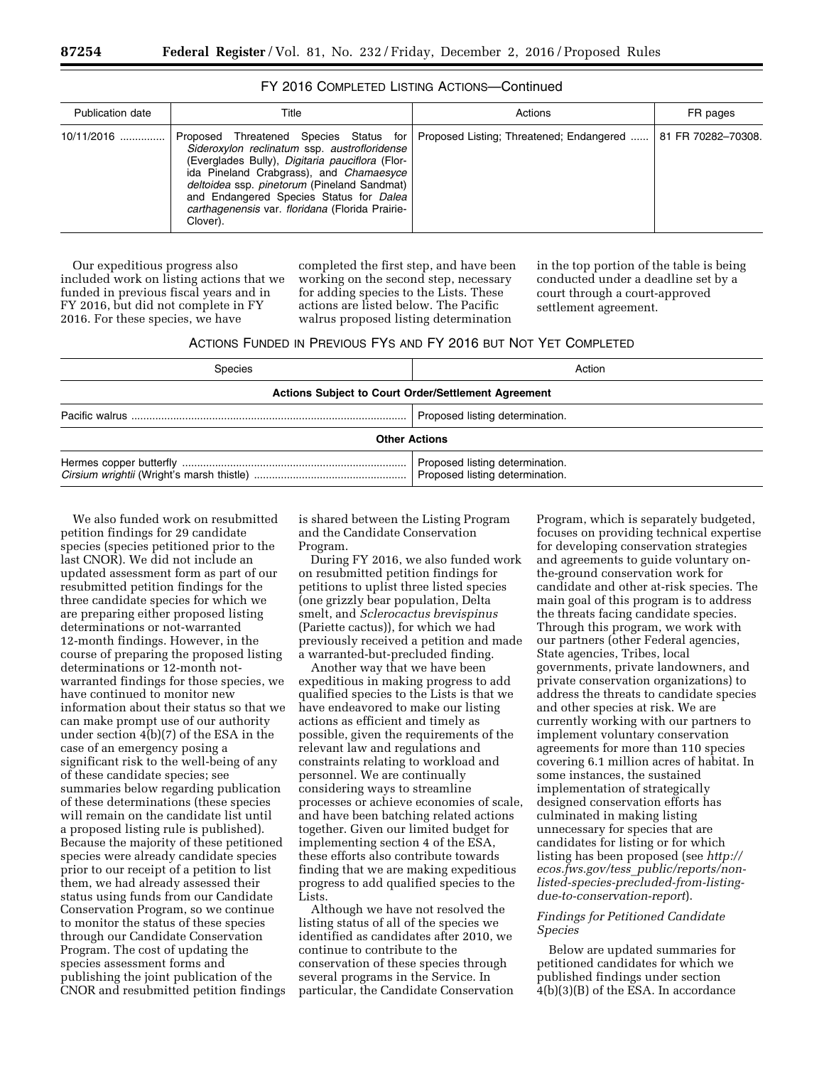### FY 2016 Completed Listing Actions—Continued

| Publication date | Title | Actions | FR pages |
|---|---|---|---|
| 10/11/2016 | Proposed Threatened Species Status for *Sideroxylon reclinatum* ssp. *austrofloridense* (Everglades Bully), *Digitaria pauciflora* (Florida Pineland Crabgrass), and *Chamaesyce deltoidea* ssp. *pinetorum* (Pineland Sandmat) and Endangered Species Status for *Dalea carthagenensis* var. *floridana* (Florida Prairie-Clover). | Proposed Listing; Threatened; Endangered | 81 FR 70282–70308. |

Our expeditious progress also included work on listing actions that we funded in previous fiscal years and in FY 2016, but did not complete in FY 2016. For these species, we have completed the first step, and have been working on the second step, necessary for adding species to the Lists. These actions are listed below. The Pacific walrus proposed listing determination in the top portion of the table is being conducted under a deadline set by a court through a court-approved settlement agreement.

### Actions Funded in Previous FYs and FY 2016 but Not Yet Completed

| Species | Action |
|---|---|
| **Actions Subject to Court Order/Settlement Agreement** | |
| Pacific walrus | Proposed listing determination. |
| **Other Actions** | |
| Hermes copper butterfly | Proposed listing determination. |
| *Cirsium wrightii* (Wright's marsh thistle) | Proposed listing determination. |

We also funded work on resubmitted petition findings for 29 candidate species (species petitioned prior to the last CNOR). We did not include an updated assessment form as part of our resubmitted petition findings for the three candidate species for which we are preparing either proposed listing determinations or not-warranted 12-month findings. However, in the course of preparing the proposed listing determinations or 12-month not-warranted findings for those species, we have continued to monitor new information about their status so that we can make prompt use of our authority under section 4(b)(7) of the ESA in the case of an emergency posing a significant risk to the well-being of any of these candidate species; see summaries below regarding publication of these determinations (these species will remain on the candidate list until a proposed listing rule is published). Because the majority of these petitioned species were already candidate species prior to our receipt of a petition to list them, we had already assessed their status using funds from our Candidate Conservation Program, so we continue to monitor the status of these species through our Candidate Conservation Program. The cost of updating the species assessment forms and publishing the joint publication of the CNOR and resubmitted petition findings is shared between the Listing Program and the Candidate Conservation Program.

During FY 2016, we also funded work on resubmitted petition findings for petitions to uplist three listed species (one grizzly bear population, Delta smelt, and *Sclerocactus brevispinus* (Pariette cactus)), for which we had previously received a petition and made a warranted-but-precluded finding.

Another way that we have been expeditious in making progress to add qualified species to the Lists is that we have endeavored to make our listing actions as efficient and timely as possible, given the requirements of the relevant law and regulations and constraints relating to workload and personnel. We are continually considering ways to streamline processes or achieve economies of scale, and have been batching related actions together. Given our limited budget for implementing section 4 of the ESA, these efforts also contribute towards finding that we are making expeditious progress to add qualified species to the Lists.

Although we have not resolved the listing status of all of the species we identified as candidates after 2010, we continue to contribute to the conservation of these species through several programs in the Service. In particular, the Candidate Conservation Program, which is separately budgeted, focuses on providing technical expertise for developing conservation strategies and agreements to guide voluntary on-the-ground conservation work for candidate and other at-risk species. The main goal of this program is to address the threats facing candidate species. Through this program, we work with our partners (other Federal agencies, State agencies, Tribes, local governments, private landowners, and private conservation organizations) to address the threats to candidate species and other species at risk. We are currently working with our partners to implement voluntary conservation agreements for more than 110 species covering 6.1 million acres of habitat. In some instances, the sustained implementation of strategically designed conservation efforts has culminated in making listing unnecessary for species that are candidates for listing or for which listing has been proposed (see *http://ecos.fws.gov/tess_public/reports/non-listed-species-precluded-from-listing-due-to-conservation-report*).

#### *Findings for Petitioned Candidate Species*

Below are updated summaries for petitioned candidates for which we published findings under section 4(b)(3)(B) of the ESA. In accordance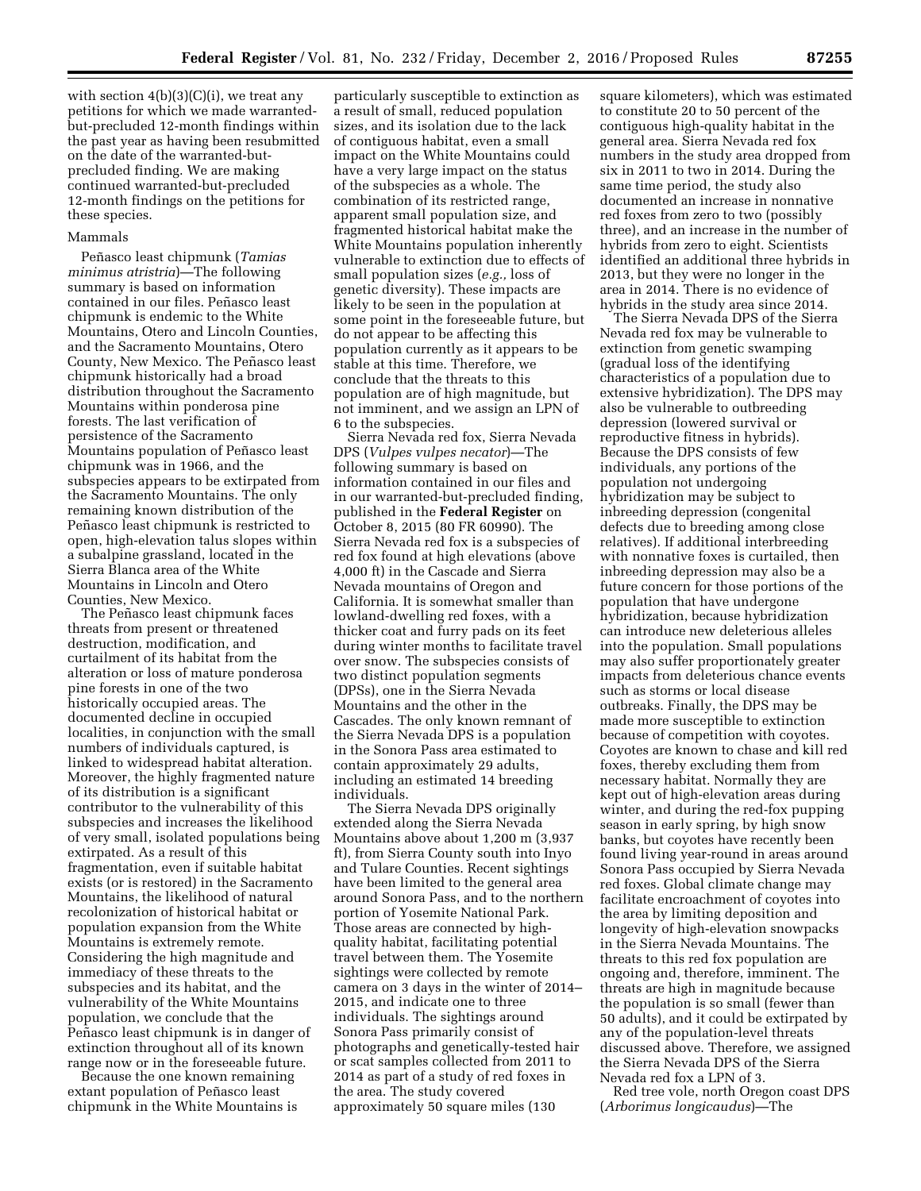with section 4(b)(3)(C)(i), we treat any petitions for which we made warranted-but-precluded 12-month findings within the past year as having been resubmitted on the date of the warranted-but-precluded finding. We are making continued warranted-but-precluded 12-month findings on the petitions for these species.

Mammals

Peñasco least chipmunk (*Tamias minimus atristria*)—The following summary is based on information contained in our files. Peñasco least chipmunk is endemic to the White Mountains, Otero and Lincoln Counties, and the Sacramento Mountains, Otero County, New Mexico. The Peñasco least chipmunk historically had a broad distribution throughout the Sacramento Mountains within ponderosa pine forests. The last verification of persistence of the Sacramento Mountains population of Peñasco least chipmunk was in 1966, and the subspecies appears to be extirpated from the Sacramento Mountains. The only remaining known distribution of the Peñasco least chipmunk is restricted to open, high-elevation talus slopes within a subalpine grassland, located in the Sierra Blanca area of the White Mountains in Lincoln and Otero Counties, New Mexico.

The Peñasco least chipmunk faces threats from present or threatened destruction, modification, and curtailment of its habitat from the alteration or loss of mature ponderosa pine forests in one of the two historically occupied areas. The documented decline in occupied localities, in conjunction with the small numbers of individuals captured, is linked to widespread habitat alteration. Moreover, the highly fragmented nature of its distribution is a significant contributor to the vulnerability of this subspecies and increases the likelihood of very small, isolated populations being extirpated. As a result of this fragmentation, even if suitable habitat exists (or is restored) in the Sacramento Mountains, the likelihood of natural recolonization of historical habitat or population expansion from the White Mountains is extremely remote. Considering the high magnitude and immediacy of these threats to the subspecies and its habitat, and the vulnerability of the White Mountains population, we conclude that the Peñasco least chipmunk is in danger of extinction throughout all of its known range now or in the foreseeable future.

Because the one known remaining extant population of Peñasco least chipmunk in the White Mountains is particularly susceptible to extinction as a result of small, reduced population sizes, and its isolation due to the lack of contiguous habitat, even a small impact on the White Mountains could have a very large impact on the status of the subspecies as a whole. The combination of its restricted range, apparent small population size, and fragmented historical habitat make the White Mountains population inherently vulnerable to extinction due to effects of small population sizes (*e.g.,* loss of genetic diversity). These impacts are likely to be seen in the population at some point in the foreseeable future, but do not appear to be affecting this population currently as it appears to be stable at this time. Therefore, we conclude that the threats to this population are of high magnitude, but not imminent, and we assign an LPN of 6 to the subspecies.

Sierra Nevada red fox, Sierra Nevada DPS (*Vulpes vulpes necator*)—The following summary is based on information contained in our files and in our warranted-but-precluded finding, published in the **Federal Register** on October 8, 2015 (80 FR 60990). The Sierra Nevada red fox is a subspecies of red fox found at high elevations (above 4,000 ft) in the Cascade and Sierra Nevada mountains of Oregon and California. It is somewhat smaller than lowland-dwelling red foxes, with a thicker coat and furry pads on its feet during winter months to facilitate travel over snow. The subspecies consists of two distinct population segments (DPSs), one in the Sierra Nevada Mountains and the other in the Cascades. The only known remnant of the Sierra Nevada DPS is a population in the Sonora Pass area estimated to contain approximately 29 adults, including an estimated 14 breeding individuals.

The Sierra Nevada DPS originally extended along the Sierra Nevada Mountains above about 1,200 m (3,937 ft), from Sierra County south into Inyo and Tulare Counties. Recent sightings have been limited to the general area around Sonora Pass, and to the northern portion of Yosemite National Park. Those areas are connected by high-quality habitat, facilitating potential travel between them. The Yosemite sightings were collected by remote camera on 3 days in the winter of 2014–2015, and indicate one to three individuals. The sightings around Sonora Pass primarily consist of photographs and genetically-tested hair or scat samples collected from 2011 to 2014 as part of a study of red foxes in the area. The study covered approximately 50 square miles (130 square kilometers), which was estimated to constitute 20 to 50 percent of the contiguous high-quality habitat in the general area. Sierra Nevada red fox numbers in the study area dropped from six in 2011 to two in 2014. During the same time period, the study also documented an increase in nonnative red foxes from zero to two (possibly three), and an increase in the number of hybrids from zero to eight. Scientists identified an additional three hybrids in 2013, but they were no longer in the area in 2014. There is no evidence of hybrids in the study area since 2014.

The Sierra Nevada DPS of the Sierra Nevada red fox may be vulnerable to extinction from genetic swamping (gradual loss of the identifying characteristics of a population due to extensive hybridization). The DPS may also be vulnerable to outbreeding depression (lowered survival or reproductive fitness in hybrids). Because the DPS consists of few individuals, any portions of the population not undergoing hybridization may be subject to inbreeding depression (congenital defects due to breeding among close relatives). If additional interbreeding with nonnative foxes is curtailed, then inbreeding depression may also be a future concern for those portions of the population that have undergone hybridization, because hybridization can introduce new deleterious alleles into the population. Small populations may also suffer proportionately greater impacts from deleterious chance events such as storms or local disease outbreaks. Finally, the DPS may be made more susceptible to extinction because of competition with coyotes. Coyotes are known to chase and kill red foxes, thereby excluding them from necessary habitat. Normally they are kept out of high-elevation areas during winter, and during the red-fox pupping season in early spring, by high snow banks, but coyotes have recently been found living year-round in areas around Sonora Pass occupied by Sierra Nevada red foxes. Global climate change may facilitate encroachment of coyotes into the area by limiting deposition and longevity of high-elevation snowpacks in the Sierra Nevada Mountains. The threats to this red fox population are ongoing and, therefore, imminent. The threats are high in magnitude because the population is so small (fewer than 50 adults), and it could be extirpated by any of the population-level threats discussed above. Therefore, we assigned the Sierra Nevada DPS of the Sierra Nevada red fox a LPN of 3.

Red tree vole, north Oregon coast DPS (*Arborimus longicaudus*)—The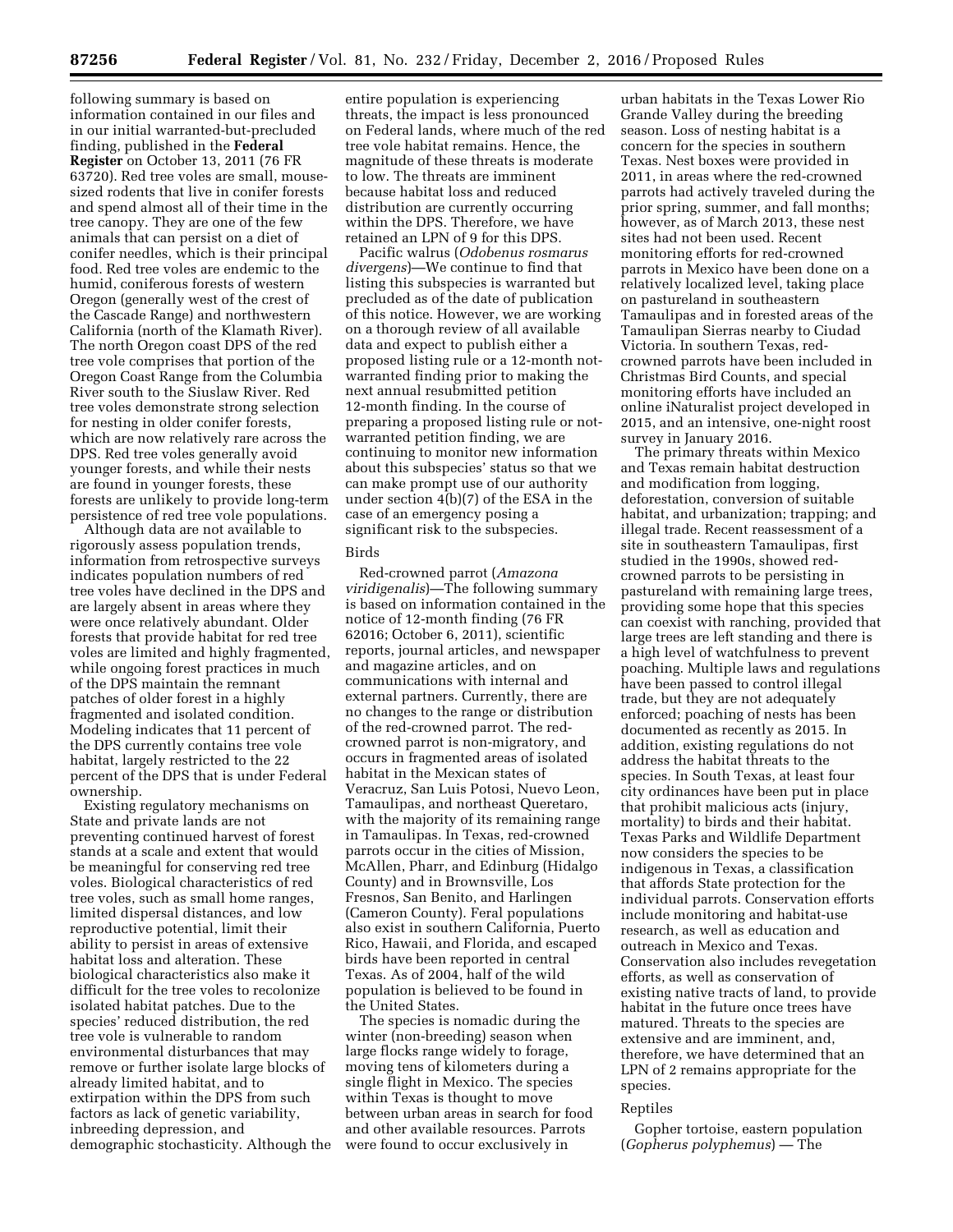following summary is based on information contained in our files and in our initial warranted-but-precluded finding, published in the **Federal Register** on October 13, 2011 (76 FR 63720). Red tree voles are small, mouse-sized rodents that live in conifer forests and spend almost all of their time in the tree canopy. They are one of the few animals that can persist on a diet of conifer needles, which is their principal food. Red tree voles are endemic to the humid, coniferous forests of western Oregon (generally west of the crest of the Cascade Range) and northwestern California (north of the Klamath River). The north Oregon coast DPS of the red tree vole comprises that portion of the Oregon Coast Range from the Columbia River south to the Siuslaw River. Red tree voles demonstrate strong selection for nesting in older conifer forests, which are now relatively rare across the DPS. Red tree voles generally avoid younger forests, and while their nests are found in younger forests, these forests are unlikely to provide long-term persistence of red tree vole populations.

Although data are not available to rigorously assess population trends, information from retrospective surveys indicates population numbers of red tree voles have declined in the DPS and are largely absent in areas where they were once relatively abundant. Older forests that provide habitat for red tree voles are limited and highly fragmented, while ongoing forest practices in much of the DPS maintain the remnant patches of older forest in a highly fragmented and isolated condition. Modeling indicates that 11 percent of the DPS currently contains tree vole habitat, largely restricted to the 22 percent of the DPS that is under Federal ownership.

Existing regulatory mechanisms on State and private lands are not preventing continued harvest of forest stands at a scale and extent that would be meaningful for conserving red tree voles. Biological characteristics of red tree voles, such as small home ranges, limited dispersal distances, and low reproductive potential, limit their ability to persist in areas of extensive habitat loss and alteration. These biological characteristics also make it difficult for the tree voles to recolonize isolated habitat patches. Due to the species' reduced distribution, the red tree vole is vulnerable to random environmental disturbances that may remove or further isolate large blocks of already limited habitat, and to extirpation within the DPS from such factors as lack of genetic variability, inbreeding depression, and demographic stochasticity. Although the entire population is experiencing threats, the impact is less pronounced on Federal lands, where much of the red tree vole habitat remains. Hence, the magnitude of these threats is moderate to low. The threats are imminent because habitat loss and reduced distribution are currently occurring within the DPS. Therefore, we have retained an LPN of 9 for this DPS.

Pacific walrus (*Odobenus rosmarus divergens*)—We continue to find that listing this subspecies is warranted but precluded as of the date of publication of this notice. However, we are working on a thorough review of all available data and expect to publish either a proposed listing rule or a 12-month not-warranted finding prior to making the next annual resubmitted petition 12-month finding. In the course of preparing a proposed listing rule or not-warranted petition finding, we are continuing to monitor new information about this subspecies' status so that we can make prompt use of our authority under section 4(b)(7) of the ESA in the case of an emergency posing a significant risk to the subspecies.

### Birds

Red-crowned parrot (*Amazona viridigenalis*)—The following summary is based on information contained in the notice of 12-month finding (76 FR 62016; October 6, 2011), scientific reports, journal articles, and newspaper and magazine articles, and on communications with internal and external partners. Currently, there are no changes to the range or distribution of the red-crowned parrot. The red-crowned parrot is non-migratory, and occurs in fragmented areas of isolated habitat in the Mexican states of Veracruz, San Luis Potosi, Nuevo Leon, Tamaulipas, and northeast Queretaro, with the majority of its remaining range in Tamaulipas. In Texas, red-crowned parrots occur in the cities of Mission, McAllen, Pharr, and Edinburg (Hidalgo County) and in Brownsville, Los Fresnos, San Benito, and Harlingen (Cameron County). Feral populations also exist in southern California, Puerto Rico, Hawaii, and Florida, and escaped birds have been reported in central Texas. As of 2004, half of the wild population is believed to be found in the United States.

The species is nomadic during the winter (non-breeding) season when large flocks range widely to forage, moving tens of kilometers during a single flight in Mexico. The species within Texas is thought to move between urban areas in search for food and other available resources. Parrots were found to occur exclusively in urban habitats in the Texas Lower Rio Grande Valley during the breeding season. Loss of nesting habitat is a concern for the species in southern Texas. Nest boxes were provided in 2011, in areas where the red-crowned parrots had actively traveled during the prior spring, summer, and fall months; however, as of March 2013, these nest sites had not been used. Recent monitoring efforts for red-crowned parrots in Mexico have been done on a relatively localized level, taking place on pastureland in southeastern Tamaulipas and in forested areas of the Tamaulipan Sierras nearby to Ciudad Victoria. In southern Texas, red-crowned parrots have been included in Christmas Bird Counts, and special monitoring efforts have included an online iNaturalist project developed in 2015, and an intensive, one-night roost survey in January 2016.

The primary threats within Mexico and Texas remain habitat destruction and modification from logging, deforestation, conversion of suitable habitat, and urbanization; trapping; and illegal trade. Recent reassessment of a site in southeastern Tamaulipas, first studied in the 1990s, showed red-crowned parrots to be persisting in pastureland with remaining large trees, providing some hope that this species can coexist with ranching, provided that large trees are left standing and there is a high level of watchfulness to prevent poaching. Multiple laws and regulations have been passed to control illegal trade, but they are not adequately enforced; poaching of nests has been documented as recently as 2015. In addition, existing regulations do not address the habitat threats to the species. In South Texas, at least four city ordinances have been put in place that prohibit malicious acts (injury, mortality) to birds and their habitat. Texas Parks and Wildlife Department now considers the species to be indigenous in Texas, a classification that affords State protection for the individual parrots. Conservation efforts include monitoring and habitat-use research, as well as education and outreach in Mexico and Texas. Conservation also includes revegetation efforts, as well as conservation of existing native tracts of land, to provide habitat in the future once trees have matured. Threats to the species are extensive and are imminent, and, therefore, we have determined that an LPN of 2 remains appropriate for the species.

### Reptiles

Gopher tortoise, eastern population (*Gopherus polyphemus*) — The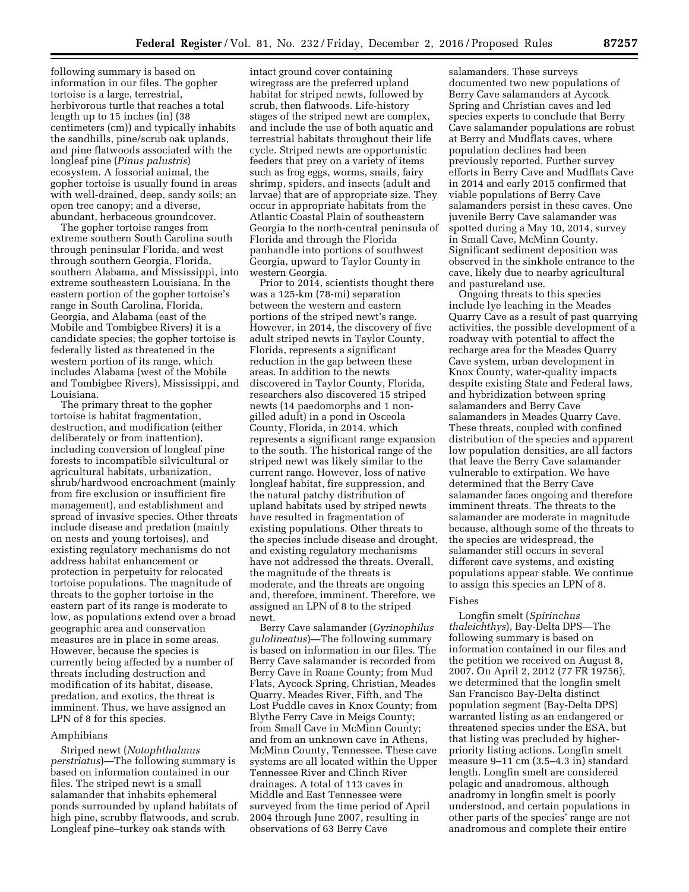following summary is based on information in our files. The gopher tortoise is a large, terrestrial, herbivorous turtle that reaches a total length up to 15 inches (in) (38 centimeters (cm)) and typically inhabits the sandhills, pine/scrub oak uplands, and pine flatwoods associated with the longleaf pine (*Pinus palustris*) ecosystem. A fossorial animal, the gopher tortoise is usually found in areas with well-drained, deep, sandy soils; an open tree canopy; and a diverse, abundant, herbaceous groundcover.

The gopher tortoise ranges from extreme southern South Carolina south through peninsular Florida, and west through southern Georgia, Florida, southern Alabama, and Mississippi, into extreme southeastern Louisiana. In the eastern portion of the gopher tortoise's range in South Carolina, Florida, Georgia, and Alabama (east of the Mobile and Tombigbee Rivers) it is a candidate species; the gopher tortoise is federally listed as threatened in the western portion of its range, which includes Alabama (west of the Mobile and Tombigbee Rivers), Mississippi, and Louisiana.

The primary threat to the gopher tortoise is habitat fragmentation, destruction, and modification (either deliberately or from inattention), including conversion of longleaf pine forests to incompatible silvicultural or agricultural habitats, urbanization, shrub/hardwood encroachment (mainly from fire exclusion or insufficient fire management), and establishment and spread of invasive species. Other threats include disease and predation (mainly on nests and young tortoises), and existing regulatory mechanisms do not address habitat enhancement or protection in perpetuity for relocated tortoise populations. The magnitude of threats to the gopher tortoise in the eastern part of its range is moderate to low, as populations extend over a broad geographic area and conservation measures are in place in some areas. However, because the species is currently being affected by a number of threats including destruction and modification of its habitat, disease, predation, and exotics, the threat is imminent. Thus, we have assigned an LPN of 8 for this species.

## Amphibians

Striped newt (*Notophthalmus perstriatus*)—The following summary is based on information contained in our files. The striped newt is a small salamander that inhabits ephemeral ponds surrounded by upland habitats of high pine, scrubby flatwoods, and scrub. Longleaf pine–turkey oak stands with intact ground cover containing wiregrass are the preferred upland habitat for striped newts, followed by scrub, then flatwoods. Life-history stages of the striped newt are complex, and include the use of both aquatic and terrestrial habitats throughout their life cycle. Striped newts are opportunistic feeders that prey on a variety of items such as frog eggs, worms, snails, fairy shrimp, spiders, and insects (adult and larvae) that are of appropriate size. They occur in appropriate habitats from the Atlantic Coastal Plain of southeastern Georgia to the north-central peninsula of Florida and through the Florida panhandle into portions of southwest Georgia, upward to Taylor County in western Georgia.

Prior to 2014, scientists thought there was a 125-km (78-mi) separation between the western and eastern portions of the striped newt's range. However, in 2014, the discovery of five adult striped newts in Taylor County, Florida, represents a significant reduction in the gap between these areas. In addition to the newts discovered in Taylor County, Florida, researchers also discovered 15 striped newts (14 paedomorphs and 1 non-gilled adult) in a pond in Osceola County, Florida, in 2014, which represents a significant range expansion to the south. The historical range of the striped newt was likely similar to the current range. However, loss of native longleaf habitat, fire suppression, and the natural patchy distribution of upland habitats used by striped newts have resulted in fragmentation of existing populations. Other threats to the species include disease and drought, and existing regulatory mechanisms have not addressed the threats. Overall, the magnitude of the threats is moderate, and the threats are ongoing and, therefore, imminent. Therefore, we assigned an LPN of 8 to the striped newt.

Berry Cave salamander (*Gyrinophilus gulolineatus*)—The following summary is based on information in our files. The Berry Cave salamander is recorded from Berry Cave in Roane County; from Mud Flats, Aycock Spring, Christian, Meades Quarry, Meades River, Fifth, and The Lost Puddle caves in Knox County; from Blythe Ferry Cave in Meigs County; from Small Cave in McMinn County; and from an unknown cave in Athens, McMinn County, Tennessee. These cave systems are all located within the Upper Tennessee River and Clinch River drainages. A total of 113 caves in Middle and East Tennessee were surveyed from the time period of April 2004 through June 2007, resulting in observations of 63 Berry Cave salamanders. These surveys documented two new populations of Berry Cave salamanders at Aycock Spring and Christian caves and led species experts to conclude that Berry Cave salamander populations are robust at Berry and Mudflats caves, where population declines had been previously reported. Further survey efforts in Berry Cave and Mudflats Cave in 2014 and early 2015 confirmed that viable populations of Berry Cave salamanders persist in these caves. One juvenile Berry Cave salamander was spotted during a May 10, 2014, survey in Small Cave, McMinn County. Significant sediment deposition was observed in the sinkhole entrance to the cave, likely due to nearby agricultural and pastureland use.

Ongoing threats to this species include lye leaching in the Meades Quarry Cave as a result of past quarrying activities, the possible development of a roadway with potential to affect the recharge area for the Meades Quarry Cave system, urban development in Knox County, water-quality impacts despite existing State and Federal laws, and hybridization between spring salamanders and Berry Cave salamanders in Meades Quarry Cave. These threats, coupled with confined distribution of the species and apparent low population densities, are all factors that leave the Berry Cave salamander vulnerable to extirpation. We have determined that the Berry Cave salamander faces ongoing and therefore imminent threats. The threats to the salamander are moderate in magnitude because, although some of the threats to the species are widespread, the salamander still occurs in several different cave systems, and existing populations appear stable. We continue to assign this species an LPN of 8.

## Fishes

Longfin smelt (*Spirinchus thaleichthys*), Bay-Delta DPS—The following summary is based on information contained in our files and the petition we received on August 8, 2007. On April 2, 2012 (77 FR 19756), we determined that the longfin smelt San Francisco Bay-Delta distinct population segment (Bay-Delta DPS) warranted listing as an endangered or threatened species under the ESA, but that listing was precluded by higher-priority listing actions. Longfin smelt measure 9–11 cm (3.5–4.3 in) standard length. Longfin smelt are considered pelagic and anadromous, although anadromy in longfin smelt is poorly understood, and certain populations in other parts of the species' range are not anadromous and complete their entire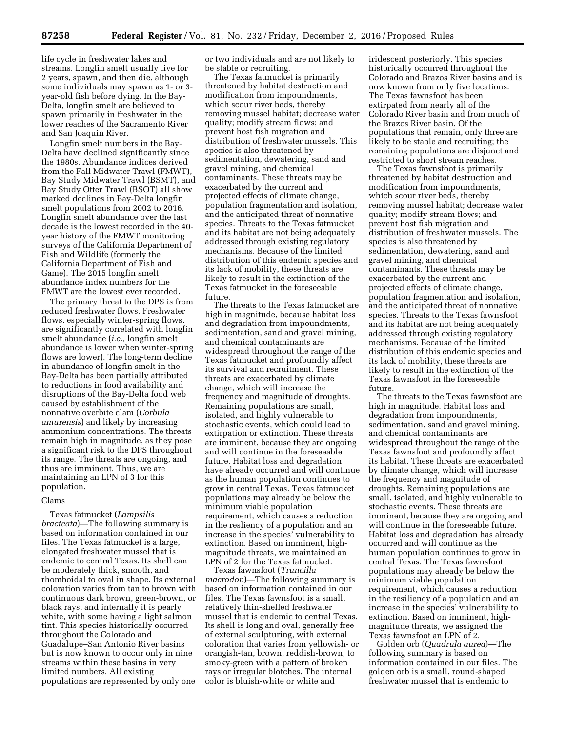life cycle in freshwater lakes and streams. Longfin smelt usually live for 2 years, spawn, and then die, although some individuals may spawn as 1- or 3-year-old fish before dying. In the Bay-Delta, longfin smelt are believed to spawn primarily in freshwater in the lower reaches of the Sacramento River and San Joaquin River.

Longfin smelt numbers in the Bay-Delta have declined significantly since the 1980s. Abundance indices derived from the Fall Midwater Trawl (FMWT), Bay Study Midwater Trawl (BSMT), and Bay Study Otter Trawl (BSOT) all show marked declines in Bay-Delta longfin smelt populations from 2002 to 2016. Longfin smelt abundance over the last decade is the lowest recorded in the 40-year history of the FMWT monitoring surveys of the California Department of Fish and Wildlife (formerly the California Department of Fish and Game). The 2015 longfin smelt abundance index numbers for the FMWT are the lowest ever recorded.

The primary threat to the DPS is from reduced freshwater flows. Freshwater flows, especially winter-spring flows, are significantly correlated with longfin smelt abundance (*i.e.,* longfin smelt abundance is lower when winter-spring flows are lower). The long-term decline in abundance of longfin smelt in the Bay-Delta has been partially attributed to reductions in food availability and disruptions of the Bay-Delta food web caused by establishment of the nonnative overbite clam (*Corbula amurensis*) and likely by increasing ammonium concentrations. The threats remain high in magnitude, as they pose a significant risk to the DPS throughout its range. The threats are ongoing, and thus are imminent. Thus, we are maintaining an LPN of 3 for this population.

### Clams

Texas fatmucket (*Lampsilis bracteata*)—The following summary is based on information contained in our files. The Texas fatmucket is a large, elongated freshwater mussel that is endemic to central Texas. Its shell can be moderately thick, smooth, and rhomboidal to oval in shape. Its external coloration varies from tan to brown with continuous dark brown, green-brown, or black rays, and internally it is pearly white, with some having a light salmon tint. This species historically occurred throughout the Colorado and Guadalupe–San Antonio River basins but is now known to occur only in nine streams within these basins in very limited numbers. All existing populations are represented by only one or two individuals and are not likely to be stable or recruiting.

The Texas fatmucket is primarily threatened by habitat destruction and modification from impoundments, which scour river beds, thereby removing mussel habitat; decrease water quality; modify stream flows; and prevent host fish migration and distribution of freshwater mussels. This species is also threatened by sedimentation, dewatering, sand and gravel mining, and chemical contaminants. These threats may be exacerbated by the current and projected effects of climate change, population fragmentation and isolation, and the anticipated threat of nonnative species. Threats to the Texas fatmucket and its habitat are not being adequately addressed through existing regulatory mechanisms. Because of the limited distribution of this endemic species and its lack of mobility, these threats are likely to result in the extinction of the Texas fatmucket in the foreseeable future.

The threats to the Texas fatmucket are high in magnitude, because habitat loss and degradation from impoundments, sedimentation, sand and gravel mining, and chemical contaminants are widespread throughout the range of the Texas fatmucket and profoundly affect its survival and recruitment. These threats are exacerbated by climate change, which will increase the frequency and magnitude of droughts. Remaining populations are small, isolated, and highly vulnerable to stochastic events, which could lead to extirpation or extinction. These threats are imminent, because they are ongoing and will continue in the foreseeable future. Habitat loss and degradation have already occurred and will continue as the human population continues to grow in central Texas. Texas fatmucket populations may already be below the minimum viable population requirement, which causes a reduction in the resiliency of a population and an increase in the species' vulnerability to extinction. Based on imminent, high-magnitude threats, we maintained an LPN of 2 for the Texas fatmucket.

Texas fawnsfoot (*Truncilla macrodon*)—The following summary is based on information contained in our files. The Texas fawnsfoot is a small, relatively thin-shelled freshwater mussel that is endemic to central Texas. Its shell is long and oval, generally free of external sculpturing, with external coloration that varies from yellowish- or orangish-tan, brown, reddish-brown, to smoky-green with a pattern of broken rays or irregular blotches. The internal color is bluish-white or white and iridescent posteriorly. This species historically occurred throughout the Colorado and Brazos River basins and is now known from only five locations. The Texas fawnsfoot has been extirpated from nearly all of the Colorado River basin and from much of the Brazos River basin. Of the populations that remain, only three are likely to be stable and recruiting; the remaining populations are disjunct and restricted to short stream reaches.

The Texas fawnsfoot is primarily threatened by habitat destruction and modification from impoundments, which scour river beds, thereby removing mussel habitat; decrease water quality; modify stream flows; and prevent host fish migration and distribution of freshwater mussels. The species is also threatened by sedimentation, dewatering, sand and gravel mining, and chemical contaminants. These threats may be exacerbated by the current and projected effects of climate change, population fragmentation and isolation, and the anticipated threat of nonnative species. Threats to the Texas fawnsfoot and its habitat are not being adequately addressed through existing regulatory mechanisms. Because of the limited distribution of this endemic species and its lack of mobility, these threats are likely to result in the extinction of the Texas fawnsfoot in the foreseeable future.

The threats to the Texas fawnsfoot are high in magnitude. Habitat loss and degradation from impoundments, sedimentation, sand and gravel mining, and chemical contaminants are widespread throughout the range of the Texas fawnsfoot and profoundly affect its habitat. These threats are exacerbated by climate change, which will increase the frequency and magnitude of droughts. Remaining populations are small, isolated, and highly vulnerable to stochastic events. These threats are imminent, because they are ongoing and will continue in the foreseeable future. Habitat loss and degradation has already occurred and will continue as the human population continues to grow in central Texas. The Texas fawnsfoot populations may already be below the minimum viable population requirement, which causes a reduction in the resiliency of a population and an increase in the species' vulnerability to extinction. Based on imminent, high-magnitude threats, we assigned the Texas fawnsfoot an LPN of 2.

Golden orb (*Quadrula aurea*)—The following summary is based on information contained in our files. The golden orb is a small, round-shaped freshwater mussel that is endemic to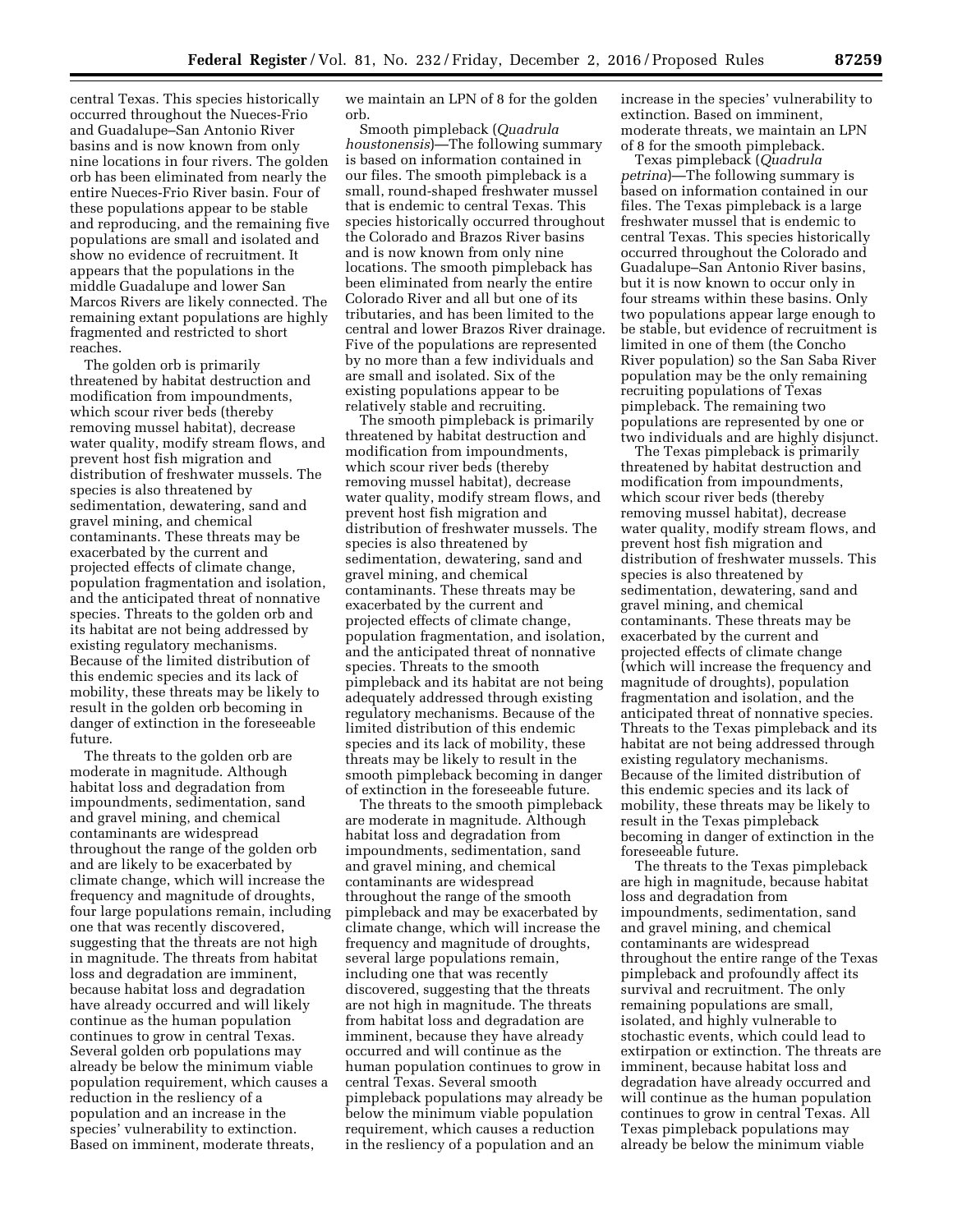central Texas. This species historically occurred throughout the Nueces-Frio and Guadalupe–San Antonio River basins and is now known from only nine locations in four rivers. The golden orb has been eliminated from nearly the entire Nueces-Frio River basin. Four of these populations appear to be stable and reproducing, and the remaining five populations are small and isolated and show no evidence of recruitment. It appears that the populations in the middle Guadalupe and lower San Marcos Rivers are likely connected. The remaining extant populations are highly fragmented and restricted to short reaches.

The golden orb is primarily threatened by habitat destruction and modification from impoundments, which scour river beds (thereby removing mussel habitat), decrease water quality, modify stream flows, and prevent host fish migration and distribution of freshwater mussels. The species is also threatened by sedimentation, dewatering, sand and gravel mining, and chemical contaminants. These threats may be exacerbated by the current and projected effects of climate change, population fragmentation and isolation, and the anticipated threat of nonnative species. Threats to the golden orb and its habitat are not being addressed by existing regulatory mechanisms. Because of the limited distribution of this endemic species and its lack of mobility, these threats may be likely to result in the golden orb becoming in danger of extinction in the foreseeable future.

The threats to the golden orb are moderate in magnitude. Although habitat loss and degradation from impoundments, sedimentation, sand and gravel mining, and chemical contaminants are widespread throughout the range of the golden orb and are likely to be exacerbated by climate change, which will increase the frequency and magnitude of droughts, four large populations remain, including one that was recently discovered, suggesting that the threats are not high in magnitude. The threats from habitat loss and degradation are imminent, because habitat loss and degradation have already occurred and will likely continue as the human population continues to grow in central Texas. Several golden orb populations may already be below the minimum viable population requirement, which causes a reduction in the resliency of a population and an increase in the species' vulnerability to extinction. Based on imminent, moderate threats, we maintain an LPN of 8 for the golden orb.

Smooth pimpleback (*Quadrula houstonensis*)—The following summary is based on information contained in our files. The smooth pimpleback is a small, round-shaped freshwater mussel that is endemic to central Texas. This species historically occurred throughout the Colorado and Brazos River basins and is now known from only nine locations. The smooth pimpleback has been eliminated from nearly the entire Colorado River and all but one of its tributaries, and has been limited to the central and lower Brazos River drainage. Five of the populations are represented by no more than a few individuals and are small and isolated. Six of the existing populations appear to be relatively stable and recruiting.

The smooth pimpleback is primarily threatened by habitat destruction and modification from impoundments, which scour river beds (thereby removing mussel habitat), decrease water quality, modify stream flows, and prevent host fish migration and distribution of freshwater mussels. The species is also threatened by sedimentation, dewatering, sand and gravel mining, and chemical contaminants. These threats may be exacerbated by the current and projected effects of climate change, population fragmentation, and isolation, and the anticipated threat of nonnative species. Threats to the smooth pimpleback and its habitat are not being adequately addressed through existing regulatory mechanisms. Because of the limited distribution of this endemic species and its lack of mobility, these threats may be likely to result in the smooth pimpleback becoming in danger of extinction in the foreseeable future.

The threats to the smooth pimpleback are moderate in magnitude. Although habitat loss and degradation from impoundments, sedimentation, sand and gravel mining, and chemical contaminants are widespread throughout the range of the smooth pimpleback and may be exacerbated by climate change, which will increase the frequency and magnitude of droughts, several large populations remain, including one that was recently discovered, suggesting that the threats are not high in magnitude. The threats from habitat loss and degradation are imminent, because they have already occurred and will continue as the human population continues to grow in central Texas. Several smooth pimpleback populations may already be below the minimum viable population requirement, which causes a reduction in the resliency of a population and an increase in the species' vulnerability to extinction. Based on imminent, moderate threats, we maintain an LPN of 8 for the smooth pimpleback.

Texas pimpleback (*Quadrula petrina*)—The following summary is based on information contained in our files. The Texas pimpleback is a large freshwater mussel that is endemic to central Texas. This species historically occurred throughout the Colorado and Guadalupe–San Antonio River basins, but it is now known to occur only in four streams within these basins. Only two populations appear large enough to be stable, but evidence of recruitment is limited in one of them (the Concho River population) so the San Saba River population may be the only remaining recruiting populations of Texas pimpleback. The remaining two populations are represented by one or two individuals and are highly disjunct.

The Texas pimpleback is primarily threatened by habitat destruction and modification from impoundments, which scour river beds (thereby removing mussel habitat), decrease water quality, modify stream flows, and prevent host fish migration and distribution of freshwater mussels. This species is also threatened by sedimentation, dewatering, sand and gravel mining, and chemical contaminants. These threats may be exacerbated by the current and projected effects of climate change (which will increase the frequency and magnitude of droughts), population fragmentation and isolation, and the anticipated threat of nonnative species. Threats to the Texas pimpleback and its habitat are not being addressed through existing regulatory mechanisms. Because of the limited distribution of this endemic species and its lack of mobility, these threats may be likely to result in the Texas pimpleback becoming in danger of extinction in the foreseeable future.

The threats to the Texas pimpleback are high in magnitude, because habitat loss and degradation from impoundments, sedimentation, sand and gravel mining, and chemical contaminants are widespread throughout the entire range of the Texas pimpleback and profoundly affect its survival and recruitment. The only remaining populations are small, isolated, and highly vulnerable to stochastic events, which could lead to extirpation or extinction. The threats are imminent, because habitat loss and degradation have already occurred and will continue as the human population continues to grow in central Texas. All Texas pimpleback populations may already be below the minimum viable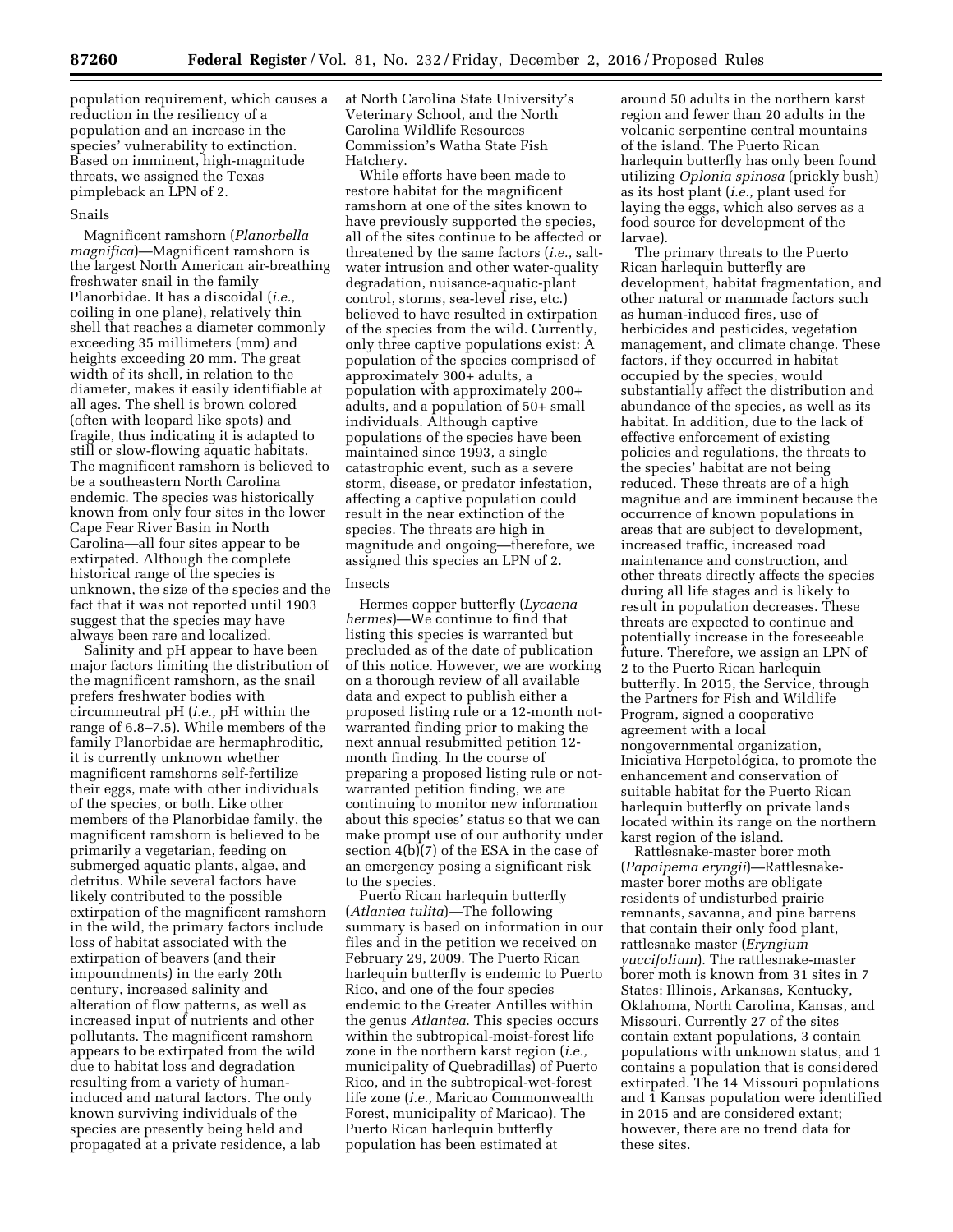population requirement, which causes a reduction in the resiliency of a population and an increase in the species' vulnerability to extinction. Based on imminent, high-magnitude threats, we assigned the Texas pimpleback an LPN of 2.

### Snails

Magnificent ramshorn (*Planorbella magnifica*)—Magnificent ramshorn is the largest North American air-breathing freshwater snail in the family Planorbidae. It has a discoidal (*i.e.,* coiling in one plane), relatively thin shell that reaches a diameter commonly exceeding 35 millimeters (mm) and heights exceeding 20 mm. The great width of its shell, in relation to the diameter, makes it easily identifiable at all ages. The shell is brown colored (often with leopard like spots) and fragile, thus indicating it is adapted to still or slow-flowing aquatic habitats. The magnificent ramshorn is believed to be a southeastern North Carolina endemic. The species was historically known from only four sites in the lower Cape Fear River Basin in North Carolina—all four sites appear to be extirpated. Although the complete historical range of the species is unknown, the size of the species and the fact that it was not reported until 1903 suggest that the species may have always been rare and localized.

Salinity and pH appear to have been major factors limiting the distribution of the magnificent ramshorn, as the snail prefers freshwater bodies with circumneutral pH (*i.e.,* pH within the range of 6.8–7.5). While members of the family Planorbidae are hermaphroditic, it is currently unknown whether magnificent ramshorns self-fertilize their eggs, mate with other individuals of the species, or both. Like other members of the Planorbidae family, the magnificent ramshorn is believed to be primarily a vegetarian, feeding on submerged aquatic plants, algae, and detritus. While several factors have likely contributed to the possible extirpation of the magnificent ramshorn in the wild, the primary factors include loss of habitat associated with the extirpation of beavers (and their impoundments) in the early 20th century, increased salinity and alteration of flow patterns, as well as increased input of nutrients and other pollutants. The magnificent ramshorn appears to be extirpated from the wild due to habitat loss and degradation resulting from a variety of human-induced and natural factors. The only known surviving individuals of the species are presently being held and propagated at a private residence, a lab at North Carolina State University's Veterinary School, and the North Carolina Wildlife Resources Commission's Watha State Fish Hatchery.

While efforts have been made to restore habitat for the magnificent ramshorn at one of the sites known to have previously supported the species, all of the sites continue to be affected or threatened by the same factors (*i.e.,* salt-water intrusion and other water-quality degradation, nuisance-aquatic-plant control, storms, sea-level rise, etc.) believed to have resulted in extirpation of the species from the wild. Currently, only three captive populations exist: A population of the species comprised of approximately 300+ adults, a population with approximately 200+ adults, and a population of 50+ small individuals. Although captive populations of the species have been maintained since 1993, a single catastrophic event, such as a severe storm, disease, or predator infestation, affecting a captive population could result in the near extinction of the species. The threats are high in magnitude and ongoing—therefore, we assigned this species an LPN of 2.

### Insects

Hermes copper butterfly (*Lycaena hermes*)—We continue to find that listing this species is warranted but precluded as of the date of publication of this notice. However, we are working on a thorough review of all available data and expect to publish either a proposed listing rule or a 12-month not-warranted finding prior to making the next annual resubmitted petition 12-month finding. In the course of preparing a proposed listing rule or not-warranted petition finding, we are continuing to monitor new information about this species' status so that we can make prompt use of our authority under section 4(b)(7) of the ESA in the case of an emergency posing a significant risk to the species.

Puerto Rican harlequin butterfly (*Atlantea tulita*)—The following summary is based on information in our files and in the petition we received on February 29, 2009. The Puerto Rican harlequin butterfly is endemic to Puerto Rico, and one of the four species endemic to the Greater Antilles within the genus *Atlantea.* This species occurs within the subtropical-moist-forest life zone in the northern karst region (*i.e.,* municipality of Quebradillas) of Puerto Rico, and in the subtropical-wet-forest life zone (*i.e.,* Maricao Commonwealth Forest, municipality of Maricao). The Puerto Rican harlequin butterfly population has been estimated at around 50 adults in the northern karst region and fewer than 20 adults in the volcanic serpentine central mountains of the island. The Puerto Rican harlequin butterfly has only been found utilizing *Oplonia spinosa* (prickly bush) as its host plant (*i.e.,* plant used for laying the eggs, which also serves as a food source for development of the larvae).

The primary threats to the Puerto Rican harlequin butterfly are development, habitat fragmentation, and other natural or manmade factors such as human-induced fires, use of herbicides and pesticides, vegetation management, and climate change. These factors, if they occurred in habitat occupied by the species, would substantially affect the distribution and abundance of the species, as well as its habitat. In addition, due to the lack of effective enforcement of existing policies and regulations, the threats to the species' habitat are not being reduced. These threats are of a high magnitue and are imminent because the occurrence of known populations in areas that are subject to development, increased traffic, increased road maintenance and construction, and other threats directly affects the species during all life stages and is likely to result in population decreases. These threats are expected to continue and potentially increase in the foreseeable future. Therefore, we assign an LPN of 2 to the Puerto Rican harlequin butterfly. In 2015, the Service, through the Partners for Fish and Wildlife Program, signed a cooperative agreement with a local nongovernmental organization, Iniciativa Herpetológica, to promote the enhancement and conservation of suitable habitat for the Puerto Rican harlequin butterfly on private lands located within its range on the northern karst region of the island.

Rattlesnake-master borer moth (*Papaipema eryngii*)—Rattlesnake-master borer moths are obligate residents of undisturbed prairie remnants, savanna, and pine barrens that contain their only food plant, rattlesnake master (*Eryngium yuccifolium*). The rattlesnake-master borer moth is known from 31 sites in 7 States: Illinois, Arkansas, Kentucky, Oklahoma, North Carolina, Kansas, and Missouri. Currently 27 of the sites contain extant populations, 3 contain populations with unknown status, and 1 contains a population that is considered extirpated. The 14 Missouri populations and 1 Kansas population were identified in 2015 and are considered extant; however, there are no trend data for these sites.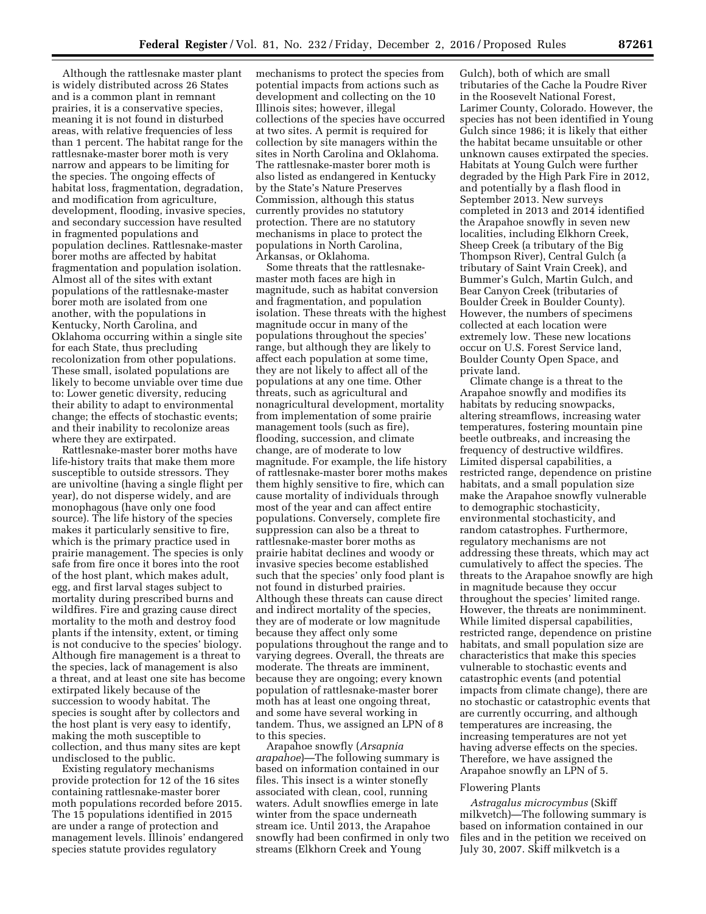Although the rattlesnake master plant is widely distributed across 26 States and is a common plant in remnant prairies, it is a conservative species, meaning it is not found in disturbed areas, with relative frequencies of less than 1 percent. The habitat range for the rattlesnake-master borer moth is very narrow and appears to be limiting for the species. The ongoing effects of habitat loss, fragmentation, degradation, and modification from agriculture, development, flooding, invasive species, and secondary succession have resulted in fragmented populations and population declines. Rattlesnake-master borer moths are affected by habitat fragmentation and population isolation. Almost all of the sites with extant populations of the rattlesnake-master borer moth are isolated from one another, with the populations in Kentucky, North Carolina, and Oklahoma occurring within a single site for each State, thus precluding recolonization from other populations. These small, isolated populations are likely to become unviable over time due to: Lower genetic diversity, reducing their ability to adapt to environmental change; the effects of stochastic events; and their inability to recolonize areas where they are extirpated.

Rattlesnake-master borer moths have life-history traits that make them more susceptible to outside stressors. They are univoltine (having a single flight per year), do not disperse widely, and are monophagous (have only one food source). The life history of the species makes it particularly sensitive to fire, which is the primary practice used in prairie management. The species is only safe from fire once it bores into the root of the host plant, which makes adult, egg, and first larval stages subject to mortality during prescribed burns and wildfires. Fire and grazing cause direct mortality to the moth and destroy food plants if the intensity, extent, or timing is not conducive to the species' biology. Although fire management is a threat to the species, lack of management is also a threat, and at least one site has become extirpated likely because of the succession to woody habitat. The species is sought after by collectors and the host plant is very easy to identify, making the moth susceptible to collection, and thus many sites are kept undisclosed to the public.

Existing regulatory mechanisms provide protection for 12 of the 16 sites containing rattlesnake-master borer moth populations recorded before 2015. The 15 populations identified in 2015 are under a range of protection and management levels. Illinois' endangered species statute provides regulatory mechanisms to protect the species from potential impacts from actions such as development and collecting on the 10 Illinois sites; however, illegal collections of the species have occurred at two sites. A permit is required for collection by site managers within the sites in North Carolina and Oklahoma. The rattlesnake-master borer moth is also listed as endangered in Kentucky by the State's Nature Preserves Commission, although this status currently provides no statutory protection. There are no statutory mechanisms in place to protect the populations in North Carolina, Arkansas, or Oklahoma.

Some threats that the rattlesnake-master moth faces are high in magnitude, such as habitat conversion and fragmentation, and population isolation. These threats with the highest magnitude occur in many of the populations throughout the species' range, but although they are likely to affect each population at some time, they are not likely to affect all of the populations at any one time. Other threats, such as agricultural and nonagricultural development, mortality from implementation of some prairie management tools (such as fire), flooding, succession, and climate change, are of moderate to low magnitude. For example, the life history of rattlesnake-master borer moths makes them highly sensitive to fire, which can cause mortality of individuals through most of the year and can affect entire populations. Conversely, complete fire suppression can also be a threat to rattlesnake-master borer moths as prairie habitat declines and woody or invasive species become established such that the species' only food plant is not found in disturbed prairies. Although these threats can cause direct and indirect mortality of the species, they are of moderate or low magnitude because they affect only some populations throughout the range and to varying degrees. Overall, the threats are moderate. The threats are imminent, because they are ongoing; every known population of rattlesnake-master borer moth has at least one ongoing threat, and some have several working in tandem. Thus, we assigned an LPN of 8 to this species.

Arapahoe snowfly (*Arsapnia arapahoe*)—The following summary is based on information contained in our files. This insect is a winter stonefly associated with clean, cool, running waters. Adult snowflies emerge in late winter from the space underneath stream ice. Until 2013, the Arapahoe snowfly had been confirmed in only two streams (Elkhorn Creek and Young Gulch), both of which are small tributaries of the Cache la Poudre River in the Roosevelt National Forest, Larimer County, Colorado. However, the species has not been identified in Young Gulch since 1986; it is likely that either the habitat became unsuitable or other unknown causes extirpated the species. Habitats at Young Gulch were further degraded by the High Park Fire in 2012, and potentially by a flash flood in September 2013. New surveys completed in 2013 and 2014 identified the Arapahoe snowfly in seven new localities, including Elkhorn Creek, Sheep Creek (a tributary of the Big Thompson River), Central Gulch (a tributary of Saint Vrain Creek), and Bummer's Gulch, Martin Gulch, and Bear Canyon Creek (tributaries of Boulder Creek in Boulder County). However, the numbers of specimens collected at each location were extremely low. These new locations occur on U.S. Forest Service land, Boulder County Open Space, and private land.

Climate change is a threat to the Arapahoe snowfly and modifies its habitats by reducing snowpacks, altering streamflows, increasing water temperatures, fostering mountain pine beetle outbreaks, and increasing the frequency of destructive wildfires. Limited dispersal capabilities, a restricted range, dependence on pristine habitats, and a small population size make the Arapahoe snowfly vulnerable to demographic stochasticity, environmental stochasticity, and random catastrophes. Furthermore, regulatory mechanisms are not addressing these threats, which may act cumulatively to affect the species. The threats to the Arapahoe snowfly are high in magnitude because they occur throughout the species' limited range. However, the threats are nonimminent. While limited dispersal capabilities, restricted range, dependence on pristine habitats, and small population size are characteristics that make this species vulnerable to stochastic events and catastrophic events (and potential impacts from climate change), there are no stochastic or catastrophic events that are currently occurring, and although temperatures are increasing, the increasing temperatures are not yet having adverse effects on the species. Therefore, we have assigned the Arapahoe snowfly an LPN of 5.

### Flowering Plants

*Astragalus microcymbus* (Skiff milkvetch)—The following summary is based on information contained in our files and in the petition we received on July 30, 2007. Skiff milkvetch is a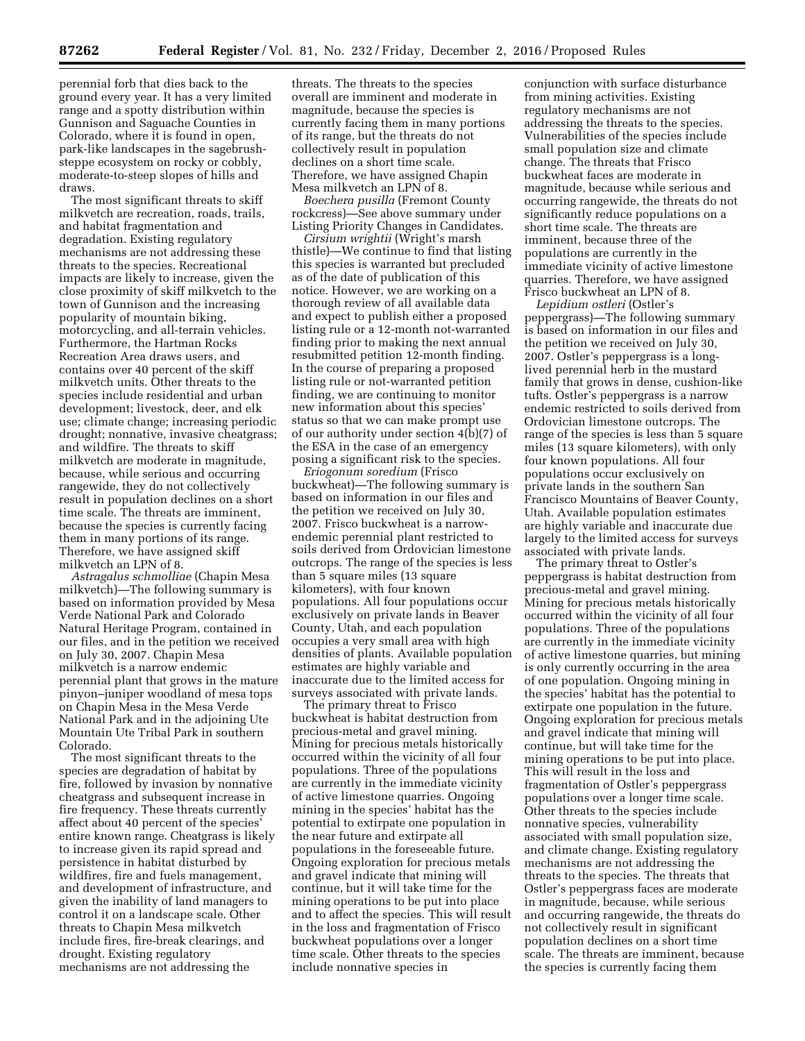perennial forb that dies back to the ground every year. It has a very limited range and a spotty distribution within Gunnison and Saguache Counties in Colorado, where it is found in open, park-like landscapes in the sagebrush-steppe ecosystem on rocky or cobbly, moderate-to-steep slopes of hills and draws.

The most significant threats to skiff milkvetch are recreation, roads, trails, and habitat fragmentation and degradation. Existing regulatory mechanisms are not addressing these threats to the species. Recreational impacts are likely to increase, given the close proximity of skiff milkvetch to the town of Gunnison and the increasing popularity of mountain biking, motorcycling, and all-terrain vehicles. Furthermore, the Hartman Rocks Recreation Area draws users, and contains over 40 percent of the skiff milkvetch units. Other threats to the species include residential and urban development; livestock, deer, and elk use; climate change; increasing periodic drought; nonnative, invasive cheatgrass; and wildfire. The threats to skiff milkvetch are moderate in magnitude, because, while serious and occurring rangewide, they do not collectively result in population declines on a short time scale. The threats are imminent, because the species is currently facing them in many portions of its range. Therefore, we have assigned skiff milkvetch an LPN of 8.

*Astragalus schmolliae* (Chapin Mesa milkvetch)—The following summary is based on information provided by Mesa Verde National Park and Colorado Natural Heritage Program, contained in our files, and in the petition we received on July 30, 2007. Chapin Mesa milkvetch is a narrow endemic perennial plant that grows in the mature pinyon–juniper woodland of mesa tops on Chapin Mesa in the Mesa Verde National Park and in the adjoining Ute Mountain Ute Tribal Park in southern Colorado.

The most significant threats to the species are degradation of habitat by fire, followed by invasion by nonnative cheatgrass and subsequent increase in fire frequency. These threats currently affect about 40 percent of the species' entire known range. Cheatgrass is likely to increase given its rapid spread and persistence in habitat disturbed by wildfires, fire and fuels management, and development of infrastructure, and given the inability of land managers to control it on a landscape scale. Other threats to Chapin Mesa milkvetch include fires, fire-break clearings, and drought. Existing regulatory mechanisms are not addressing the threats. The threats to the species overall are imminent and moderate in magnitude, because the species is currently facing them in many portions of its range, but the threats do not collectively result in population declines on a short time scale. Therefore, we have assigned Chapin Mesa milkvetch an LPN of 8.

*Boechera pusilla* (Fremont County rockcress)—See above summary under Listing Priority Changes in Candidates.

*Cirsium wrightii* (Wright's marsh thistle)—We continue to find that listing this species is warranted but precluded as of the date of publication of this notice. However, we are working on a thorough review of all available data and expect to publish either a proposed listing rule or a 12-month not-warranted finding prior to making the next annual resubmitted petition 12-month finding. In the course of preparing a proposed listing rule or not-warranted petition finding, we are continuing to monitor new information about this species' status so that we can make prompt use of our authority under section 4(b)(7) of the ESA in the case of an emergency posing a significant risk to the species.

*Eriogonum soredium* (Frisco buckwheat)—The following summary is based on information in our files and the petition we received on July 30, 2007. Frisco buckwheat is a narrow-endemic perennial plant restricted to soils derived from Ordovician limestone outcrops. The range of the species is less than 5 square miles (13 square kilometers), with four known populations. All four populations occur exclusively on private lands in Beaver County, Utah, and each population occupies a very small area with high densities of plants. Available population estimates are highly variable and inaccurate due to the limited access for surveys associated with private lands.

The primary threat to Frisco buckwheat is habitat destruction from precious-metal and gravel mining. Mining for precious metals historically occurred within the vicinity of all four populations. Three of the populations are currently in the immediate vicinity of active limestone quarries. Ongoing mining in the species' habitat has the potential to extirpate one population in the near future and extirpate all populations in the foreseeable future. Ongoing exploration for precious metals and gravel indicate that mining will continue, but it will take time for the mining operations to be put into place and to affect the species. This will result in the loss and fragmentation of Frisco buckwheat populations over a longer time scale. Other threats to the species include nonnative species in conjunction with surface disturbance from mining activities. Existing regulatory mechanisms are not addressing the threats to the species. Vulnerabilities of the species include small population size and climate change. The threats that Frisco buckwheat faces are moderate in magnitude, because while serious and occurring rangewide, the threats do not significantly reduce populations on a short time scale. The threats are imminent, because three of the populations are currently in the immediate vicinity of active limestone quarries. Therefore, we have assigned Frisco buckwheat an LPN of 8.

*Lepidium ostleri* (Ostler's peppergrass)—The following summary is based on information in our files and the petition we received on July 30, 2007. Ostler's peppergrass is a long-lived perennial herb in the mustard family that grows in dense, cushion-like tufts. Ostler's peppergrass is a narrow endemic restricted to soils derived from Ordovician limestone outcrops. The range of the species is less than 5 square miles (13 square kilometers), with only four known populations. All four populations occur exclusively on private lands in the southern San Francisco Mountains of Beaver County, Utah. Available population estimates are highly variable and inaccurate due largely to the limited access for surveys associated with private lands.

The primary threat to Ostler's peppergrass is habitat destruction from precious-metal and gravel mining. Mining for precious metals historically occurred within the vicinity of all four populations. Three of the populations are currently in the immediate vicinity of active limestone quarries, but mining is only currently occurring in the area of one population. Ongoing mining in the species' habitat has the potential to extirpate one population in the future. Ongoing exploration for precious metals and gravel indicate that mining will continue, but will take time for the mining operations to be put into place. This will result in the loss and fragmentation of Ostler's peppergrass populations over a longer time scale. Other threats to the species include nonnative species, vulnerability associated with small population size, and climate change. Existing regulatory mechanisms are not addressing the threats to the species. The threats that Ostler's peppergrass faces are moderate in magnitude, because, while serious and occurring rangewide, the threats do not collectively result in significant population declines on a short time scale. The threats are imminent, because the species is currently facing them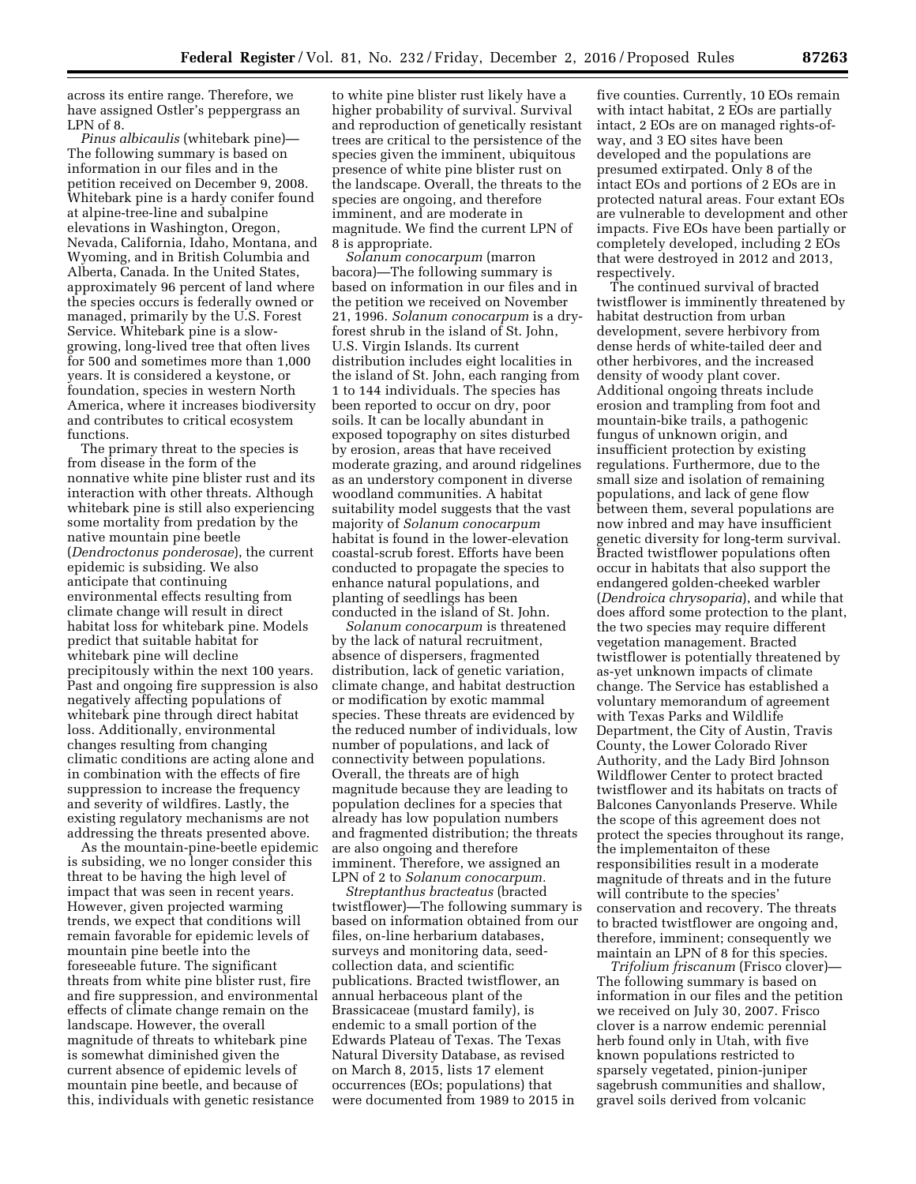across its entire range. Therefore, we have assigned Ostler's peppergrass an LPN of 8.

*Pinus albicaulis* (whitebark pine)—The following summary is based on information in our files and in the petition received on December 9, 2008. Whitebark pine is a hardy conifer found at alpine-tree-line and subalpine elevations in Washington, Oregon, Nevada, California, Idaho, Montana, and Wyoming, and in British Columbia and Alberta, Canada. In the United States, approximately 96 percent of land where the species occurs is federally owned or managed, primarily by the U.S. Forest Service. Whitebark pine is a slow-growing, long-lived tree that often lives for 500 and sometimes more than 1,000 years. It is considered a keystone, or foundation, species in western North America, where it increases biodiversity and contributes to critical ecosystem functions.

The primary threat to the species is from disease in the form of the nonnative white pine blister rust and its interaction with other threats. Although whitebark pine is still also experiencing some mortality from predation by the native mountain pine beetle (*Dendroctonus ponderosae*), the current epidemic is subsiding. We also anticipate that continuing environmental effects resulting from climate change will result in direct habitat loss for whitebark pine. Models predict that suitable habitat for whitebark pine will decline precipitously within the next 100 years. Past and ongoing fire suppression is also negatively affecting populations of whitebark pine through direct habitat loss. Additionally, environmental changes resulting from changing climatic conditions are acting alone and in combination with the effects of fire suppression to increase the frequency and severity of wildfires. Lastly, the existing regulatory mechanisms are not addressing the threats presented above.

As the mountain-pine-beetle epidemic is subsiding, we no longer consider this threat to be having the high level of impact that was seen in recent years. However, given projected warming trends, we expect that conditions will remain favorable for epidemic levels of mountain pine beetle into the foreseeable future. The significant threats from white pine blister rust, fire and fire suppression, and environmental effects of climate change remain on the landscape. However, the overall magnitude of threats to whitebark pine is somewhat diminished given the current absence of epidemic levels of mountain pine beetle, and because of this, individuals with genetic resistance to white pine blister rust likely have a higher probability of survival. Survival and reproduction of genetically resistant trees are critical to the persistence of the species given the imminent, ubiquitous presence of white pine blister rust on the landscape. Overall, the threats to the species are ongoing, and therefore imminent, and are moderate in magnitude. We find the current LPN of 8 is appropriate.

*Solanum conocarpum* (marron bacora)—The following summary is based on information in our files and in the petition we received on November 21, 1996. *Solanum conocarpum* is a dry-forest shrub in the island of St. John, U.S. Virgin Islands. Its current distribution includes eight localities in the island of St. John, each ranging from 1 to 144 individuals. The species has been reported to occur on dry, poor soils. It can be locally abundant in exposed topography on sites disturbed by erosion, areas that have received moderate grazing, and around ridgelines as an understory component in diverse woodland communities. A habitat suitability model suggests that the vast majority of *Solanum conocarpum* habitat is found in the lower-elevation coastal-scrub forest. Efforts have been conducted to propagate the species to enhance natural populations, and planting of seedlings has been conducted in the island of St. John.

*Solanum conocarpum* is threatened by the lack of natural recruitment, absence of dispersers, fragmented distribution, lack of genetic variation, climate change, and habitat destruction or modification by exotic mammal species. These threats are evidenced by the reduced number of individuals, low number of populations, and lack of connectivity between populations. Overall, the threats are of high magnitude because they are leading to population declines for a species that already has low population numbers and fragmented distribution; the threats are also ongoing and therefore imminent. Therefore, we assigned an LPN of 2 to *Solanum conocarpum*.

*Streptanthus bracteatus* (bracted twistflower)—The following summary is based on information obtained from our files, on-line herbarium databases, surveys and monitoring data, seed-collection data, and scientific publications. Bracted twistflower, an annual herbaceous plant of the Brassicaceae (mustard family), is endemic to a small portion of the Edwards Plateau of Texas. The Texas Natural Diversity Database, as revised on March 8, 2015, lists 17 element occurrences (EOs; populations) that were documented from 1989 to 2015 in five counties. Currently, 10 EOs remain with intact habitat, 2 EOs are partially intact, 2 EOs are on managed rights-of-way, and 3 EO sites have been developed and the populations are presumed extirpated. Only 8 of the intact EOs and portions of 2 EOs are in protected natural areas. Four extant EOs are vulnerable to development and other impacts. Five EOs have been partially or completely developed, including 2 EOs that were destroyed in 2012 and 2013, respectively.

The continued survival of bracted twistflower is imminently threatened by habitat destruction from urban development, severe herbivory from dense herds of white-tailed deer and other herbivores, and the increased density of woody plant cover. Additional ongoing threats include erosion and trampling from foot and mountain-bike trails, a pathogenic fungus of unknown origin, and insufficient protection by existing regulations. Furthermore, due to the small size and isolation of remaining populations, and lack of gene flow between them, several populations are now inbred and may have insufficient genetic diversity for long-term survival. Bracted twistflower populations often occur in habitats that also support the endangered golden-cheeked warbler (*Dendroica chrysoparia*), and while that does afford some protection to the plant, the two species may require different vegetation management. Bracted twistflower is potentially threatened by as-yet unknown impacts of climate change. The Service has established a voluntary memorandum of agreement with Texas Parks and Wildlife Department, the City of Austin, Travis County, the Lower Colorado River Authority, and the Lady Bird Johnson Wildflower Center to protect bracted twistflower and its habitats on tracts of Balcones Canyonlands Preserve. While the scope of this agreement does not protect the species throughout its range, the implementaiton of these responsibilities result in a moderate magnitude of threats and in the future will contribute to the species' conservation and recovery. The threats to bracted twistflower are ongoing and, therefore, imminent; consequently we maintain an LPN of 8 for this species.

*Trifolium friscanum* (Frisco clover)—The following summary is based on information in our files and the petition we received on July 30, 2007. Frisco clover is a narrow endemic perennial herb found only in Utah, with five known populations restricted to sparsely vegetated, pinion-juniper sagebrush communities and shallow, gravel soils derived from volcanic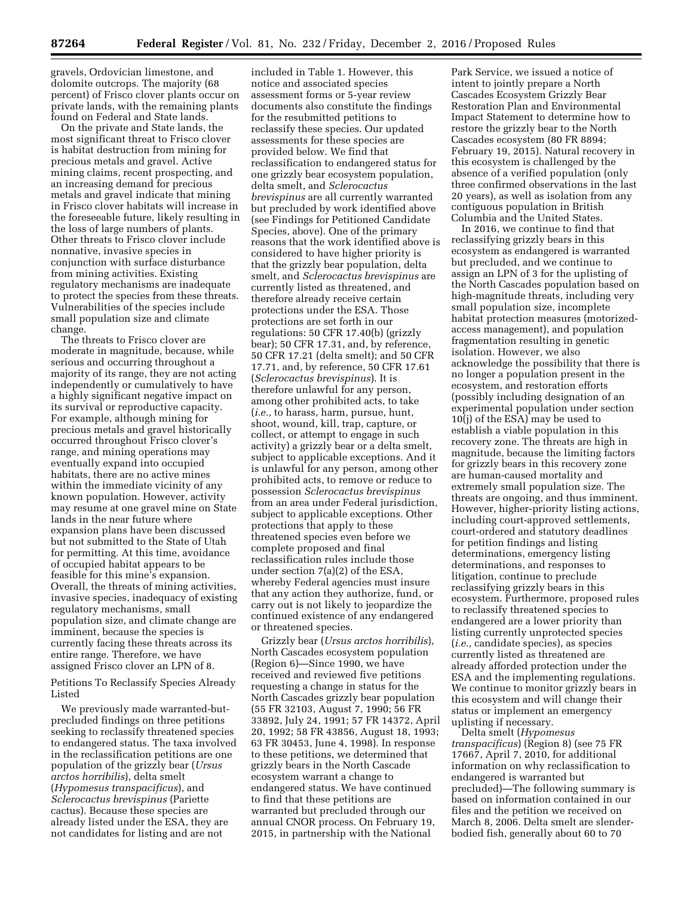gravels, Ordovician limestone, and dolomite outcrops. The majority (68 percent) of Frisco clover plants occur on private lands, with the remaining plants found on Federal and State lands.

On the private and State lands, the most significant threat to Frisco clover is habitat destruction from mining for precious metals and gravel. Active mining claims, recent prospecting, and an increasing demand for precious metals and gravel indicate that mining in Frisco clover habitats will increase in the foreseeable future, likely resulting in the loss of large numbers of plants. Other threats to Frisco clover include nonnative, invasive species in conjunction with surface disturbance from mining activities. Existing regulatory mechanisms are inadequate to protect the species from these threats. Vulnerabilities of the species include small population size and climate change.

The threats to Frisco clover are moderate in magnitude, because, while serious and occurring throughout a majority of its range, they are not acting independently or cumulatively to have a highly significant negative impact on its survival or reproductive capacity. For example, although mining for precious metals and gravel historically occurred throughout Frisco clover's range, and mining operations may eventually expand into occupied habitats, there are no active mines within the immediate vicinity of any known population. However, activity may resume at one gravel mine on State lands in the near future where expansion plans have been discussed but not submitted to the State of Utah for permitting. At this time, avoidance of occupied habitat appears to be feasible for this mine's expansion. Overall, the threats of mining activities, invasive species, inadequacy of existing regulatory mechanisms, small population size, and climate change are imminent, because the species is currently facing these threats across its entire range. Therefore, we have assigned Frisco clover an LPN of 8.

Petitions To Reclassify Species Already Listed

We previously made warranted-but-precluded findings on three petitions seeking to reclassify threatened species to endangered status. The taxa involved in the reclassification petitions are one population of the grizzly bear (*Ursus arctos horribilis*), delta smelt (*Hypomesus transpacificus*), and *Sclerocactus brevispinus* (Pariette cactus). Because these species are already listed under the ESA, they are not candidates for listing and are not included in Table 1. However, this notice and associated species assessment forms or 5-year review documents also constitute the findings for the resubmitted petitions to reclassify these species. Our updated assessments for these species are provided below. We find that reclassification to endangered status for one grizzly bear ecosystem population, delta smelt, and *Sclerocactus brevispinus* are all currently warranted but precluded by work identified above (see Findings for Petitioned Candidate Species, above). One of the primary reasons that the work identified above is considered to have higher priority is that the grizzly bear population, delta smelt, and *Sclerocactus brevispinus* are currently listed as threatened, and therefore already receive certain protections under the ESA. Those protections are set forth in our regulations: 50 CFR 17.40(b) (grizzly bear); 50 CFR 17.31, and, by reference, 50 CFR 17.21 (delta smelt); and 50 CFR 17.71, and, by reference, 50 CFR 17.61 (*Sclerocactus brevispinus*). It is therefore unlawful for any person, among other prohibited acts, to take (*i.e.,* to harass, harm, pursue, hunt, shoot, wound, kill, trap, capture, or collect, or attempt to engage in such activity) a grizzly bear or a delta smelt, subject to applicable exceptions. And it is unlawful for any person, among other prohibited acts, to remove or reduce to possession *Sclerocactus brevispinus* from an area under Federal jurisdiction, subject to applicable exceptions. Other protections that apply to these threatened species even before we complete proposed and final reclassification rules include those under section 7(a)(2) of the ESA, whereby Federal agencies must insure that any action they authorize, fund, or carry out is not likely to jeopardize the continued existence of any endangered or threatened species.

Grizzly bear (*Ursus arctos horribilis*), North Cascades ecosystem population (Region 6)—Since 1990, we have received and reviewed five petitions requesting a change in status for the North Cascades grizzly bear population (55 FR 32103, August 7, 1990; 56 FR 33892, July 24, 1991; 57 FR 14372, April 20, 1992; 58 FR 43856, August 18, 1993; 63 FR 30453, June 4, 1998). In response to these petitions, we determined that grizzly bears in the North Cascade ecosystem warrant a change to endangered status. We have continued to find that these petitions are warranted but precluded through our annual CNOR process. On February 19, 2015, in partnership with the National Park Service, we issued a notice of intent to jointly prepare a North Cascades Ecosystem Grizzly Bear Restoration Plan and Environmental Impact Statement to determine how to restore the grizzly bear to the North Cascades ecosystem (80 FR 8894; February 19, 2015). Natural recovery in this ecosystem is challenged by the absence of a verified population (only three confirmed observations in the last 20 years), as well as isolation from any contiguous population in British Columbia and the United States.

In 2016, we continue to find that reclassifying grizzly bears in this ecosystem as endangered is warranted but precluded, and we continue to assign an LPN of 3 for the uplisting of the North Cascades population based on high-magnitude threats, including very small population size, incomplete habitat protection measures (motorized-access management), and population fragmentation resulting in genetic isolation. However, we also acknowledge the possibility that there is no longer a population present in the ecosystem, and restoration efforts (possibly including designation of an experimental population under section 10(j) of the ESA) may be used to establish a viable population in this recovery zone. The threats are high in magnitude, because the limiting factors for grizzly bears in this recovery zone are human-caused mortality and extremely small population size. The threats are ongoing, and thus imminent. However, higher-priority listing actions, including court-approved settlements, court-ordered and statutory deadlines for petition findings and listing determinations, emergency listing determinations, and responses to litigation, continue to preclude reclassifying grizzly bears in this ecosystem. Furthermore, proposed rules to reclassify threatened species to endangered are a lower priority than listing currently unprotected species (*i.e.,* candidate species), as species currently listed as threatened are already afforded protection under the ESA and the implementing regulations. We continue to monitor grizzly bears in this ecosystem and will change their status or implement an emergency uplisting if necessary.

Delta smelt (*Hypomesus transpacificus*) (Region 8) (see 75 FR 17667, April 7, 2010, for additional information on why reclassification to endangered is warranted but precluded)—The following summary is based on information contained in our files and the petition we received on March 8, 2006. Delta smelt are slender-bodied fish, generally about 60 to 70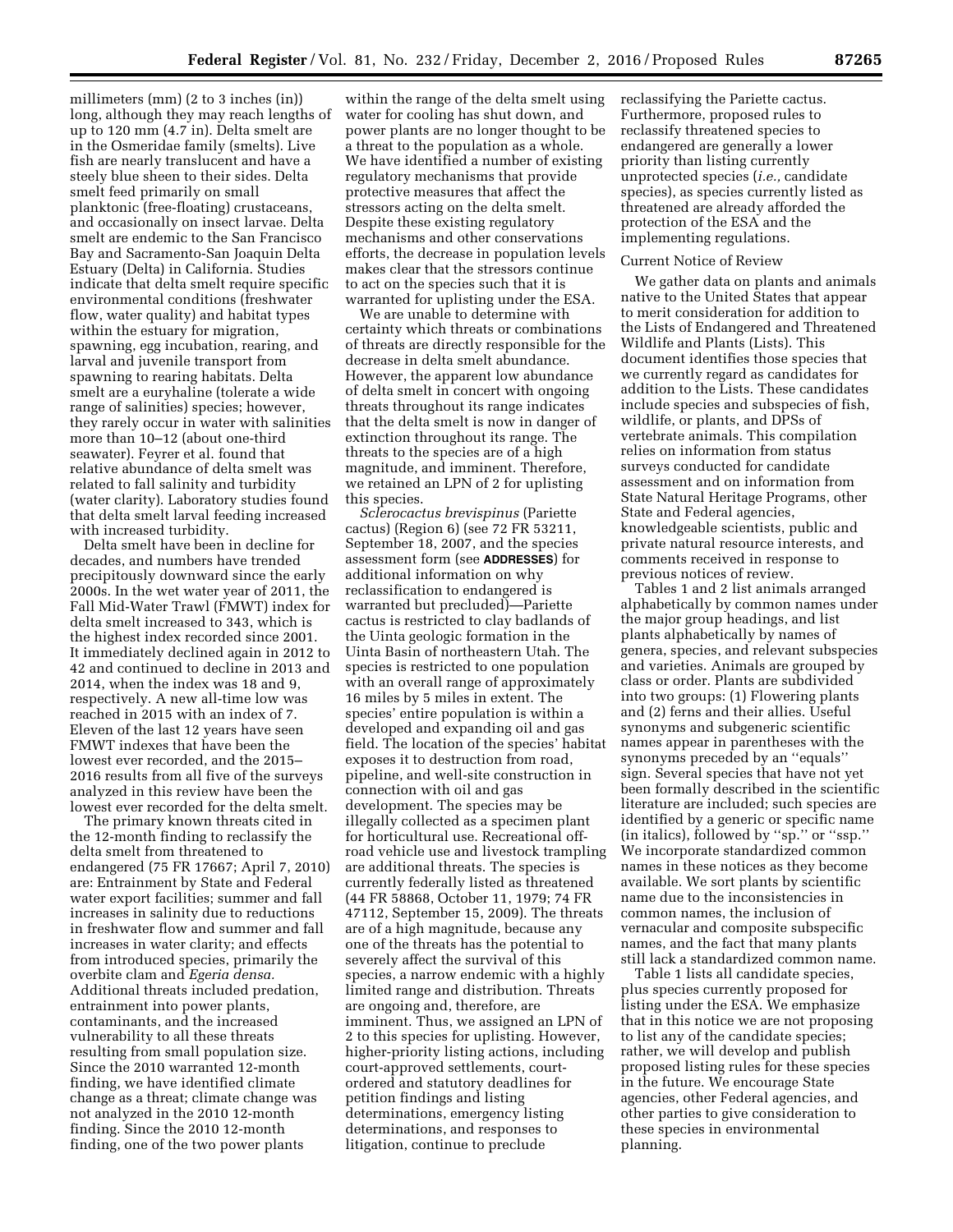millimeters (mm) (2 to 3 inches (in)) long, although they may reach lengths of up to 120 mm (4.7 in). Delta smelt are in the Osmeridae family (smelts). Live fish are nearly translucent and have a steely blue sheen to their sides. Delta smelt feed primarily on small planktonic (free-floating) crustaceans, and occasionally on insect larvae. Delta smelt are endemic to the San Francisco Bay and Sacramento-San Joaquin Delta Estuary (Delta) in California. Studies indicate that delta smelt require specific environmental conditions (freshwater flow, water quality) and habitat types within the estuary for migration, spawning, egg incubation, rearing, and larval and juvenile transport from spawning to rearing habitats. Delta smelt are a euryhaline (tolerate a wide range of salinities) species; however, they rarely occur in water with salinities more than 10–12 (about one-third seawater). Feyrer et al. found that relative abundance of delta smelt was related to fall salinity and turbidity (water clarity). Laboratory studies found that delta smelt larval feeding increased with increased turbidity.

Delta smelt have been in decline for decades, and numbers have trended precipitously downward since the early 2000s. In the wet water year of 2011, the Fall Mid-Water Trawl (FMWT) index for delta smelt increased to 343, which is the highest index recorded since 2001. It immediately declined again in 2012 to 42 and continued to decline in 2013 and 2014, when the index was 18 and 9, respectively. A new all-time low was reached in 2015 with an index of 7. Eleven of the last 12 years have seen FMWT indexes that have been the lowest ever recorded, and the 2015–2016 results from all five of the surveys analyzed in this review have been the lowest ever recorded for the delta smelt.

The primary known threats cited in the 12-month finding to reclassify the delta smelt from threatened to endangered (75 FR 17667; April 7, 2010) are: Entrainment by State and Federal water export facilities; summer and fall increases in salinity due to reductions in freshwater flow and summer and fall increases in water clarity; and effects from introduced species, primarily the overbite clam and *Egeria densa.* Additional threats included predation, entrainment into power plants, contaminants, and the increased vulnerability to all these threats resulting from small population size. Since the 2010 warranted 12-month finding, we have identified climate change as a threat; climate change was not analyzed in the 2010 12-month finding. Since the 2010 12-month finding, one of the two power plants within the range of the delta smelt using water for cooling has shut down, and power plants are no longer thought to be a threat to the population as a whole. We have identified a number of existing regulatory mechanisms that provide protective measures that affect the stressors acting on the delta smelt. Despite these existing regulatory mechanisms and other conservations efforts, the decrease in population levels makes clear that the stressors continue to act on the species such that it is warranted for uplisting under the ESA.

We are unable to determine with certainty which threats or combinations of threats are directly responsible for the decrease in delta smelt abundance. However, the apparent low abundance of delta smelt in concert with ongoing threats throughout its range indicates that the delta smelt is now in danger of extinction throughout its range. The threats to the species are of a high magnitude, and imminent. Therefore, we retained an LPN of 2 for uplisting this species.

*Sclerocactus brevispinus* (Pariette cactus) (Region 6) (see 72 FR 53211, September 18, 2007, and the species assessment form (see **ADDRESSES**) for additional information on why reclassification to endangered is warranted but precluded)—Pariette cactus is restricted to clay badlands of the Uinta geologic formation in the Uinta Basin of northeastern Utah. The species is restricted to one population with an overall range of approximately 16 miles by 5 miles in extent. The species' entire population is within a developed and expanding oil and gas field. The location of the species' habitat exposes it to destruction from road, pipeline, and well-site construction in connection with oil and gas development. The species may be illegally collected as a specimen plant for horticultural use. Recreational off-road vehicle use and livestock trampling are additional threats. The species is currently federally listed as threatened (44 FR 58868, October 11, 1979; 74 FR 47112, September 15, 2009). The threats are of a high magnitude, because any one of the threats has the potential to severely affect the survival of this species, a narrow endemic with a highly limited range and distribution. Threats are ongoing and, therefore, are imminent. Thus, we assigned an LPN of 2 to this species for uplisting. However, higher-priority listing actions, including court-approved settlements, court-ordered and statutory deadlines for petition findings and listing determinations, emergency listing determinations, and responses to litigation, continue to preclude reclassifying the Pariette cactus. Furthermore, proposed rules to reclassify threatened species to endangered are generally a lower priority than listing currently unprotected species (*i.e.,* candidate species), as species currently listed as threatened are already afforded the protection of the ESA and the implementing regulations.

## Current Notice of Review

We gather data on plants and animals native to the United States that appear to merit consideration for addition to the Lists of Endangered and Threatened Wildlife and Plants (Lists). This document identifies those species that we currently regard as candidates for addition to the Lists. These candidates include species and subspecies of fish, wildlife, or plants, and DPSs of vertebrate animals. This compilation relies on information from status surveys conducted for candidate assessment and on information from State Natural Heritage Programs, other State and Federal agencies, knowledgeable scientists, public and private natural resource interests, and comments received in response to previous notices of review.

Tables 1 and 2 list animals arranged alphabetically by common names under the major group headings, and list plants alphabetically by names of genera, species, and relevant subspecies and varieties. Animals are grouped by class or order. Plants are subdivided into two groups: (1) Flowering plants and (2) ferns and their allies. Useful synonyms and subgeneric scientific names appear in parentheses with the synonyms preceded by an ''equals'' sign. Several species that have not yet been formally described in the scientific literature are included; such species are identified by a generic or specific name (in italics), followed by ''sp.'' or ''ssp.'' We incorporate standardized common names in these notices as they become available. We sort plants by scientific name due to the inconsistencies in common names, the inclusion of vernacular and composite subspecific names, and the fact that many plants still lack a standardized common name.

Table 1 lists all candidate species, plus species currently proposed for listing under the ESA. We emphasize that in this notice we are not proposing to list any of the candidate species; rather, we will develop and publish proposed listing rules for these species in the future. We encourage State agencies, other Federal agencies, and other parties to give consideration to these species in environmental planning.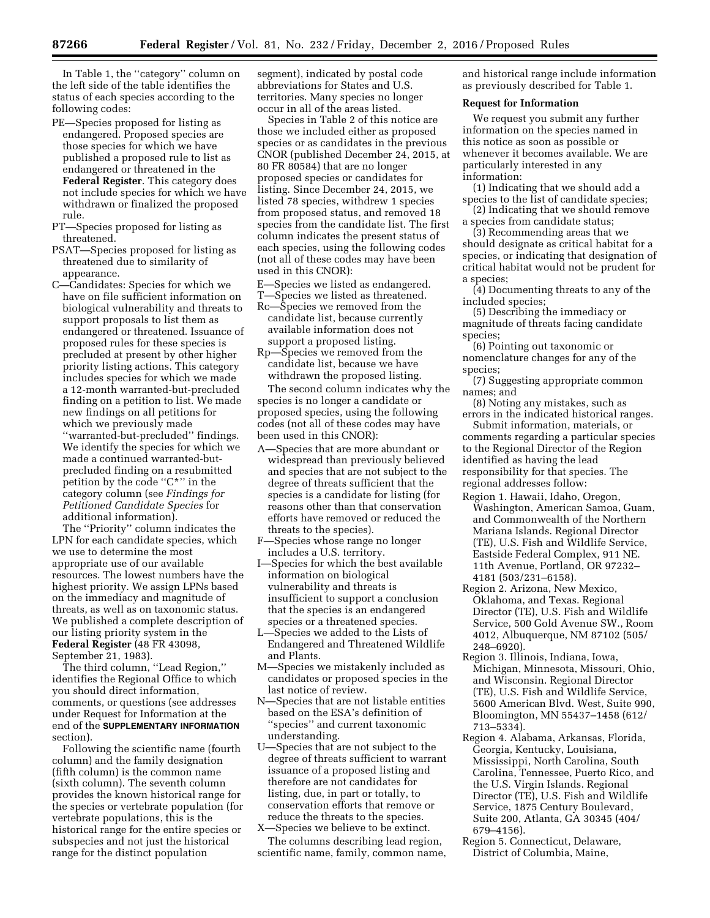In Table 1, the ''category'' column on the left side of the table identifies the status of each species according to the following codes:

PE—Species proposed for listing as endangered. Proposed species are those species for which we have published a proposed rule to list as endangered or threatened in the **Federal Register**. This category does not include species for which we have withdrawn or finalized the proposed rule.

PT—Species proposed for listing as threatened.

PSAT—Species proposed for listing as threatened due to similarity of appearance.

C—Candidates: Species for which we have on file sufficient information on biological vulnerability and threats to support proposals to list them as endangered or threatened. Issuance of proposed rules for these species is precluded at present by other higher priority listing actions. This category includes species for which we made a 12-month warranted-but-precluded finding on a petition to list. We made new findings on all petitions for which we previously made ''warranted-but-precluded'' findings. We identify the species for which we made a continued warranted-but-precluded finding on a resubmitted petition by the code ''C*'' in the category column (see *Findings for Petitioned Candidate Species* for additional information).

The ''Priority'' column indicates the LPN for each candidate species, which we use to determine the most appropriate use of our available resources. The lowest numbers have the highest priority. We assign LPNs based on the immediacy and magnitude of threats, as well as on taxonomic status. We published a complete description of our listing priority system in the **Federal Register** (48 FR 43098, September 21, 1983).

The third column, ''Lead Region,'' identifies the Regional Office to which you should direct information, comments, or questions (see addresses under Request for Information at the end of the **SUPPLEMENTARY INFORMATION** section).

Following the scientific name (fourth column) and the family designation (fifth column) is the common name (sixth column). The seventh column provides the known historical range for the species or vertebrate population (for vertebrate populations, this is the historical range for the entire species or subspecies and not just the historical range for the distinct population segment), indicated by postal code abbreviations for States and U.S. territories. Many species no longer occur in all of the areas listed.

Species in Table 2 of this notice are those we included either as proposed species or as candidates in the previous CNOR (published December 24, 2015, at 80 FR 80584) that are no longer proposed species or candidates for listing. Since December 24, 2015, we listed 78 species, withdrew 1 species from proposed status, and removed 18 species from the candidate list. The first column indicates the present status of each species, using the following codes (not all of these codes may have been used in this CNOR):

E—Species we listed as endangered.

T—Species we listed as threatened.

Rc—Species we removed from the candidate list, because currently available information does not support a proposed listing.

Rp—Species we removed from the candidate list, because we have withdrawn the proposed listing.

The second column indicates why the species is no longer a candidate or proposed species, using the following codes (not all of these codes may have been used in this CNOR):

A—Species that are more abundant or widespread than previously believed and species that are not subject to the degree of threats sufficient that the species is a candidate for listing (for reasons other than that conservation efforts have removed or reduced the threats to the species).

F—Species whose range no longer includes a U.S. territory.

I—Species for which the best available information on biological vulnerability and threats is insufficient to support a conclusion that the species is an endangered species or a threatened species.

L—Species we added to the Lists of Endangered and Threatened Wildlife and Plants.

M—Species we mistakenly included as candidates or proposed species in the last notice of review.

N—Species that are not listable entities based on the ESA's definition of ''species'' and current taxonomic understanding.

U—Species that are not subject to the degree of threats sufficient to warrant issuance of a proposed listing and therefore are not candidates for listing, due, in part or totally, to conservation efforts that remove or reduce the threats to the species.

X—Species we believe to be extinct.

The columns describing lead region, scientific name, family, common name, and historical range include information as previously described for Table 1.

**Request for Information**

We request you submit any further information on the species named in this notice as soon as possible or whenever it becomes available. We are particularly interested in any information:

(1) Indicating that we should add a species to the list of candidate species;

(2) Indicating that we should remove a species from candidate status;

(3) Recommending areas that we should designate as critical habitat for a species, or indicating that designation of critical habitat would not be prudent for a species;

(4) Documenting threats to any of the included species;

(5) Describing the immediacy or magnitude of threats facing candidate species;

(6) Pointing out taxonomic or nomenclature changes for any of the species;

(7) Suggesting appropriate common names; and

(8) Noting any mistakes, such as errors in the indicated historical ranges.

Submit information, materials, or comments regarding a particular species to the Regional Director of the Region identified as having the lead responsibility for that species. The regional addresses follow:

Region 1. Hawaii, Idaho, Oregon, Washington, American Samoa, Guam, and Commonwealth of the Northern Mariana Islands. Regional Director (TE), U.S. Fish and Wildlife Service, Eastside Federal Complex, 911 NE. 11th Avenue, Portland, OR 97232–4181 (503/231–6158).

Region 2. Arizona, New Mexico, Oklahoma, and Texas. Regional Director (TE), U.S. Fish and Wildlife Service, 500 Gold Avenue SW., Room 4012, Albuquerque, NM 87102 (505/248–6920).

Region 3. Illinois, Indiana, Iowa, Michigan, Minnesota, Missouri, Ohio, and Wisconsin. Regional Director (TE), U.S. Fish and Wildlife Service, 5600 American Blvd. West, Suite 990, Bloomington, MN 55437–1458 (612/713–5334).

Region 4. Alabama, Arkansas, Florida, Georgia, Kentucky, Louisiana, Mississippi, North Carolina, South Carolina, Tennessee, Puerto Rico, and the U.S. Virgin Islands. Regional Director (TE), U.S. Fish and Wildlife Service, 1875 Century Boulevard, Suite 200, Atlanta, GA 30345 (404/679–4156).

Region 5. Connecticut, Delaware, District of Columbia, Maine,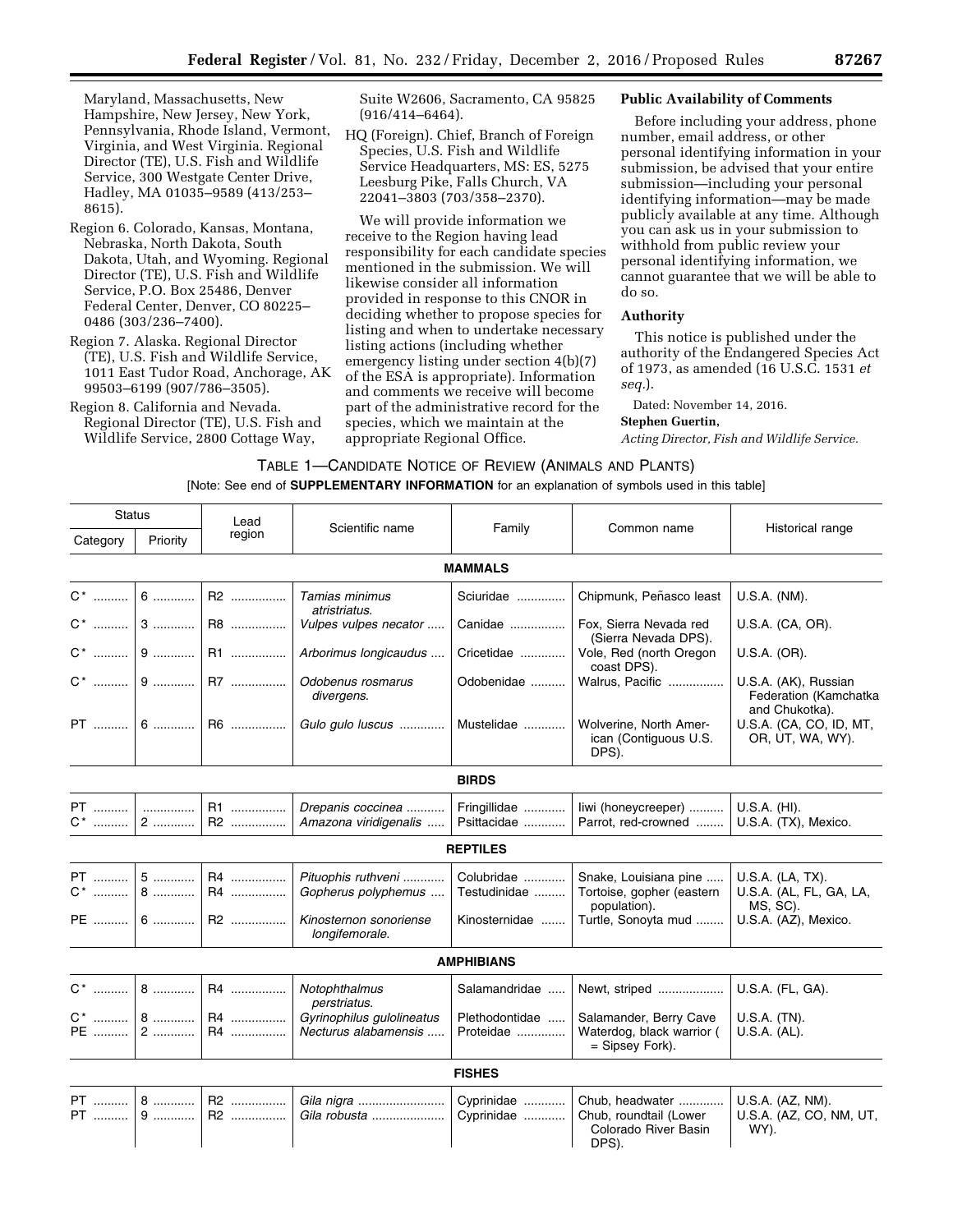Maryland, Massachusetts, New Hampshire, New Jersey, New York, Pennsylvania, Rhode Island, Vermont, Virginia, and West Virginia. Regional Director (TE), U.S. Fish and Wildlife Service, 300 Westgate Center Drive, Hadley, MA 01035–9589 (413/253–8615).

Region 6. Colorado, Kansas, Montana, Nebraska, North Dakota, South Dakota, Utah, and Wyoming. Regional Director (TE), U.S. Fish and Wildlife Service, P.O. Box 25486, Denver Federal Center, Denver, CO 80225–0486 (303/236–7400).

Region 7. Alaska. Regional Director (TE), U.S. Fish and Wildlife Service, 1011 East Tudor Road, Anchorage, AK 99503–6199 (907/786–3505).

Region 8. California and Nevada. Regional Director (TE), U.S. Fish and Wildlife Service, 2800 Cottage Way, Suite W2606, Sacramento, CA 95825 (916/414–6464).

HQ (Foreign). Chief, Branch of Foreign Species, U.S. Fish and Wildlife Service Headquarters, MS: ES, 5275 Leesburg Pike, Falls Church, VA 22041–3803 (703/358–2370).

We will provide information we receive to the Region having lead responsibility for each candidate species mentioned in the submission. We will likewise consider all information provided in response to this CNOR in deciding whether to propose species for listing and when to undertake necessary listing actions (including whether emergency listing under section 4(b)(7) of the ESA is appropriate). Information and comments we receive will become part of the administrative record for the species, which we maintain at the appropriate Regional Office.

## Public Availability of Comments

Before including your address, phone number, email address, or other personal identifying information in your submission, be advised that your entire submission—including your personal identifying information—may be made publicly available at any time. Although you can ask us in your submission to withhold from public review your personal identifying information, we cannot guarantee that we will be able to do so.

## Authority

This notice is published under the authority of the Endangered Species Act of 1973, as amended (16 U.S.C. 1531 *et seq.*).

Dated: November 14, 2016.

**Stephen Guertin,**

*Acting Director, Fish and Wildlife Service.*

TABLE 1—CANDIDATE NOTICE OF REVIEW (ANIMALS AND PLANTS)

[Note: See end of **SUPPLEMENTARY INFORMATION** for an explanation of symbols used in this table]

| Status | | Lead region | Scientific name | Family | Common name | Historical range |
|---|---|---|---|---|---|---|
| Category | Priority | | | | | |
| | | | | **MAMMALS** | | |
| C* | 6 | R2 | *Tamias minimus atristriatus.* | Sciuridae | Chipmunk, Peñasco least | U.S.A. (NM). |
| C* | 3 | R8 | *Vulpes vulpes necator* | Canidae | Fox, Sierra Nevada red (Sierra Nevada DPS). | U.S.A. (CA, OR). |
| C* | 9 | R1 | *Arborimus longicaudus* | Cricetidae | Vole, Red (north Oregon coast DPS). | U.S.A. (OR). |
| C* | 9 | R7 | *Odobenus rosmarus divergens.* | Odobenidae | Walrus, Pacific | U.S.A. (AK), Russian Federation (Kamchatka and Chukotka). |
| PT | 6 | R6 | *Gulo gulo luscus* | Mustelidae | Wolverine, North American (Contiguous U.S. DPS). | U.S.A. (CA, CO, ID, MT, OR, UT, WA, WY). |
| | | | | **BIRDS** | | |
| PT | | R1 | *Drepanis coccinea* | Fringillidae | Iiwi (honeycreeper) | U.S.A. (HI). |
| C* | 2 | R2 | *Amazona viridigenalis* | Psittacidae | Parrot, red-crowned | U.S.A. (TX), Mexico. |
| | | | | **REPTILES** | | |
| PT | 5 | R4 | *Pituophis ruthveni* | Colubridae | Snake, Louisiana pine | U.S.A. (LA, TX). |
| C* | 8 | R4 | *Gopherus polyphemus* | Testudinidae | Tortoise, gopher (eastern population). | U.S.A. (AL, FL, GA, LA, MS, SC). |
| PE | 6 | R2 | *Kinosternon sonoriense longifemorale.* | Kinosternidae | Turtle, Sonoyta mud | U.S.A. (AZ), Mexico. |
| | | | | **AMPHIBIANS** | | |
| C* | 8 | R4 | *Notophthalmus perstriatus.* | Salamandridae | Newt, striped | U.S.A. (FL, GA). |
| C* | 8 | R4 | *Gyrinophilus gulolineatus* | Plethodontidae | Salamander, Berry Cave | U.S.A. (TN). |
| PE | 2 | R4 | *Necturus alabamensis* | Proteidae | Waterdog, black warrior ( = Sipsey Fork). | U.S.A. (AL). |
| | | | | **FISHES** | | |
| PT | 8 | R2 | *Gila nigra* | Cyprinidae | Chub, headwater | U.S.A. (AZ, NM). |
| PT | 9 | R2 | *Gila robusta* | Cyprinidae | Chub, roundtail (Lower Colorado River Basin DPS). | U.S.A. (AZ, CO, NM, UT, WY). |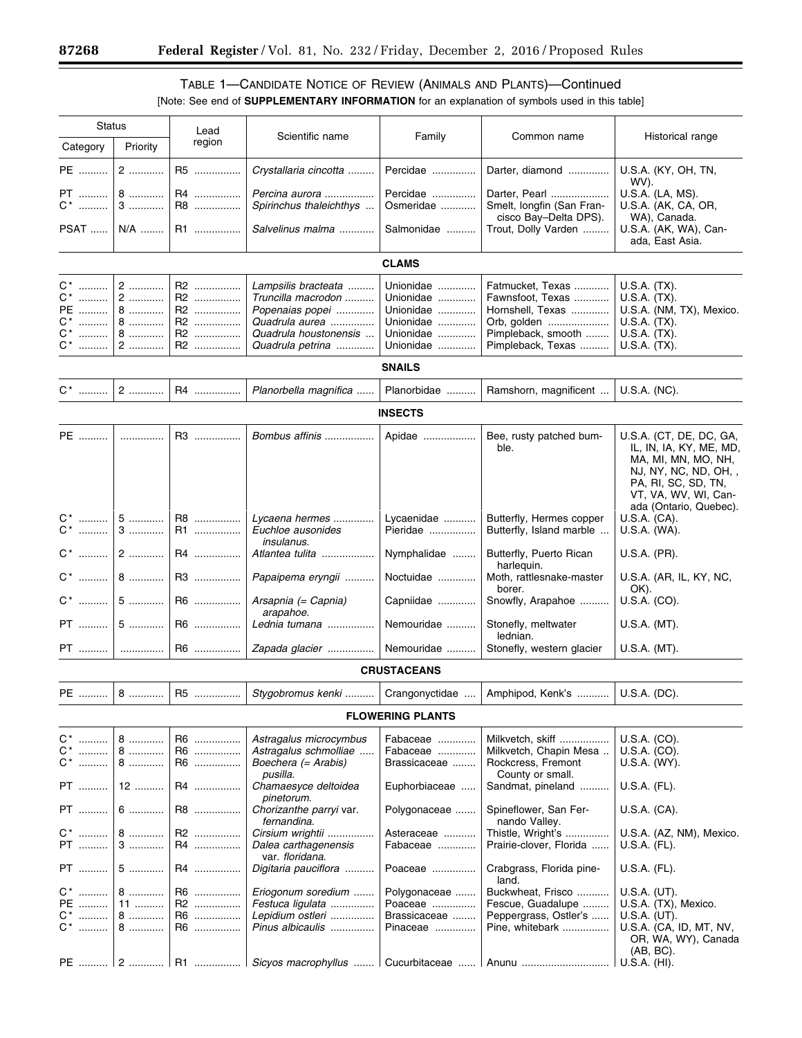## TABLE 1—CANDIDATE NOTICE OF REVIEW (ANIMALS AND PLANTS)—Continued

[Note: See end of **SUPPLEMENTARY INFORMATION** for an explanation of symbols used in this table]

| Status | | Lead region | Scientific name | Family | Common name | Historical range |
|---|---|---|---|---|---|---|
| Category | Priority | | | | | |
| PE | 2 | R5 | *Crystallaria cincotta* | Percidae | Darter, diamond | U.S.A. (KY, OH, TN, WV). |
| PT | 8 | R4 | *Percina aurora* | Percidae | Darter, Pearl | U.S.A. (LA, MS). |
| C* | 3 | R8 | *Spirinchus thaleichthys* | Osmeridae | Smelt, longfin (San Francisco Bay–Delta DPS). | U.S.A. (AK, CA, OR, WA), Canada. |
| PSAT | N/A | R1 | *Salvelinus malma* | Salmonidae | Trout, Dolly Varden | U.S.A. (AK, WA), Canada, East Asia. |
| | | | | **CLAMS** | | |
| C* | 2 | R2 | *Lampsilis bracteata* | Unionidae | Fatmucket, Texas | U.S.A. (TX). |
| C* | 2 | R2 | *Truncilla macrodon* | Unionidae | Fawnsfoot, Texas | U.S.A. (TX). |
| PE | 8 | R2 | *Popenaias popei* | Unionidae | Hornshell, Texas | U.S.A. (NM, TX), Mexico. |
| C* | 8 | R2 | *Quadrula aurea* | Unionidae | Orb, golden | U.S.A. (TX). |
| C* | 8 | R2 | *Quadrula houstonensis* | Unionidae | Pimpleback, smooth | U.S.A. (TX). |
| C* | 2 | R2 | *Quadrula petrina* | Unionidae | Pimpleback, Texas | U.S.A. (TX). |
| | | | | **SNAILS** | | |
| C* | 2 | R4 | *Planorbella magnifica* | Planorbidae | Ramshorn, magnificent | U.S.A. (NC). |
| | | | | **INSECTS** | | |
| PE | | R3 | *Bombus affinis* | Apidae | Bee, rusty patched bumble. | U.S.A. (CT, DE, DC, GA, IL, IN, IA, KY, ME, MD, MA, MI, MN, MO, NH, NJ, NY, NC, ND, OH, , PA, RI, SC, SD, TN, VT, VA, WV, WI, Canada (Ontario, Quebec). |
| C* | 5 | R8 | *Lycaena hermes* | Lycaenidae | Butterfly, Hermes copper | U.S.A. (CA). |
| C* | 3 | R1 | *Euchloe ausonides insulanus.* | Pieridae | Butterfly, Island marble | U.S.A. (WA). |
| C* | 2 | R4 | *Atlantea tulita* | Nymphalidae | Butterfly, Puerto Rican harlequin. | U.S.A. (PR). |
| C* | 8 | R3 | *Papaipema eryngii* | Noctuidae | Moth, rattlesnake-master borer. | U.S.A. (AR, IL, KY, NC, OK). |
| C* | 5 | R6 | *Arsapnia (= Capnia) arapahoe.* | Capniidae | Snowfly, Arapahoe | U.S.A. (CO). |
| PT | 5 | R6 | *Lednia tumana* | Nemouridae | Stonefly, meltwater lednian. | U.S.A. (MT). |
| PT | | R6 | *Zapada glacier* | Nemouridae | Stonefly, western glacier | U.S.A. (MT). |
| | | | | **CRUSTACEANS** | | |
| PE | 8 | R5 | *Stygobromus kenki* | Crangonyctidae | Amphipod, Kenk's | U.S.A. (DC). |
| | | | | **FLOWERING PLANTS** | | |
| C* | 8 | R6 | *Astragalus microcymbus* | Fabaceae | Milkvetch, skiff | U.S.A. (CO). |
| C* | 8 | R6 | *Astragalus schmolliae* | Fabaceae | Milkvetch, Chapin Mesa | U.S.A. (CO). |
| C* | 8 | R6 | *Boechera (= Arabis) pusilla.* | Brassicaceae | Rockcress, Fremont County or small. | U.S.A. (WY). |
| PT | 12 | R4 | *Chamaesyce deltoidea pinetorum.* | Euphorbiaceae | Sandmat, pineland | U.S.A. (FL). |
| PT | 6 | R8 | *Chorizanthe parryi* var. *fernandina.* | Polygonaceae | Spineflower, San Fernando Valley. | U.S.A. (CA). |
| C* | 8 | R2 | *Cirsium wrightii* | Asteraceae | Thistle, Wright's | U.S.A. (AZ, NM), Mexico. |
| PT | 3 | R4 | *Dalea carthagenensis* var. *floridana.* | Fabaceae | Prairie-clover, Florida | U.S.A. (FL). |
| PT | 5 | R4 | *Digitaria pauciflora* | Poaceae | Crabgrass, Florida pineland. | U.S.A. (FL). |
| C* | 8 | R6 | *Eriogonum soredium* | Polygonaceae | Buckwheat, Frisco | U.S.A. (UT). |
| PE | 11 | R2 | *Festuca ligulata* | Poaceae | Fescue, Guadalupe | U.S.A. (TX), Mexico. |
| C* | 8 | R6 | *Lepidium ostleri* | Brassicaceae | Peppergrass, Ostler's | U.S.A. (UT). |
| C* | 8 | R6 | *Pinus albicaulis* | Pinaceae | Pine, whitebark | U.S.A. (CA, ID, MT, NV, OR, WA, WY), Canada (AB, BC). |
| PE | 2 | R1 | *Sicyos macrophyllus* | Cucurbitaceae | Anunu | U.S.A. (HI). |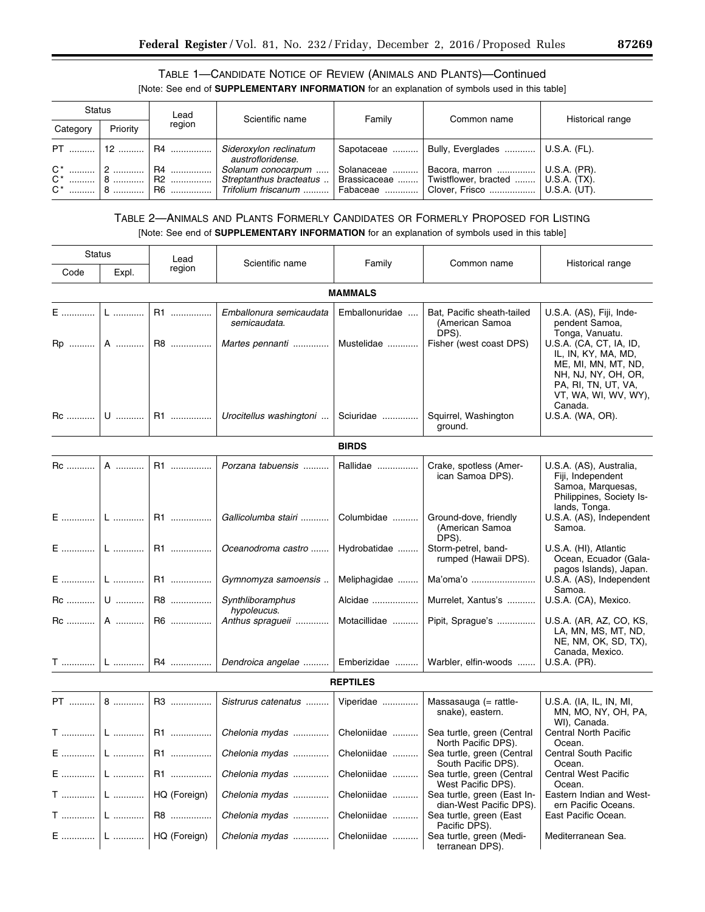TABLE 1—CANDIDATE NOTICE OF REVIEW (ANIMALS AND PLANTS)—Continued

[Note: See end of **SUPPLEMENTARY INFORMATION** for an explanation of symbols used in this table]

| Status | | Lead region | Scientific name | Family | Common name | Historical range |
|---|---|---|---|---|---|---|
| Category | Priority | | | | | |
| PT | 12 | R4 | *Sideroxylon reclinatum austrofloridense.* | Sapotaceae | Bully, Everglades | U.S.A. (FL). |
| C* | 2 | R4 | *Solanum conocarpum* | Solanaceae | Bacora, marron | U.S.A. (PR). |
| C* | 8 | R2 | *Streptanthus bracteatus* | Brassicaceae | Twistflower, bracted | U.S.A. (TX). |
| C* | 8 | R6 | *Trifolium friscanum* | Fabaceae | Clover, Frisco | U.S.A. (UT). |

TABLE 2—ANIMALS AND PLANTS FORMERLY CANDIDATES OR FORMERLY PROPOSED FOR LISTING

[Note: See end of **SUPPLEMENTARY INFORMATION** for an explanation of symbols used in this table]

| Status | | Lead region | Scientific name | Family | Common name | Historical range |
|---|---|---|---|---|---|---|
| Code | Expl. | | | | | |
| | | | **MAMMALS** | | | |
| E | L | R1 | *Emballonura semicaudata semicaudata.* | Emballonuridae | Bat, Pacific sheath-tailed (American Samoa DPS). | U.S.A. (AS), Fiji, Independent Samoa, Tonga, Vanuatu. |
| Rp | A | R8 | *Martes pennanti* | Mustelidae | Fisher (west coast DPS) | U.S.A. (CA, CT, IA, ID, IL, IN, KY, MA, MD, ME, MI, MN, MT, ND, NH, NJ, NY, OH, OR, PA, RI, TN, UT, VA, VT, WA, WI, WV, WY), Canada. |
| Rc | U | R1 | *Urocitellus washingtoni* | Sciuridae | Squirrel, Washington ground. | U.S.A. (WA, OR). |
| | | | **BIRDS** | | | |
| Rc | A | R1 | *Porzana tabuensis* | Rallidae | Crake, spotless (American Samoa DPS). | U.S.A. (AS), Australia, Fiji, Independent Samoa, Marquesas, Philippines, Society Islands, Tonga. |
| E | L | R1 | *Gallicolumba stairi* | Columbidae | Ground-dove, friendly (American Samoa DPS). | U.S.A. (AS), Independent Samoa. |
| E | L | R1 | *Oceanodroma castro* | Hydrobatidae | Storm-petrel, band-rumped (Hawaii DPS). | U.S.A. (HI), Atlantic Ocean, Ecuador (Galapagos Islands), Japan. |
| E | L | R1 | *Gymnomyza samoensis* | Meliphagidae | Ma'oma'o | U.S.A. (AS), Independent Samoa. |
| Rc | U | R8 | *Synthliboramphus hypoleucus.* | Alcidae | Murrelet, Xantus's | U.S.A. (CA), Mexico. |
| Rc | A | R6 | *Anthus spragueii* | Motacillidae | Pipit, Sprague's | U.S.A. (AR, AZ, CO, KS, LA, MN, MS, MT, ND, NE, NM, OK, SD, TX), Canada, Mexico. |
| T | L | R4 | *Dendroica angelae* | Emberizidae | Warbler, elfin-woods | U.S.A. (PR). |
| | | | **REPTILES** | | | |
| PT | 8 | R3 | *Sistrurus catenatus* | Viperidae | Massasauga (= rattlesnake), eastern. | U.S.A. (IA, IL, IN, MI, MN, MO, NY, OH, PA, WI), Canada. |
| T | L | R1 | *Chelonia mydas* | Cheloniidae | Sea turtle, green (Central North Pacific DPS). | Central North Pacific Ocean. |
| E | L | R1 | *Chelonia mydas* | Cheloniidae | Sea turtle, green (Central South Pacific DPS). | Central South Pacific Ocean. |
| E | L | R1 | *Chelonia mydas* | Cheloniidae | Sea turtle, green (Central West Pacific DPS). | Central West Pacific Ocean. |
| T | L | HQ (Foreign) | *Chelonia mydas* | Cheloniidae | Sea turtle, green (East Indian-West Pacific DPS). | Eastern Indian and Western Pacific Oceans. |
| T | L | R8 | *Chelonia mydas* | Cheloniidae | Sea turtle, green (East Pacific DPS). | East Pacific Ocean. |
| E | L | HQ (Foreign) | *Chelonia mydas* | Cheloniidae | Sea turtle, green (Mediterranean DPS). | Mediterranean Sea. |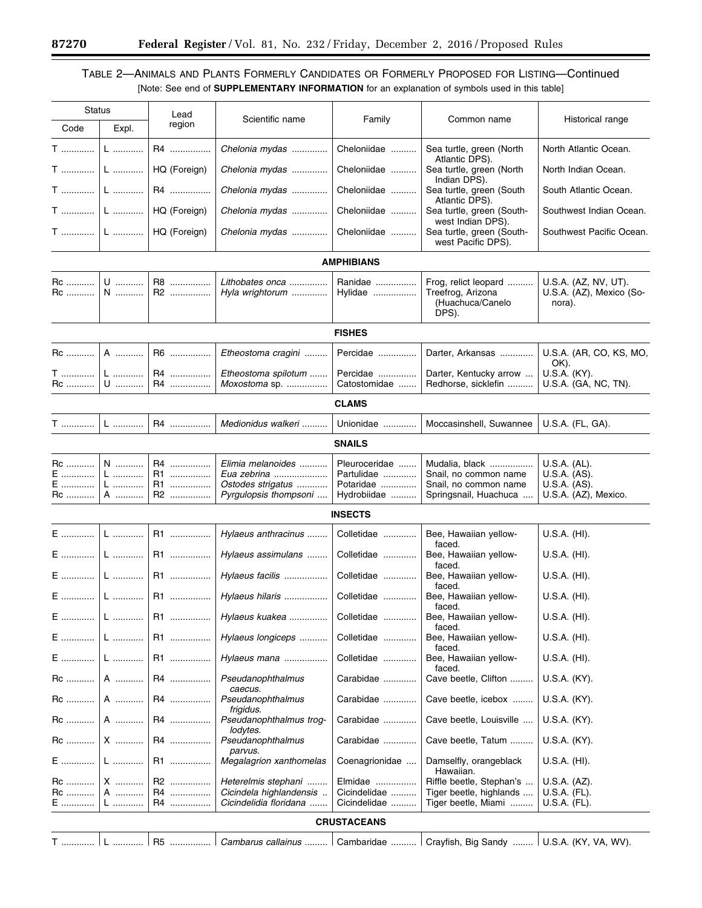## TABLE 2—ANIMALS AND PLANTS FORMERLY CANDIDATES OR FORMERLY PROPOSED FOR LISTING—Continued

[Note: See end of **SUPPLEMENTARY INFORMATION** for an explanation of symbols used in this table]

| Status | | Lead region | Scientific name | Family | Common name | Historical range |
|---|---|---|---|---|---|---|
| Code | Expl. | | | | | |
| T | L | R4 | *Chelonia mydas* | Cheloniidae | Sea turtle, green (North Atlantic DPS). | North Atlantic Ocean. |
| T | L | HQ (Foreign) | *Chelonia mydas* | Cheloniidae | Sea turtle, green (North Indian DPS). | North Indian Ocean. |
| T | L | R4 | *Chelonia mydas* | Cheloniidae | Sea turtle, green (South Atlantic DPS). | South Atlantic Ocean. |
| T | L | HQ (Foreign) | *Chelonia mydas* | Cheloniidae | Sea turtle, green (Southwest Indian DPS). | Southwest Indian Ocean. |
| T | L | HQ (Foreign) | *Chelonia mydas* | Cheloniidae | Sea turtle, green (Southwest Pacific DPS). | Southwest Pacific Ocean. |
| | | | | **AMPHIBIANS** | | |
| Rc | U | R8 | *Lithobates onca* | Ranidae | Frog, relict leopard | U.S.A. (AZ, NV, UT). |
| Rc | N | R2 | *Hyla wrightorum* | Hylidae | Treefrog, Arizona (Huachuca/Canelo DPS). | U.S.A. (AZ), Mexico (Sonora). |
| | | | | **FISHES** | | |
| Rc | A | R6 | *Etheostoma cragini* | Percidae | Darter, Arkansas | U.S.A. (AR, CO, KS, MO, OK). |
| T | L | R4 | *Etheostoma spilotum* | Percidae | Darter, Kentucky arrow | U.S.A. (KY). |
| Rc | U | R4 | *Moxostoma* sp. | Catostomidae | Redhorse, sicklefin | U.S.A. (GA, NC, TN). |
| | | | | **CLAMS** | | |
| T | L | R4 | *Medionidus walkeri* | Unionidae | Moccasinshell, Suwannee | U.S.A. (FL, GA). |
| | | | | **SNAILS** | | |
| Rc | N | R4 | *Elimia melanoides* | Pleuroceridae | Mudalia, black | U.S.A. (AL). |
| E | L | R1 | *Eua zebrina* | Partulidae | Snail, no common name | U.S.A. (AS). |
| E | L | R1 | *Ostodes strigatus* | Potaridae | Snail, no common name | U.S.A. (AS). |
| Rc | A | R2 | *Pyrgulopsis thompsoni* | Hydrobiidae | Springsnail, Huachuca | U.S.A. (AZ), Mexico. |
| | | | | **INSECTS** | | |
| E | L | R1 | *Hylaeus anthracinus* | Colletidae | Bee, Hawaiian yellow-faced. | U.S.A. (HI). |
| E | L | R1 | *Hylaeus assimulans* | Colletidae | Bee, Hawaiian yellow-faced. | U.S.A. (HI). |
| E | L | R1 | *Hylaeus facilis* | Colletidae | Bee, Hawaiian yellow-faced. | U.S.A. (HI). |
| E | L | R1 | *Hylaeus hilaris* | Colletidae | Bee, Hawaiian yellow-faced. | U.S.A. (HI). |
| E | L | R1 | *Hylaeus kuakea* | Colletidae | Bee, Hawaiian yellow-faced. | U.S.A. (HI). |
| E | L | R1 | *Hylaeus longiceps* | Colletidae | Bee, Hawaiian yellow-faced. | U.S.A. (HI). |
| E | L | R1 | *Hylaeus mana* | Colletidae | Bee, Hawaiian yellow-faced. | U.S.A. (HI). |
| Rc | A | R4 | *Pseudanophthalmus caecus.* | Carabidae | Cave beetle, Clifton | U.S.A. (KY). |
| Rc | A | R4 | *Pseudanophthalmus frigidus.* | Carabidae | Cave beetle, icebox | U.S.A. (KY). |
| Rc | A | R4 | *Pseudanophthalmus troglodytes.* | Carabidae | Cave beetle, Louisville | U.S.A. (KY). |
| Rc | X | R4 | *Pseudanophthalmus parvus.* | Carabidae | Cave beetle, Tatum | U.S.A. (KY). |
| E | L | R1 | *Megalagrion xanthomelas* | Coenagrionidae | Damselfly, orangeblack Hawaiian. | U.S.A. (HI). |
| Rc | X | R2 | *Heterelmis stephani* | Elmidae | Riffle beetle, Stephan's | U.S.A. (AZ). |
| Rc | A | R4 | *Cicindela highlandensis* | Cicindelidae | Tiger beetle, highlands | U.S.A. (FL). |
| E | L | R4 | *Cicindelidia floridana* | Cicindelidae | Tiger beetle, Miami | U.S.A. (FL). |
| | | | | **CRUSTACEANS** | | |
| T | L | R5 | *Cambarus callainus* | Cambaridae | Crayfish, Big Sandy | U.S.A. (KY, VA, WV). |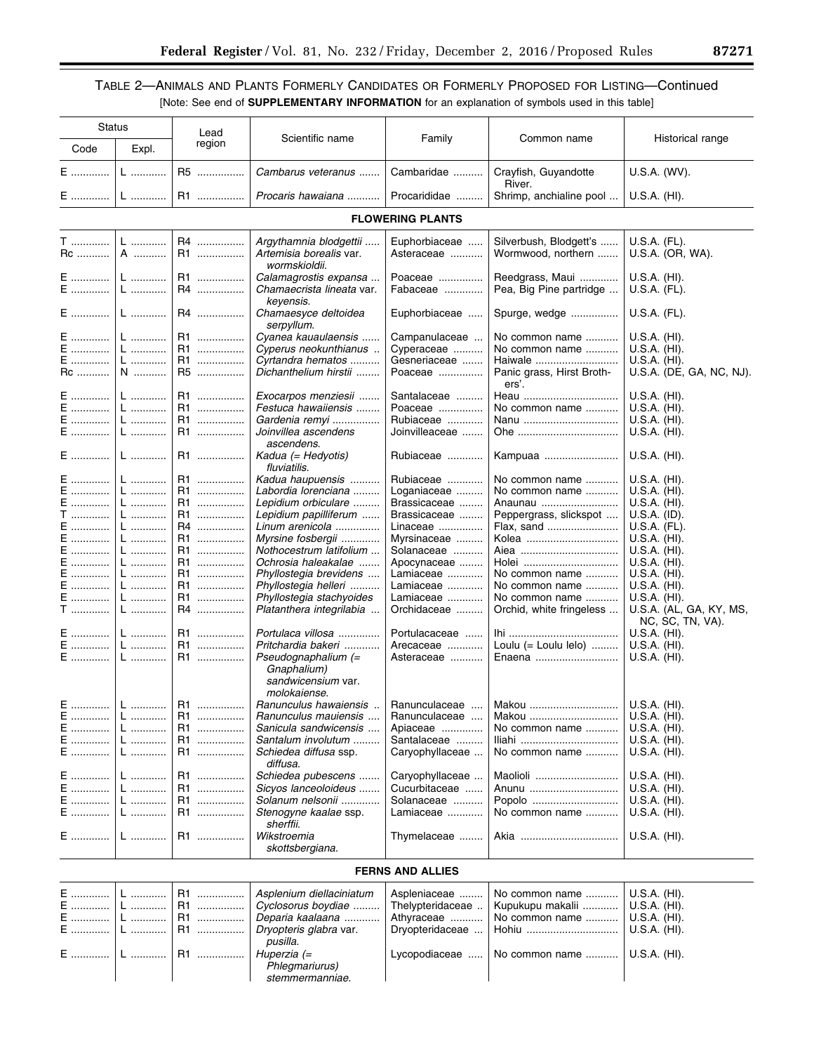## TABLE 2—ANIMALS AND PLANTS FORMERLY CANDIDATES OR FORMERLY PROPOSED FOR LISTING—Continued

[Note: See end of **SUPPLEMENTARY INFORMATION** for an explanation of symbols used in this table]

| Status | | Lead region | Scientific name | Family | Common name | Historical range |
|---|---|---|---|---|---|---|
| Code | Expl. | | | | | |
| E | L | R5 | *Cambarus veteranus* | Cambaridae | Crayfish, Guyandotte River. | U.S.A. (WV). |
| E | L | R1 | *Procaris hawaiana* | Procarididae | Shrimp, anchialine pool | U.S.A. (HI). |
| | | | **FLOWERING PLANTS** | | | |
| T | L | R4 | *Argythamnia blodgettii* | Euphorbiaceae | Silverbush, Blodgett's | U.S.A. (FL). |
| Rc | A | R1 | *Artemisia borealis* var. *wormskioldii.* | Asteraceae | Wormwood, northern | U.S.A. (OR, WA). |
| E | L | R1 | *Calamagrostis expansa* | Poaceae | Reedgrass, Maui | U.S.A. (HI). |
| E | L | R4 | *Chamaecrista lineata* var. *keyensis.* | Fabaceae | Pea, Big Pine partridge | U.S.A. (FL). |
| E | L | R4 | *Chamaesyce deltoidea serpyllum.* | Euphorbiaceae | Spurge, wedge | U.S.A. (FL). |
| E | L | R1 | *Cyanea kauaulaensis* | Campanulaceae | No common name | U.S.A. (HI). |
| E | L | R1 | *Cyperus neokunthianus* | Cyperaceae | No common name | U.S.A. (HI). |
| E | L | R1 | *Cyrtandra hematos* | Gesneriaceae | Haiwale | U.S.A. (HI). |
| Rc | N | R5 | *Dichanthelium hirstii* | Poaceae | Panic grass, Hirst Brothers'. | U.S.A. (DE, GA, NC, NJ). |
| E | L | R1 | *Exocarpos menziesii* | Santalaceae | Heau | U.S.A. (HI). |
| E | L | R1 | *Festuca hawaiiensis* | Poaceae | No common name | U.S.A. (HI). |
| E | L | R1 | *Gardenia remyi* | Rubiaceae | Nanu | U.S.A. (HI). |
| E | L | R1 | *Joinvillea ascendens ascendens.* | Joinvilleaceae | Ohe | U.S.A. (HI). |
| E | L | R1 | *Kadua (= Hedyotis) fluviatilis.* | Rubiaceae | Kampuaa | U.S.A. (HI). |
| E | L | R1 | *Kadua haupuensis* | Rubiaceae | No common name | U.S.A. (HI). |
| E | L | R1 | *Labordia lorenciana* | Loganiaceae | No common name | U.S.A. (HI). |
| E | L | R1 | *Lepidium orbiculare* | Brassicaceae | Anaunau | U.S.A. (HI). |
| T | L | R1 | *Lepidium papilliferum* | Brassicaceae | Peppergrass, slickspot | U.S.A. (ID). |
| E | L | R4 | *Linum arenicola* | Linaceae | Flax, sand | U.S.A. (FL). |
| E | L | R1 | *Myrsine fosbergii* | Myrsinaceae | Kolea | U.S.A. (HI). |
| E | L | R1 | *Nothocestrum latifolium* | Solanaceae | Aiea | U.S.A. (HI). |
| E | L | R1 | *Ochrosia haleakalae* | Apocynaceae | Holei | U.S.A. (HI). |
| E | L | R1 | *Phyllostegia brevidens* | Lamiaceae | No common name | U.S.A. (HI). |
| E | L | R1 | *Phyllostegia helleri* | Lamiaceae | No common name | U.S.A. (HI). |
| E | L | R1 | *Phyllostegia stachyoides* | Lamiaceae | No common name | U.S.A. (HI). |
| T | L | R4 | *Platanthera integrilabia* | Orchidaceae | Orchid, white fringeless | U.S.A. (AL, GA, KY, MS, NC, SC, TN, VA). |
| E | L | R1 | *Portulaca villosa* | Portulacaceae | Ihi | U.S.A. (HI). |
| E | L | R1 | *Pritchardia bakeri* | Arecaceae | Loulu (= Loulu lelo) | U.S.A. (HI). |
| E | L | R1 | *Pseudognaphalium (= Gnaphalium) sandwicensium* var. *molokaiense.* | Asteraceae | Enaena | U.S.A. (HI). |
| E | L | R1 | *Ranunculus hawaiensis* | Ranunculaceae | Makou | U.S.A. (HI). |
| E | L | R1 | *Ranunculus mauiensis* | Ranunculaceae | Makou | U.S.A. (HI). |
| E | L | R1 | *Sanicula sandwicensis* | Apiaceae | No common name | U.S.A. (HI). |
| E | L | R1 | *Santalum involutum* | Santalaceae | Iliahi | U.S.A. (HI). |
| E | L | R1 | *Schiedea diffusa* ssp. *diffusa.* | Caryophyllaceae | No common name | U.S.A. (HI). |
| E | L | R1 | *Schiedea pubescens* | Caryophyllaceae | Maolioli | U.S.A. (HI). |
| E | L | R1 | *Sicyos lanceoloideus* | Cucurbitaceae | Anunu | U.S.A. (HI). |
| E | L | R1 | *Solanum nelsonii* | Solanaceae | Popolo | U.S.A. (HI). |
| E | L | R1 | *Stenogyne kaalae* ssp. *sherffii.* | Lamiaceae | No common name | U.S.A. (HI). |
| E | L | R1 | *Wikstroemia skottsbergiana.* | Thymelaceae | Akia | U.S.A. (HI). |
| | | | **FERNS AND ALLIES** | | | |
| E | L | R1 | *Asplenium diellaciniatum* | Aspleniaceae | No common name | U.S.A. (HI). |
| E | L | R1 | *Cyclosorus boydiae* | Thelypteridaceae | Kupukupu makalii | U.S.A. (HI). |
| E | L | R1 | *Deparia kaalaana* | Athyraceae | No common name | U.S.A. (HI). |
| E | L | R1 | *Dryopteris glabra* var. *pusilla.* | Dryopteridaceae | Hohiu | U.S.A. (HI). |
| E | L | R1 | *Huperzia (= Phlegmariurus) stemmermanniae.* | Lycopodiaceae | No common name | U.S.A. (HI). |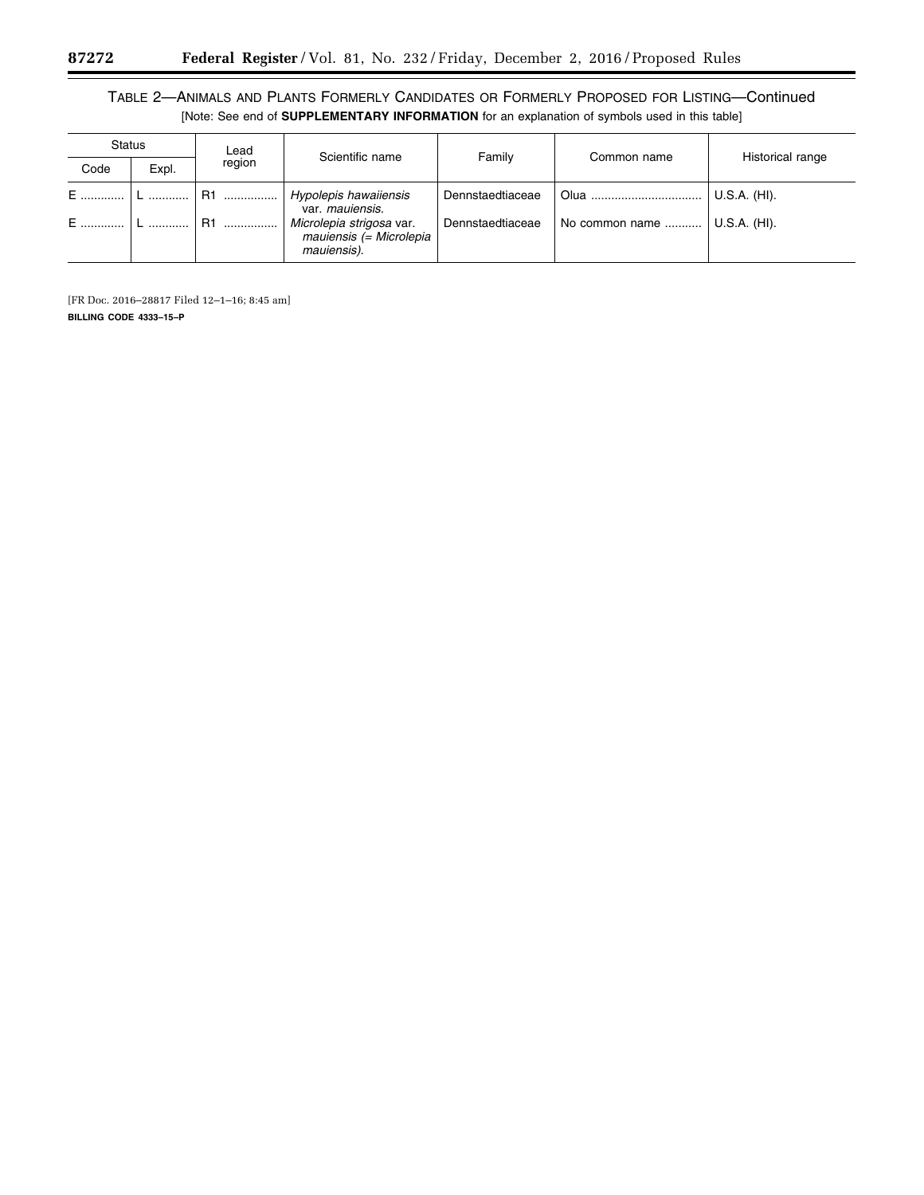TABLE 2—ANIMALS AND PLANTS FORMERLY CANDIDATES OR FORMERLY PROPOSED FOR LISTING—Continued

[Note: See end of **SUPPLEMENTARY INFORMATION** for an explanation of symbols used in this table]

| Status | | Lead region | Scientific name | Family | Common name | Historical range |
|---|---|---|---|---|---|---|
| Code | Expl. | | | | | |
| E | L | R1 | *Hypolepis hawaiiensis* var. *mauiensis*. | Dennstaedtiaceae | Olua | U.S.A. (HI). |
| E | L | R1 | *Microlepia strigosa* var. *mauiensis* (= *Microlepia mauiensis*). | Dennstaedtiaceae | No common name | U.S.A. (HI). |

[FR Doc. 2016–28817 Filed 12–1–16; 8:45 am]

**BILLING CODE 4333–15–P**